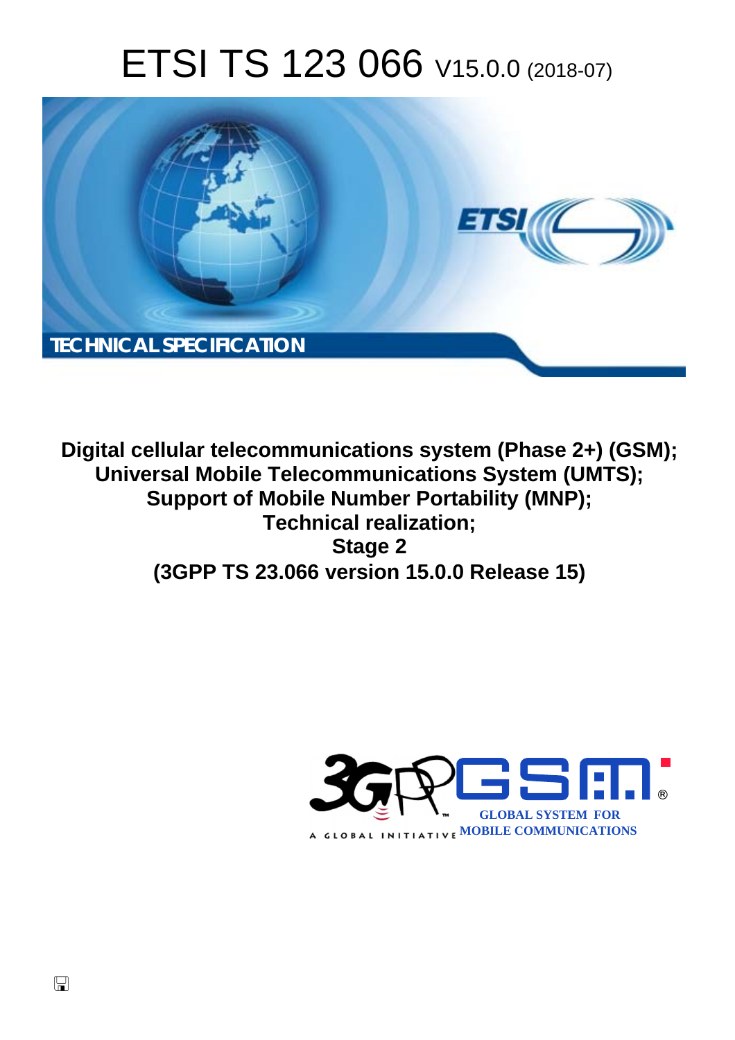# ETSI TS 123 066 V15.0.0 (2018-07)

TECHNICAL SPECIFICATION

**Digital cellular telecommunications system (Phase 2+) (GSM); Universal Mobile Telecommunications System (UMTS); Support of Mobile Number Portability (MNP); Technical realization; Stage 2 (3GPP TS 23.066 version 15.0.0 Release 15)**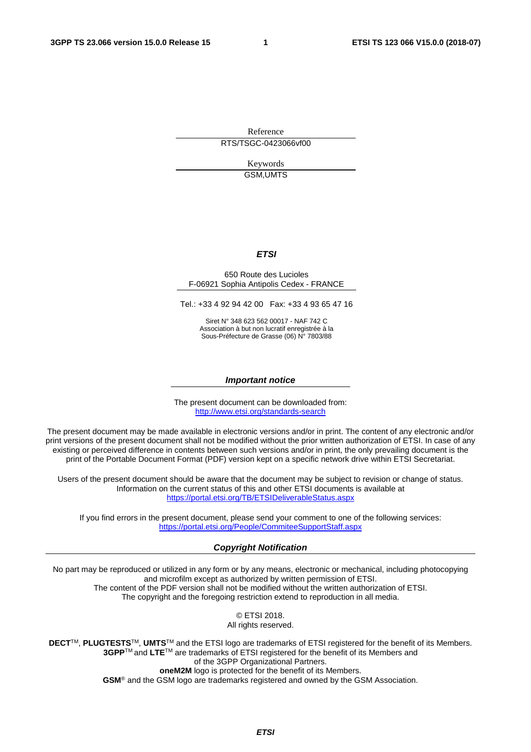Reference

RTS/TSGC-0423066vf00

Keywords

GSM,UMTS

***ETSI***

650 Route des Lucioles
F-06921 Sophia Antipolis Cedex - FRANCE

Tel.: +33 4 92 94 42 00 Fax: +33 4 93 65 47 16

Siret N° 348 623 562 00017 - NAF 742 C
Association à but non lucratif enregistrée à la
Sous-Préfecture de Grasse (06) N° 7803/88

***Important notice***

The present document can be downloaded from:
http://www.etsi.org/standards-search

The present document may be made available in electronic versions and/or in print. The content of any electronic and/or print versions of the present document shall not be modified without the prior written authorization of ETSI. In case of any existing or perceived difference in contents between such versions and/or in print, the only prevailing document is the print of the Portable Document Format (PDF) version kept on a specific network drive within ETSI Secretariat.

Users of the present document should be aware that the document may be subject to revision or change of status. Information on the current status of this and other ETSI documents is available at
https://portal.etsi.org/TB/ETSIDeliverableStatus.aspx

If you find errors in the present document, please send your comment to one of the following services:
https://portal.etsi.org/People/CommiteeSupportStaff.aspx

***Copyright Notification***

No part may be reproduced or utilized in any form or by any means, electronic or mechanical, including photocopying and microfilm except as authorized by written permission of ETSI.
The content of the PDF version shall not be modified without the written authorization of ETSI.
The copyright and the foregoing restriction extend to reproduction in all media.

© ETSI 2018.
All rights reserved.

**DECT**TM, **PLUGTESTS**TM, **UMTS**TM and the ETSI logo are trademarks of ETSI registered for the benefit of its Members.
**3GPP**TM and **LTE**TM are trademarks of ETSI registered for the benefit of its Members and of the 3GPP Organizational Partners.
**oneM2M** logo is protected for the benefit of its Members.
**GSM**® and the GSM logo are trademarks registered and owned by the GSM Association.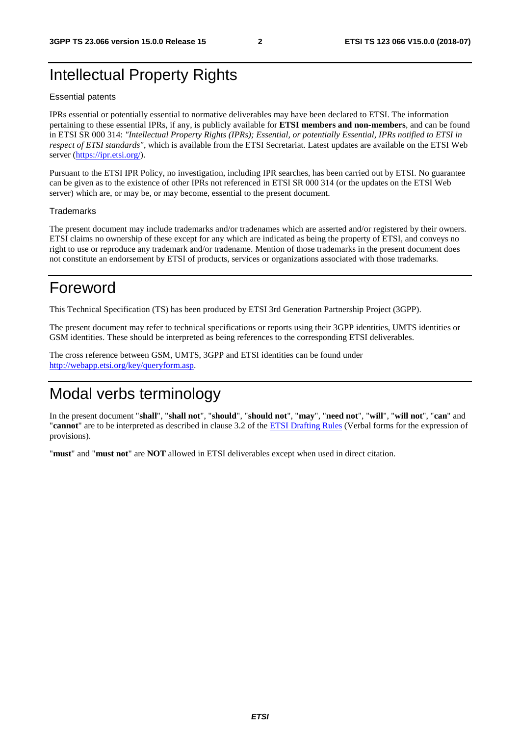# Intellectual Property Rights

### Essential patents

IPRs essential or potentially essential to normative deliverables may have been declared to ETSI. The information pertaining to these essential IPRs, if any, is publicly available for **ETSI members and non-members**, and can be found in ETSI SR 000 314: *"Intellectual Property Rights (IPRs); Essential, or potentially Essential, IPRs notified to ETSI in respect of ETSI standards"*, which is available from the ETSI Secretariat. Latest updates are available on the ETSI Web server (https://ipr.etsi.org/).

Pursuant to the ETSI IPR Policy, no investigation, including IPR searches, has been carried out by ETSI. No guarantee can be given as to the existence of other IPRs not referenced in ETSI SR 000 314 (or the updates on the ETSI Web server) which are, or may be, or may become, essential to the present document.

### Trademarks

The present document may include trademarks and/or tradenames which are asserted and/or registered by their owners. ETSI claims no ownership of these except for any which are indicated as being the property of ETSI, and conveys no right to use or reproduce any trademark and/or tradename. Mention of those trademarks in the present document does not constitute an endorsement by ETSI of products, services or organizations associated with those trademarks.

# Foreword

This Technical Specification (TS) has been produced by ETSI 3rd Generation Partnership Project (3GPP).

The present document may refer to technical specifications or reports using their 3GPP identities, UMTS identities or GSM identities. These should be interpreted as being references to the corresponding ETSI deliverables.

The cross reference between GSM, UMTS, 3GPP and ETSI identities can be found under http://webapp.etsi.org/key/queryform.asp.

# Modal verbs terminology

In the present document "**shall**", "**shall not**", "**should**", "**should not**", "**may**", "**need not**", "**will**", "**will not**", "**can**" and "**cannot**" are to be interpreted as described in clause 3.2 of the ETSI Drafting Rules (Verbal forms for the expression of provisions).

"**must**" and "**must not**" are **NOT** allowed in ETSI deliverables except when used in direct citation.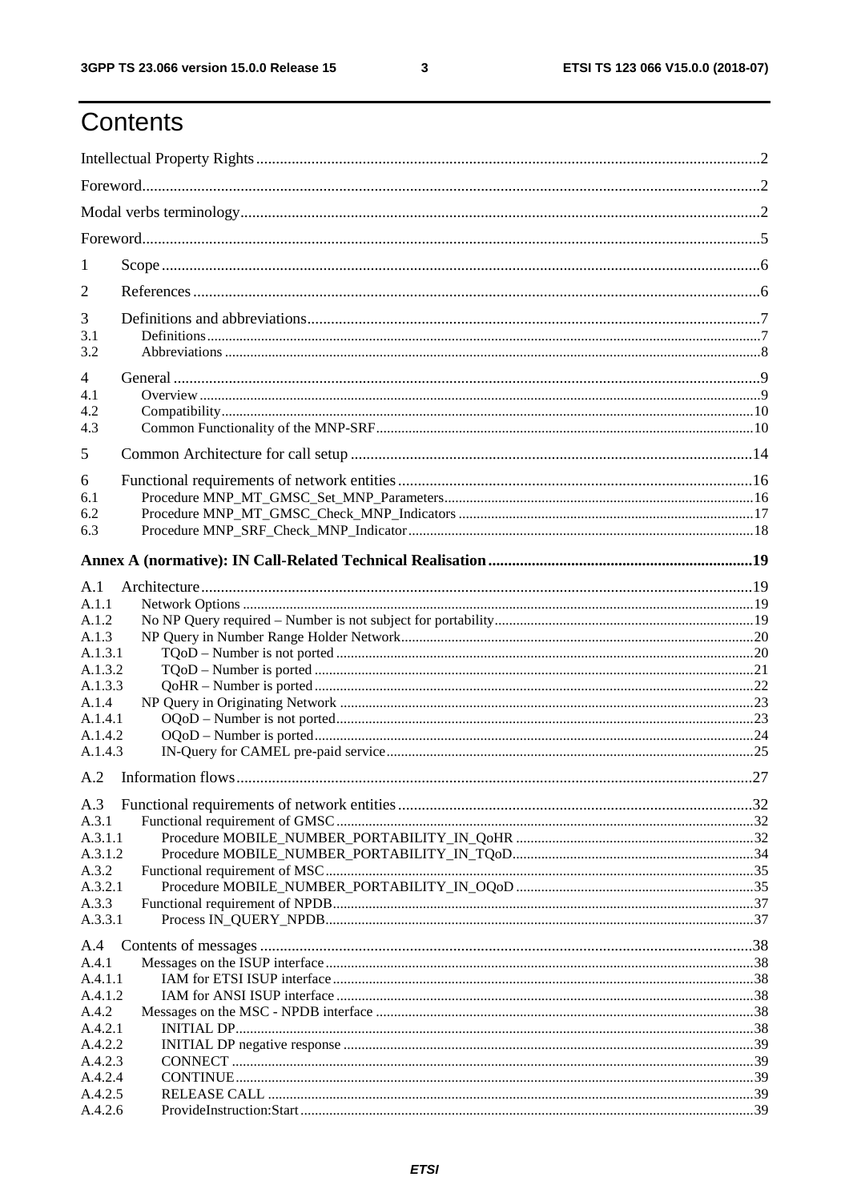# Contents

Intellectual Property Rights ..... 2

Foreword ..... 2

Modal verbs terminology ..... 2

Foreword ..... 5

1 Scope ..... 6

2 References ..... 6

3 Definitions and abbreviations ..... 7

3.1 Definitions ..... 7

3.2 Abbreviations ..... 8

4 General ..... 9

4.1 Overview ..... 9

4.2 Compatibility ..... 10

4.3 Common Functionality of the MNP-SRF ..... 10

5 Common Architecture for call setup ..... 14

6 Functional requirements of network entities ..... 16

6.1 Procedure MNP_MT_GMSC_Set_MNP_Parameters ..... 16

6.2 Procedure MNP_MT_GMSC_Check_MNP_Indicators ..... 17

6.3 Procedure MNP_SRF_Check_MNP_Indicator ..... 18

**Annex A (normative): IN Call-Related Technical Realisation ..... 19**

A.1 Architecture ..... 19

A.1.1 Network Options ..... 19

A.1.2 No NP Query required – Number is not subject for portability ..... 19

A.1.3 NP Query in Number Range Holder Network ..... 20

A.1.3.1 TQoD – Number is not ported ..... 20

A.1.3.2 TQoD – Number is ported ..... 21

A.1.3.3 QoHR – Number is ported ..... 22

A.1.4 NP Query in Originating Network ..... 23

A.1.4.1 OQoD – Number is not ported ..... 23

A.1.4.2 OQoD – Number is ported ..... 24

A.1.4.3 IN-Query for CAMEL pre-paid service ..... 25

A.2 Information flows ..... 27

A.3 Functional requirements of network entities ..... 32

A.3.1 Functional requirement of GMSC ..... 32

A.3.1.1 Procedure MOBILE_NUMBER_PORTABILITY_IN_QoHR ..... 32

A.3.1.2 Procedure MOBILE_NUMBER_PORTABILITY_IN_TQoD ..... 34

A.3.2 Functional requirement of MSC ..... 35

A.3.2.1 Procedure MOBILE_NUMBER_PORTABILITY_IN_OQoD ..... 35

A.3.3 Functional requirement of NPDB ..... 37

A.3.3.1 Process IN_QUERY_NPDB ..... 37

A.4 Contents of messages ..... 38

A.4.1 Messages on the ISUP interface ..... 38

A.4.1.1 IAM for ETSI ISUP interface ..... 38

A.4.1.2 IAM for ANSI ISUP interface ..... 38

A.4.2 Messages on the MSC - NPDB interface ..... 38

A.4.2.1 INITIAL DP ..... 38

A.4.2.2 INITIAL DP negative response ..... 39

A.4.2.3 CONNECT ..... 39

A.4.2.4 CONTINUE ..... 39

A.4.2.5 RELEASE CALL ..... 39

A.4.2.6 ProvideInstruction:Start ..... 39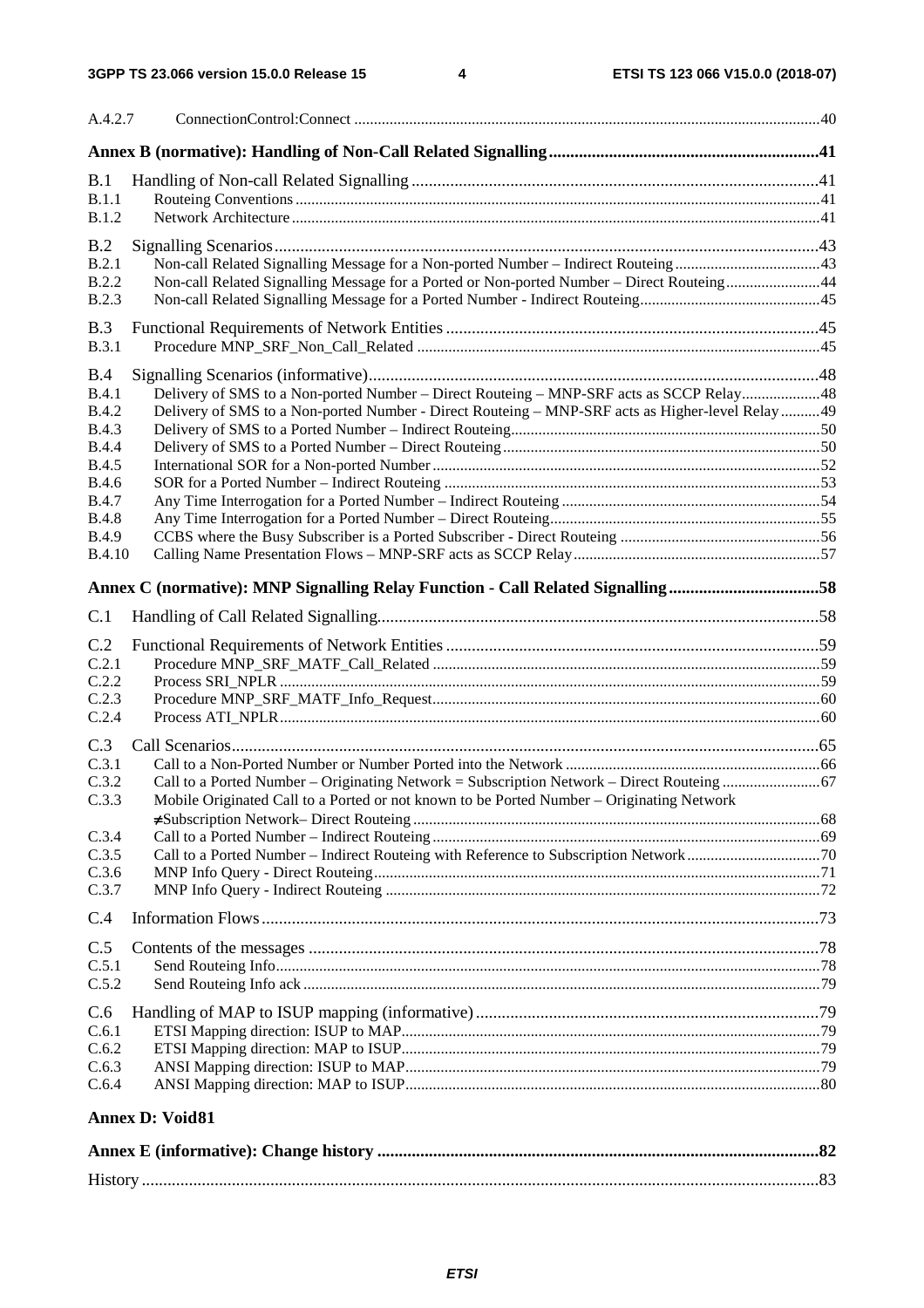A.4.2.7 ConnectionControl:Connect ..... 40

**Annex B (normative): Handling of Non-Call Related Signalling ..... 41**

B.1 Handling of Non-call Related Signalling ..... 41
B.1.1 Routeing Conventions ..... 41
B.1.2 Network Architecture ..... 41

B.2 Signalling Scenarios ..... 43
B.2.1 Non-call Related Signalling Message for a Non-ported Number – Indirect Routeing ..... 43
B.2.2 Non-call Related Signalling Message for a Ported or Non-ported Number – Direct Routeing ..... 44
B.2.3 Non-call Related Signalling Message for a Ported Number - Indirect Routeing ..... 45

B.3 Functional Requirements of Network Entities ..... 45
B.3.1 Procedure MNP_SRF_Non_Call_Related ..... 45

B.4 Signalling Scenarios (informative) ..... 48
B.4.1 Delivery of SMS to a Non-ported Number – Direct Routeing – MNP-SRF acts as SCCP Relay ..... 48
B.4.2 Delivery of SMS to a Non-ported Number - Direct Routeing – MNP-SRF acts as Higher-level Relay ..... 49
B.4.3 Delivery of SMS to a Ported Number – Indirect Routeing ..... 50
B.4.4 Delivery of SMS to a Ported Number – Direct Routeing ..... 50
B.4.5 International SOR for a Non-ported Number ..... 52
B.4.6 SOR for a Ported Number – Indirect Routeing ..... 53
B.4.7 Any Time Interrogation for a Ported Number – Indirect Routeing ..... 54
B.4.8 Any Time Interrogation for a Ported Number – Direct Routeing ..... 55
B.4.9 CCBS where the Busy Subscriber is a Ported Subscriber - Direct Routeing ..... 56
B.4.10 Calling Name Presentation Flows – MNP-SRF acts as SCCP Relay ..... 57

**Annex C (normative): MNP Signalling Relay Function - Call Related Signalling ..... 58**

C.1 Handling of Call Related Signalling ..... 58

C.2 Functional Requirements of Network Entities ..... 59
C.2.1 Procedure MNP_SRF_MATF_Call_Related ..... 59
C.2.2 Process SRI_NPLR ..... 59
C.2.3 Procedure MNP_SRF_MATF_Info_Request ..... 60
C.2.4 Process ATI_NPLR ..... 60

C.3 Call Scenarios ..... 65
C.3.1 Call to a Non-Ported Number or Number Ported into the Network ..... 66
C.3.2 Call to a Ported Number – Originating Network = Subscription Network – Direct Routeing ..... 67
C.3.3 Mobile Originated Call to a Ported or not known to be Ported Number – Originating Network ≠Subscription Network– Direct Routeing ..... 68
C.3.4 Call to a Ported Number – Indirect Routeing ..... 69
C.3.5 Call to a Ported Number – Indirect Routeing with Reference to Subscription Network ..... 70
C.3.6 MNP Info Query - Direct Routeing ..... 71
C.3.7 MNP Info Query - Indirect Routeing ..... 72

C.4 Information Flows ..... 73

C.5 Contents of the messages ..... 78
C.5.1 Send Routeing Info ..... 78
C.5.2 Send Routeing Info ack ..... 79

C.6 Handling of MAP to ISUP mapping (informative) ..... 79
C.6.1 ETSI Mapping direction: ISUP to MAP ..... 79
C.6.2 ETSI Mapping direction: MAP to ISUP ..... 79
C.6.3 ANSI Mapping direction: ISUP to MAP ..... 79
C.6.4 ANSI Mapping direction: MAP to ISUP ..... 80

**Annex D: Void81**

**Annex E (informative): Change history ..... 82**

History ..... 83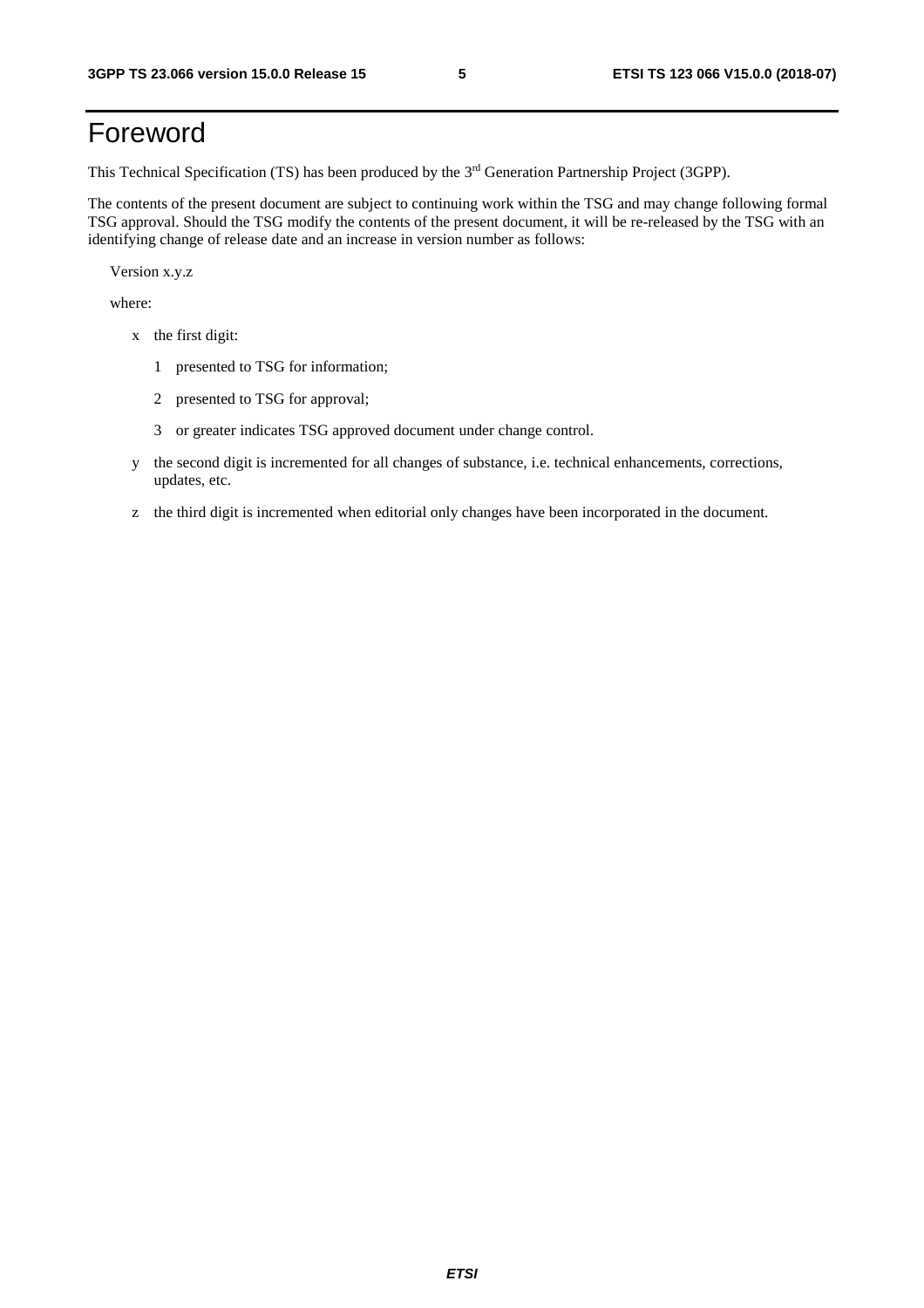# Foreword

This Technical Specification (TS) has been produced by the 3rd Generation Partnership Project (3GPP).

The contents of the present document are subject to continuing work within the TSG and may change following formal TSG approval. Should the TSG modify the contents of the present document, it will be re-released by the TSG with an identifying change of release date and an increase in version number as follows:

Version x.y.z

where:

- x the first digit:
  - 1 presented to TSG for information;
  - 2 presented to TSG for approval;
  - 3 or greater indicates TSG approved document under change control.
- y the second digit is incremented for all changes of substance, i.e. technical enhancements, corrections, updates, etc.
- z the third digit is incremented when editorial only changes have been incorporated in the document.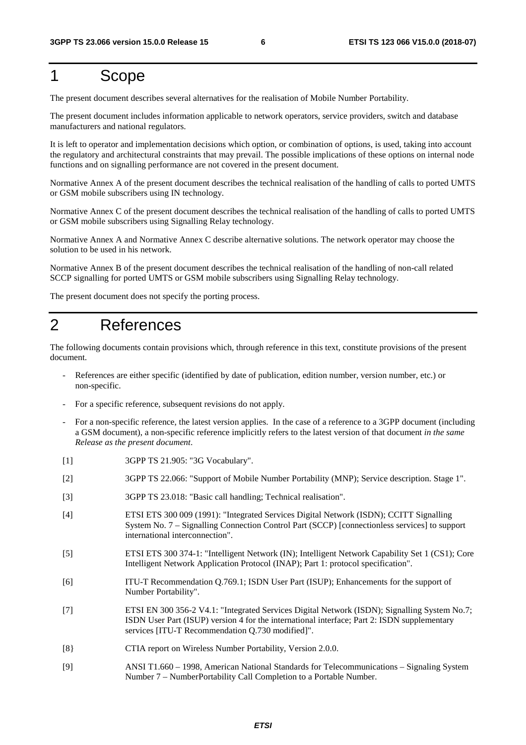# 1 Scope

The present document describes several alternatives for the realisation of Mobile Number Portability.

The present document includes information applicable to network operators, service providers, switch and database manufacturers and national regulators.

It is left to operator and implementation decisions which option, or combination of options, is used, taking into account the regulatory and architectural constraints that may prevail. The possible implications of these options on internal node functions and on signalling performance are not covered in the present document.

Normative Annex A of the present document describes the technical realisation of the handling of calls to ported UMTS or GSM mobile subscribers using IN technology.

Normative Annex C of the present document describes the technical realisation of the handling of calls to ported UMTS or GSM mobile subscribers using Signalling Relay technology.

Normative Annex A and Normative Annex C describe alternative solutions. The network operator may choose the solution to be used in his network.

Normative Annex B of the present document describes the technical realisation of the handling of non-call related SCCP signalling for ported UMTS or GSM mobile subscribers using Signalling Relay technology.

The present document does not specify the porting process.

# 2 References

The following documents contain provisions which, through reference in this text, constitute provisions of the present document.

- References are either specific (identified by date of publication, edition number, version number, etc.) or non-specific.
- For a specific reference, subsequent revisions do not apply.
- For a non-specific reference, the latest version applies. In the case of a reference to a 3GPP document (including a GSM document), a non-specific reference implicitly refers to the latest version of that document *in the same Release as the present document*.

[1] 3GPP TS 21.905: "3G Vocabulary".

[2] 3GPP TS 22.066: "Support of Mobile Number Portability (MNP); Service description. Stage 1".

[3] 3GPP TS 23.018: "Basic call handling; Technical realisation".

[4] ETSI ETS 300 009 (1991): "Integrated Services Digital Network (ISDN); CCITT Signalling System No. 7 – Signalling Connection Control Part (SCCP) [connectionless services] to support international interconnection".

[5] ETSI ETS 300 374-1: "Intelligent Network (IN); Intelligent Network Capability Set 1 (CS1); Core Intelligent Network Application Protocol (INAP); Part 1: protocol specification".

[6] ITU-T Recommendation Q.769.1; ISDN User Part (ISUP); Enhancements for the support of Number Portability".

[7] ETSI EN 300 356-2 V4.1: "Integrated Services Digital Network (ISDN); Signalling System No.7; ISDN User Part (ISUP) version 4 for the international interface; Part 2: ISDN supplementary services [ITU-T Recommendation Q.730 modified]".

[8} CTIA report on Wireless Number Portability, Version 2.0.0.

[9] ANSI T1.660 – 1998, American National Standards for Telecommunications – Signaling System Number 7 – NumberPortability Call Completion to a Portable Number.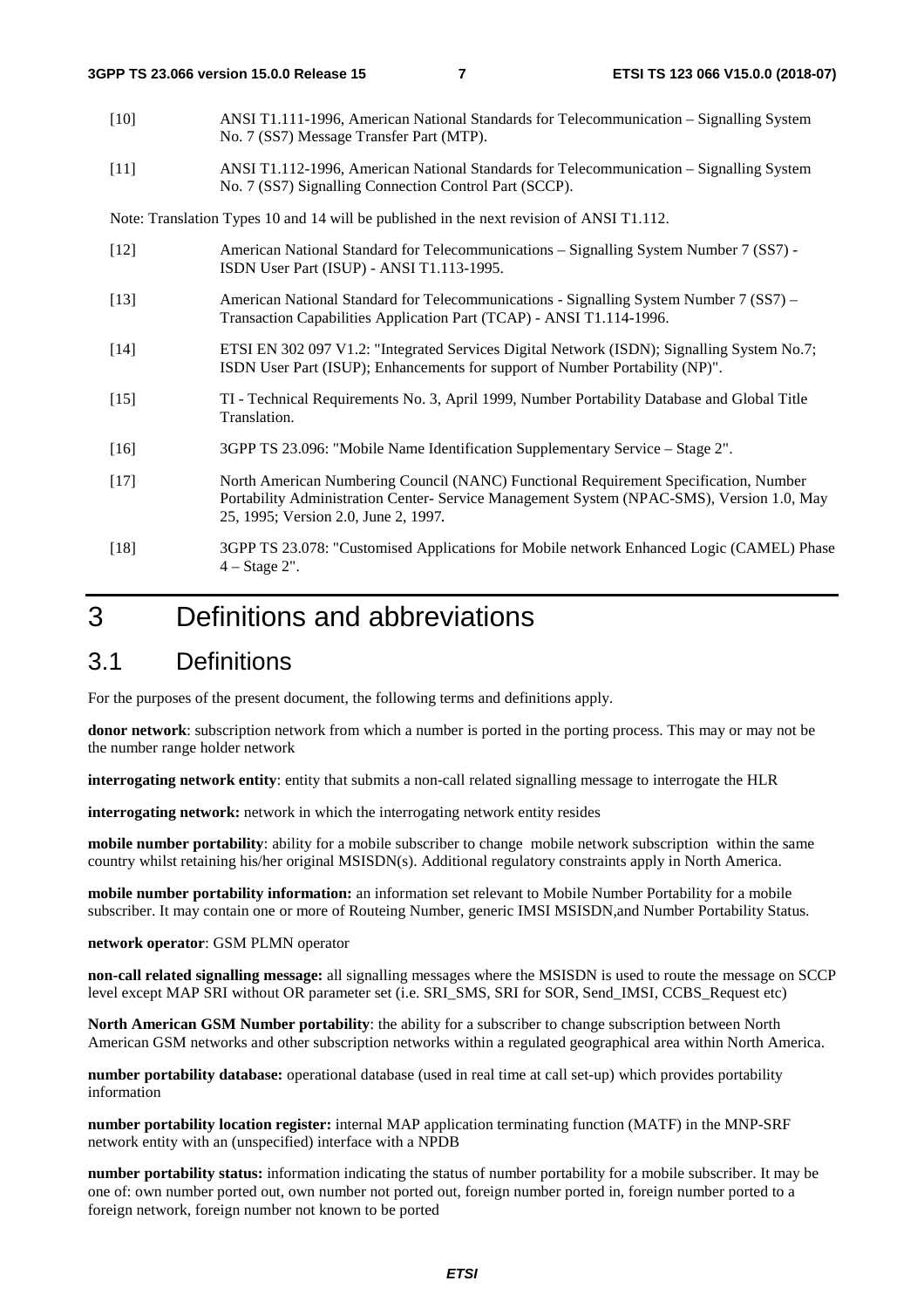[10] ANSI T1.111-1996, American National Standards for Telecommunication – Signalling System No. 7 (SS7) Message Transfer Part (MTP).

[11] ANSI T1.112-1996, American National Standards for Telecommunication – Signalling System No. 7 (SS7) Signalling Connection Control Part (SCCP).

Note: Translation Types 10 and 14 will be published in the next revision of ANSI T1.112.

[12] American National Standard for Telecommunications – Signalling System Number 7 (SS7) - ISDN User Part (ISUP) - ANSI T1.113-1995.

[13] American National Standard for Telecommunications - Signalling System Number 7 (SS7) – Transaction Capabilities Application Part (TCAP) - ANSI T1.114-1996.

[14] ETSI EN 302 097 V1.2: "Integrated Services Digital Network (ISDN); Signalling System No.7; ISDN User Part (ISUP); Enhancements for support of Number Portability (NP)".

[15] TI - Technical Requirements No. 3, April 1999, Number Portability Database and Global Title Translation.

[16] 3GPP TS 23.096: "Mobile Name Identification Supplementary Service – Stage 2".

[17] North American Numbering Council (NANC) Functional Requirement Specification, Number Portability Administration Center- Service Management System (NPAC-SMS), Version 1.0, May 25, 1995; Version 2.0, June 2, 1997.

[18] 3GPP TS 23.078: "Customised Applications for Mobile network Enhanced Logic (CAMEL) Phase 4 – Stage 2".

# 3 Definitions and abbreviations

## 3.1 Definitions

For the purposes of the present document, the following terms and definitions apply.

**donor network**: subscription network from which a number is ported in the porting process. This may or may not be the number range holder network

**interrogating network entity**: entity that submits a non-call related signalling message to interrogate the HLR

**interrogating network:** network in which the interrogating network entity resides

**mobile number portability**: ability for a mobile subscriber to change mobile network subscription within the same country whilst retaining his/her original MSISDN(s). Additional regulatory constraints apply in North America.

**mobile number portability information:** an information set relevant to Mobile Number Portability for a mobile subscriber. It may contain one or more of Routeing Number, generic IMSI MSISDN,and Number Portability Status.

**network operator**: GSM PLMN operator

**non-call related signalling message:** all signalling messages where the MSISDN is used to route the message on SCCP level except MAP SRI without OR parameter set (i.e. SRI_SMS, SRI for SOR, Send_IMSI, CCBS_Request etc)

**North American GSM Number portability**: the ability for a subscriber to change subscription between North American GSM networks and other subscription networks within a regulated geographical area within North America.

**number portability database:** operational database (used in real time at call set-up) which provides portability information

**number portability location register:** internal MAP application terminating function (MATF) in the MNP-SRF network entity with an (unspecified) interface with a NPDB

**number portability status:** information indicating the status of number portability for a mobile subscriber. It may be one of: own number ported out, own number not ported out, foreign number ported in, foreign number ported to a foreign network, foreign number not known to be ported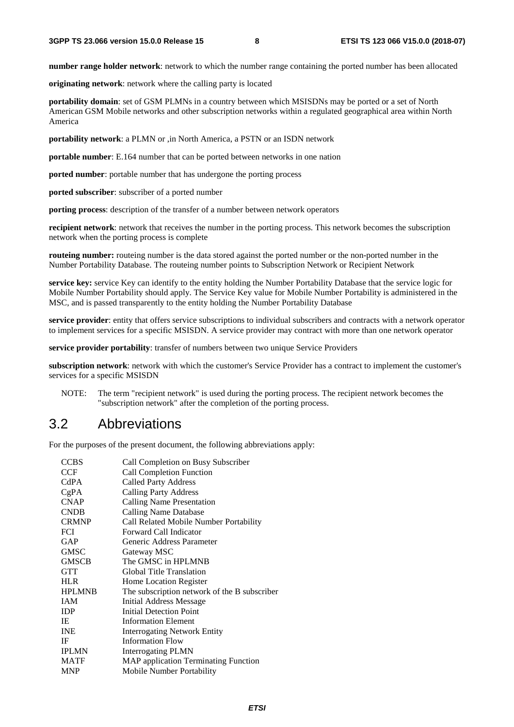**number range holder network**: network to which the number range containing the ported number has been allocated

**originating network**: network where the calling party is located

**portability domain**: set of GSM PLMNs in a country between which MSISDNs may be ported or a set of North American GSM Mobile networks and other subscription networks within a regulated geographical area within North America

**portability network**: a PLMN or ,in North America, a PSTN or an ISDN network

**portable number**: E.164 number that can be ported between networks in one nation

**ported number**: portable number that has undergone the porting process

**ported subscriber**: subscriber of a ported number

**porting process**: description of the transfer of a number between network operators

**recipient network**: network that receives the number in the porting process. This network becomes the subscription network when the porting process is complete

**routeing number:** routeing number is the data stored against the ported number or the non-ported number in the Number Portability Database. The routeing number points to Subscription Network or Recipient Network

**service key:** service Key can identify to the entity holding the Number Portability Database that the service logic for Mobile Number Portability should apply. The Service Key value for Mobile Number Portability is administered in the MSC, and is passed transparently to the entity holding the Number Portability Database

**service provider**: entity that offers service subscriptions to individual subscribers and contracts with a network operator to implement services for a specific MSISDN. A service provider may contract with more than one network operator

**service provider portability**: transfer of numbers between two unique Service Providers

**subscription network**: network with which the customer's Service Provider has a contract to implement the customer's services for a specific MSISDN

NOTE: The term "recipient network" is used during the porting process. The recipient network becomes the "subscription network" after the completion of the porting process.

## 3.2 Abbreviations

For the purposes of the present document, the following abbreviations apply:

| | |
|---|---|
| CCBS | Call Completion on Busy Subscriber |
| CCF | Call Completion Function |
| CdPA | Called Party Address |
| CgPA | Calling Party Address |
| CNAP | Calling Name Presentation |
| CNDB | Calling Name Database |
| CRMNP | Call Related Mobile Number Portability |
| FCI | Forward Call Indicator |
| GAP | Generic Address Parameter |
| GMSC | Gateway MSC |
| GMSCB | The GMSC in HPLMNB |
| GTT | Global Title Translation |
| HLR | Home Location Register |
| HPLMNB | The subscription network of the B subscriber |
| IAM | Initial Address Message |
| IDP | Initial Detection Point |
| IE | Information Element |
| INE | Interrogating Network Entity |
| IF | Information Flow |
| IPLMN | Interrogating PLMN |
| MATF | MAP application Terminating Function |
| MNP | Mobile Number Portability |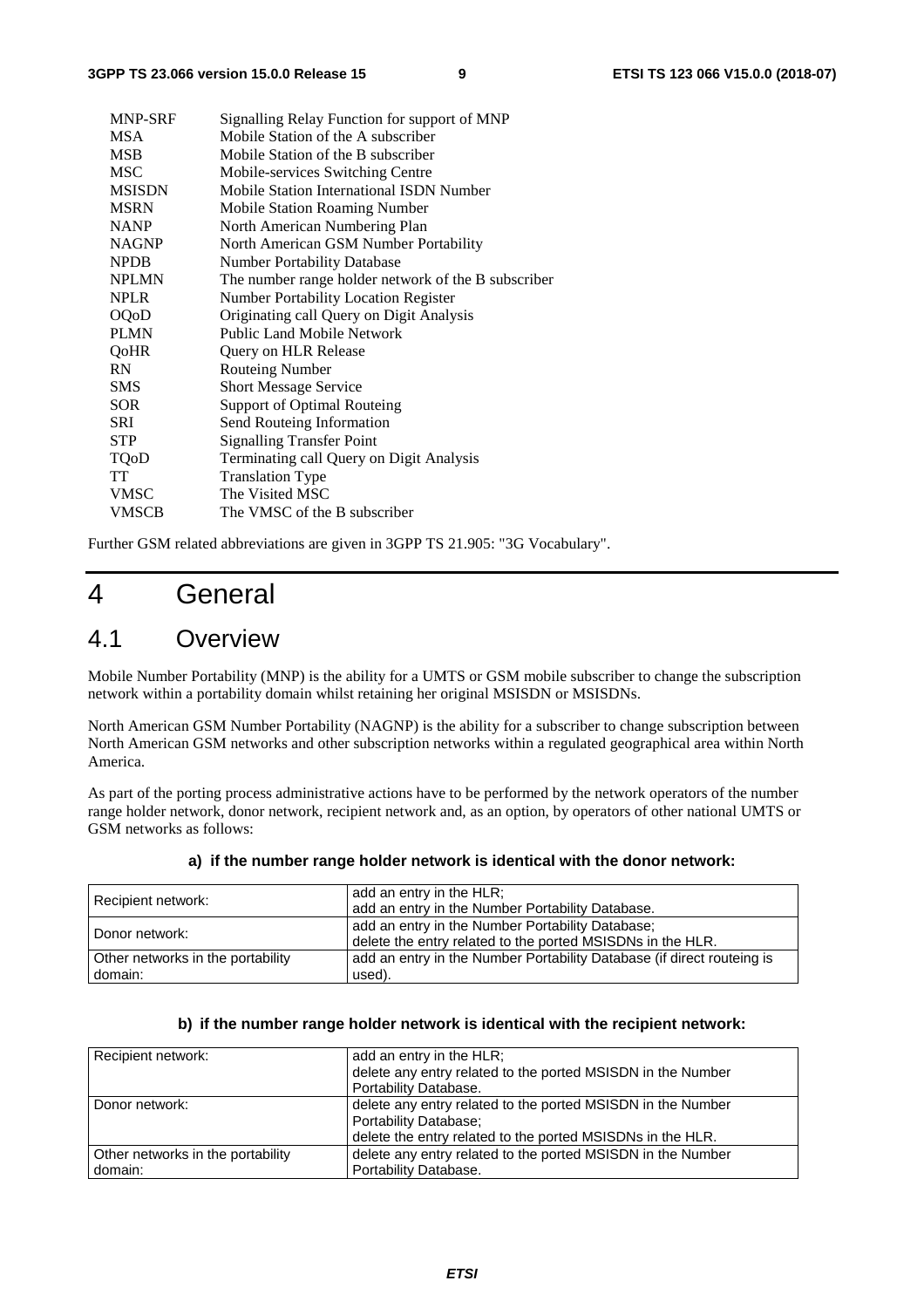| | |
|---|---|
| MNP-SRF | Signalling Relay Function for support of MNP |
| MSA | Mobile Station of the A subscriber |
| MSB | Mobile Station of the B subscriber |
| MSC | Mobile-services Switching Centre |
| MSISDN | Mobile Station International ISDN Number |
| MSRN | Mobile Station Roaming Number |
| NANP | North American Numbering Plan |
| NAGNP | North American GSM Number Portability |
| NPDB | Number Portability Database |
| NPLMN | The number range holder network of the B subscriber |
| NPLR | Number Portability Location Register |
| OQoD | Originating call Query on Digit Analysis |
| PLMN | Public Land Mobile Network |
| QoHR | Query on HLR Release |
| RN | Routeing Number |
| SMS | Short Message Service |
| SOR | Support of Optimal Routeing |
| SRI | Send Routeing Information |
| STP | Signalling Transfer Point |
| TQoD | Terminating call Query on Digit Analysis |
| TT | Translation Type |
| VMSC | The Visited MSC |
| VMSCB | The VMSC of the B subscriber |

Further GSM related abbreviations are given in 3GPP TS 21.905: "3G Vocabulary".

# 4 General

## 4.1 Overview

Mobile Number Portability (MNP) is the ability for a UMTS or GSM mobile subscriber to change the subscription network within a portability domain whilst retaining her original MSISDN or MSISDNs.

North American GSM Number Portability (NAGNP) is the ability for a subscriber to change subscription between North American GSM networks and other subscription networks within a regulated geographical area within North America.

As part of the porting process administrative actions have to be performed by the network operators of the number range holder network, donor network, recipient network and, as an option, by operators of other national UMTS or GSM networks as follows:

**a) if the number range holder network is identical with the donor network:**

| | |
|---|---|
| Recipient network: | add an entry in the HLR;<br>add an entry in the Number Portability Database. |
| Donor network: | add an entry in the Number Portability Database;<br>delete the entry related to the ported MSISDNs in the HLR. |
| Other networks in the portability domain: | add an entry in the Number Portability Database (if direct routeing is used). |

**b) if the number range holder network is identical with the recipient network:**

| | |
|---|---|
| Recipient network: | add an entry in the HLR;<br>delete any entry related to the ported MSISDN in the Number Portability Database. |
| Donor network: | delete any entry related to the ported MSISDN in the Number Portability Database;<br>delete the entry related to the ported MSISDNs in the HLR. |
| Other networks in the portability domain: | delete any entry related to the ported MSISDN in the Number Portability Database. |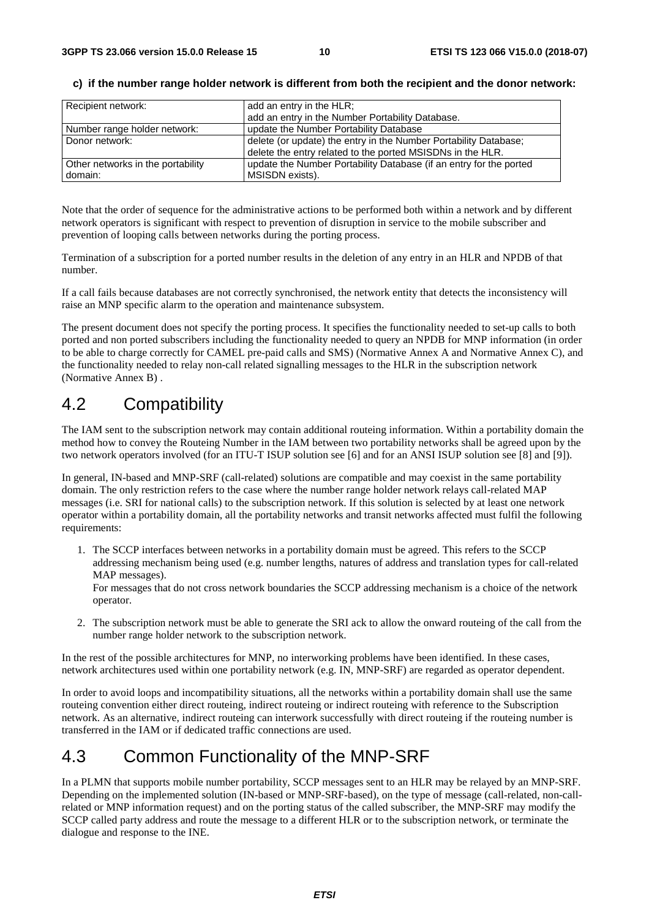**c) if the number range holder network is different from both the recipient and the donor network:**

| Recipient network: | add an entry in the HLR; add an entry in the Number Portability Database. |
|---|---|
| Number range holder network: | update the Number Portability Database |
| Donor network: | delete (or update) the entry in the Number Portability Database; delete the entry related to the ported MSISDNs in the HLR. |
| Other networks in the portability domain: | update the Number Portability Database (if an entry for the ported MSISDN exists). |

Note that the order of sequence for the administrative actions to be performed both within a network and by different network operators is significant with respect to prevention of disruption in service to the mobile subscriber and prevention of looping calls between networks during the porting process.

Termination of a subscription for a ported number results in the deletion of any entry in an HLR and NPDB of that number.

If a call fails because databases are not correctly synchronised, the network entity that detects the inconsistency will raise an MNP specific alarm to the operation and maintenance subsystem.

The present document does not specify the porting process. It specifies the functionality needed to set-up calls to both ported and non ported subscribers including the functionality needed to query an NPDB for MNP information (in order to be able to charge correctly for CAMEL pre-paid calls and SMS) (Normative Annex A and Normative Annex C), and the functionality needed to relay non-call related signalling messages to the HLR in the subscription network (Normative Annex B) .

## 4.2 Compatibility

The IAM sent to the subscription network may contain additional routeing information. Within a portability domain the method how to convey the Routeing Number in the IAM between two portability networks shall be agreed upon by the two network operators involved (for an ITU-T ISUP solution see [6] and for an ANSI ISUP solution see [8] and [9]).

In general, IN-based and MNP-SRF (call-related) solutions are compatible and may coexist in the same portability domain. The only restriction refers to the case where the number range holder network relays call-related MAP messages (i.e. SRI for national calls) to the subscription network. If this solution is selected by at least one network operator within a portability domain, all the portability networks and transit networks affected must fulfil the following requirements:

1. The SCCP interfaces between networks in a portability domain must be agreed. This refers to the SCCP addressing mechanism being used (e.g. number lengths, natures of address and translation types for call-related MAP messages).
   For messages that do not cross network boundaries the SCCP addressing mechanism is a choice of the network operator.

2. The subscription network must be able to generate the SRI ack to allow the onward routeing of the call from the number range holder network to the subscription network.

In the rest of the possible architectures for MNP, no interworking problems have been identified. In these cases, network architectures used within one portability network (e.g. IN, MNP-SRF) are regarded as operator dependent.

In order to avoid loops and incompatibility situations, all the networks within a portability domain shall use the same routeing convention either direct routeing, indirect routeing or indirect routeing with reference to the Subscription network. As an alternative, indirect routeing can interwork successfully with direct routeing if the routeing number is transferred in the IAM or if dedicated traffic connections are used.

## 4.3 Common Functionality of the MNP-SRF

In a PLMN that supports mobile number portability, SCCP messages sent to an HLR may be relayed by an MNP-SRF. Depending on the implemented solution (IN-based or MNP-SRF-based), on the type of message (call-related, non-call-related or MNP information request) and on the porting status of the called subscriber, the MNP-SRF may modify the SCCP called party address and route the message to a different HLR or to the subscription network, or terminate the dialogue and response to the INE.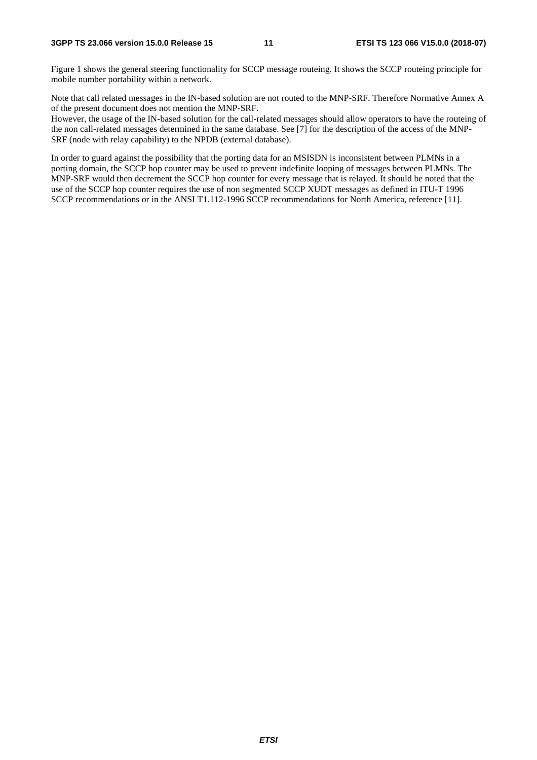Figure 1 shows the general steering functionality for SCCP message routeing. It shows the SCCP routeing principle for mobile number portability within a network.

Note that call related messages in the IN-based solution are not routed to the MNP-SRF. Therefore Normative Annex A of the present document does not mention the MNP-SRF.
However, the usage of the IN-based solution for the call-related messages should allow operators to have the routeing of the non call-related messages determined in the same database. See [7] for the description of the access of the MNP-SRF (node with relay capability) to the NPDB (external database).

In order to guard against the possibility that the porting data for an MSISDN is inconsistent between PLMNs in a porting domain, the SCCP hop counter may be used to prevent indefinite looping of messages between PLMNs. The MNP-SRF would then decrement the SCCP hop counter for every message that is relayed. It should be noted that the use of the SCCP hop counter requires the use of non segmented SCCP XUDT messages as defined in ITU-T 1996 SCCP recommendations or in the ANSI T1.112-1996 SCCP recommendations for North America, reference [11].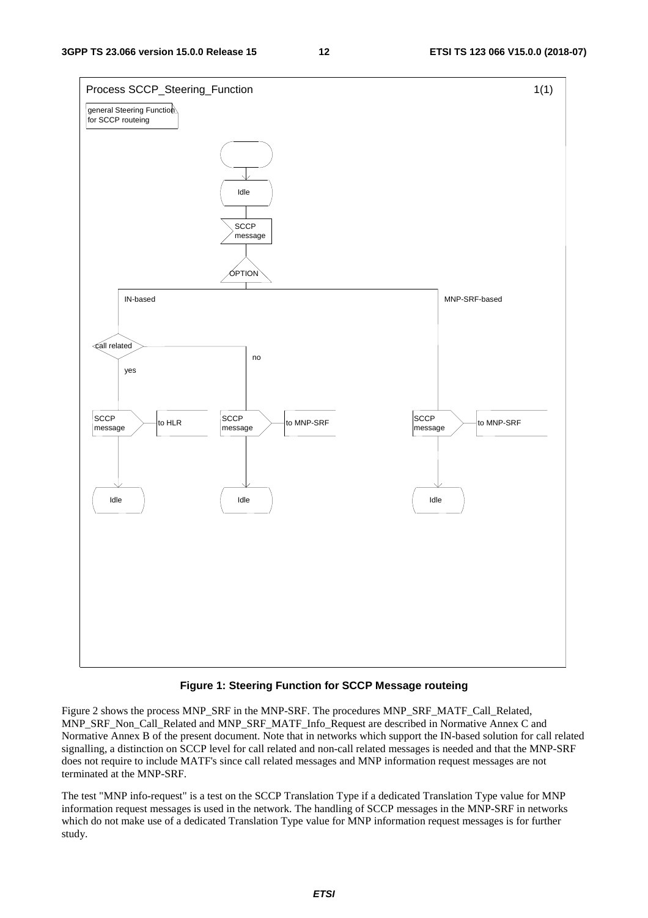**Figure 1: Steering Function for SCCP Message routeing**

Figure 2 shows the process MNP_SRF in the MNP-SRF. The procedures MNP_SRF_MATF_Call_Related, MNP_SRF_Non_Call_Related and MNP_SRF_MATF_Info_Request are described in Normative Annex C and Normative Annex B of the present document. Note that in networks which support the IN-based solution for call related signalling, a distinction on SCCP level for call related and non-call related messages is needed and that the MNP-SRF does not require to include MATF's since call related messages and MNP information request messages are not terminated at the MNP-SRF.

The test "MNP info-request" is a test on the SCCP Translation Type if a dedicated Translation Type value for MNP information request messages is used in the network. The handling of SCCP messages in the MNP-SRF in networks which do not make use of a dedicated Translation Type value for MNP information request messages is for further study.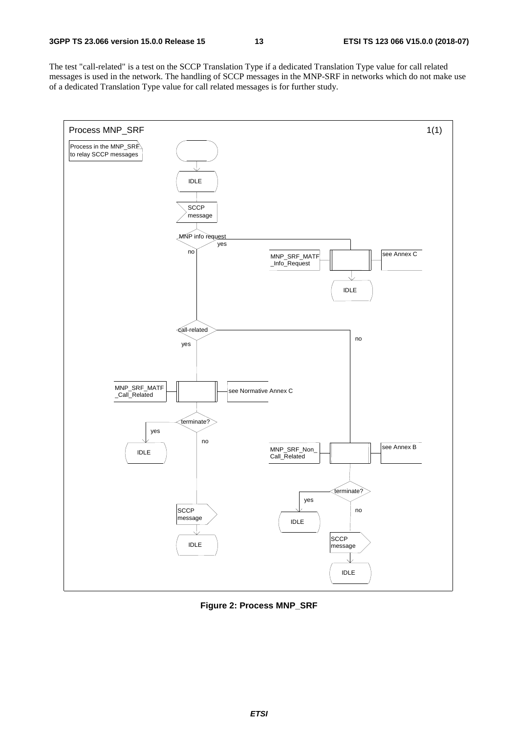The test "call-related" is a test on the SCCP Translation Type if a dedicated Translation Type value for call related messages is used in the network. The handling of SCCP messages in the MNP-SRF in networks which do not make use of a dedicated Translation Type value for call related messages is for further study.

Process MNP_SRF 1(1)

Process in the MNP_SRF to relay SCCP messages

IDLE

SCCP message

MNP info request — yes: MNP_SRF_MATF_Info_Request (see Annex C) → IDLE

no → call-related

call-related — yes: MNP_SRF_MATF_Call_Related (see Normative Annex C) → terminate? — yes: IDLE; no: SCCP message → IDLE

call-related — no: MNP_SRF_Non_Call_Related (see Annex B) → terminate? — yes: IDLE; no: SCCP message → IDLE

**Figure 2: Process MNP_SRF**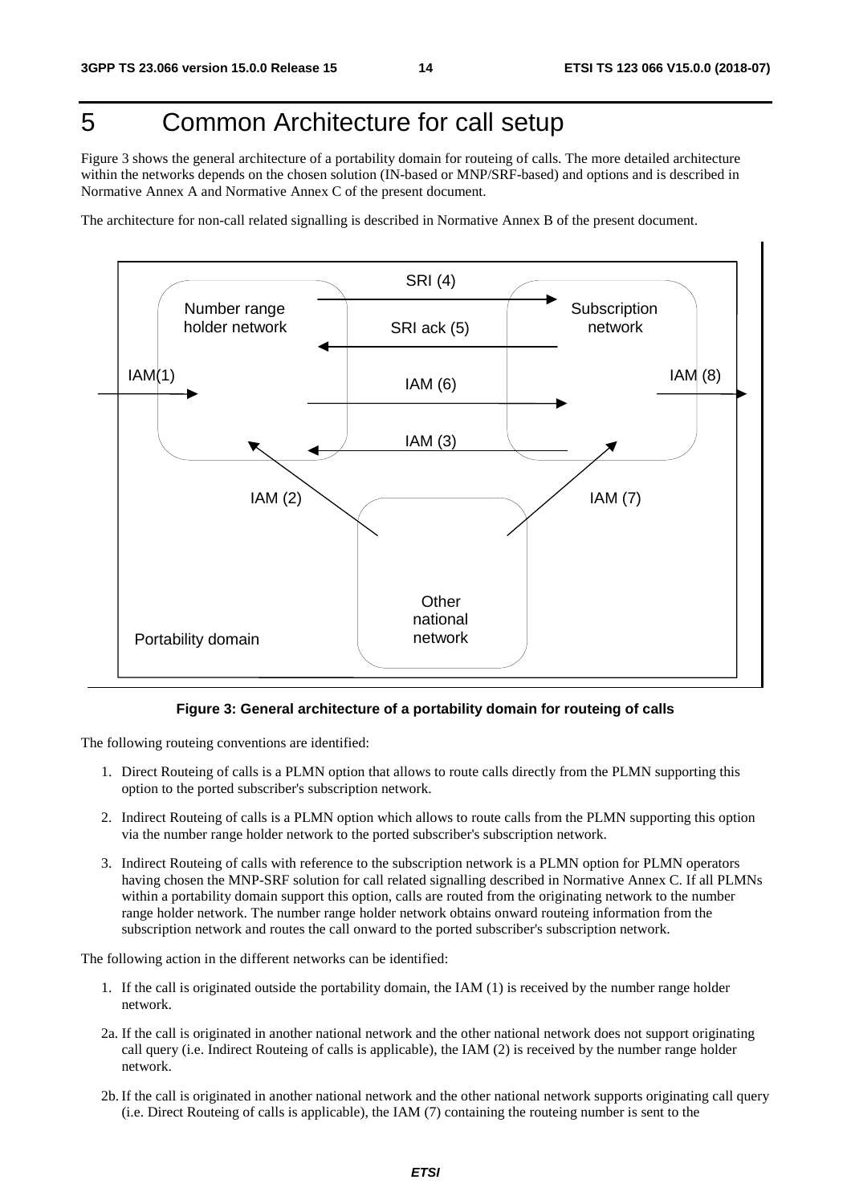# 5 Common Architecture for call setup

Figure 3 shows the general architecture of a portability domain for routeing of calls. The more detailed architecture within the networks depends on the chosen solution (IN-based or MNP/SRF-based) and options and is described in Normative Annex A and Normative Annex C of the present document.

The architecture for non-call related signalling is described in Normative Annex B of the present document.

**Figure 3: General architecture of a portability domain for routeing of calls**

The following routeing conventions are identified:

1. Direct Routeing of calls is a PLMN option that allows to route calls directly from the PLMN supporting this option to the ported subscriber's subscription network.
2. Indirect Routeing of calls is a PLMN option which allows to route calls from the PLMN supporting this option via the number range holder network to the ported subscriber's subscription network.
3. Indirect Routeing of calls with reference to the subscription network is a PLMN option for PLMN operators having chosen the MNP-SRF solution for call related signalling described in Normative Annex C. If all PLMNs within a portability domain support this option, calls are routed from the originating network to the number range holder network. The number range holder network obtains onward routeing information from the subscription network and routes the call onward to the ported subscriber's subscription network.

The following action in the different networks can be identified:

1. If the call is originated outside the portability domain, the IAM (1) is received by the number range holder network.

2a. If the call is originated in another national network and the other national network does not support originating call query (i.e. Indirect Routeing of calls is applicable), the IAM (2) is received by the number range holder network.

2b. If the call is originated in another national network and the other national network supports originating call query (i.e. Direct Routeing of calls is applicable), the IAM (7) containing the routeing number is sent to the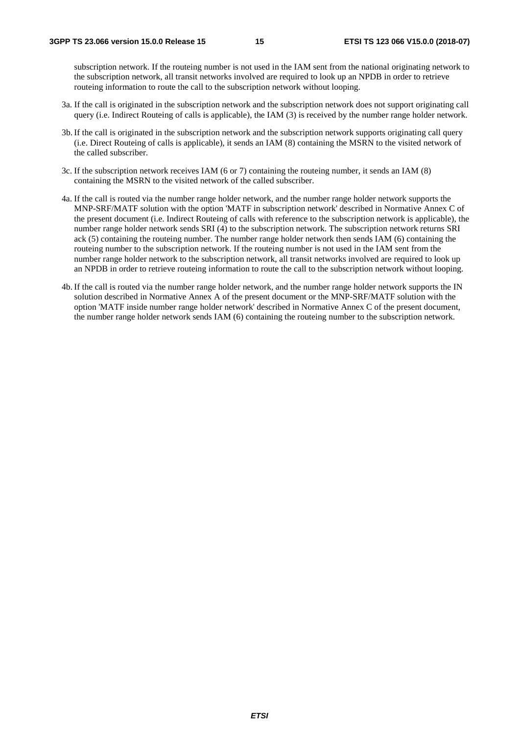subscription network. If the routeing number is not used in the IAM sent from the national originating network to the subscription network, all transit networks involved are required to look up an NPDB in order to retrieve routeing information to route the call to the subscription network without looping.

3a. If the call is originated in the subscription network and the subscription network does not support originating call query (i.e. Indirect Routeing of calls is applicable), the IAM (3) is received by the number range holder network.

3b. If the call is originated in the subscription network and the subscription network supports originating call query (i.e. Direct Routeing of calls is applicable), it sends an IAM (8) containing the MSRN to the visited network of the called subscriber.

3c. If the subscription network receives IAM (6 or 7) containing the routeing number, it sends an IAM (8) containing the MSRN to the visited network of the called subscriber.

4a. If the call is routed via the number range holder network, and the number range holder network supports the MNP-SRF/MATF solution with the option 'MATF in subscription network' described in Normative Annex C of the present document (i.e. Indirect Routeing of calls with reference to the subscription network is applicable), the number range holder network sends SRI (4) to the subscription network. The subscription network returns SRI ack (5) containing the routeing number. The number range holder network then sends IAM (6) containing the routeing number to the subscription network. If the routeing number is not used in the IAM sent from the number range holder network to the subscription network, all transit networks involved are required to look up an NPDB in order to retrieve routeing information to route the call to the subscription network without looping.

4b. If the call is routed via the number range holder network, and the number range holder network supports the IN solution described in Normative Annex A of the present document or the MNP-SRF/MATF solution with the option 'MATF inside number range holder network' described in Normative Annex C of the present document, the number range holder network sends IAM (6) containing the routeing number to the subscription network.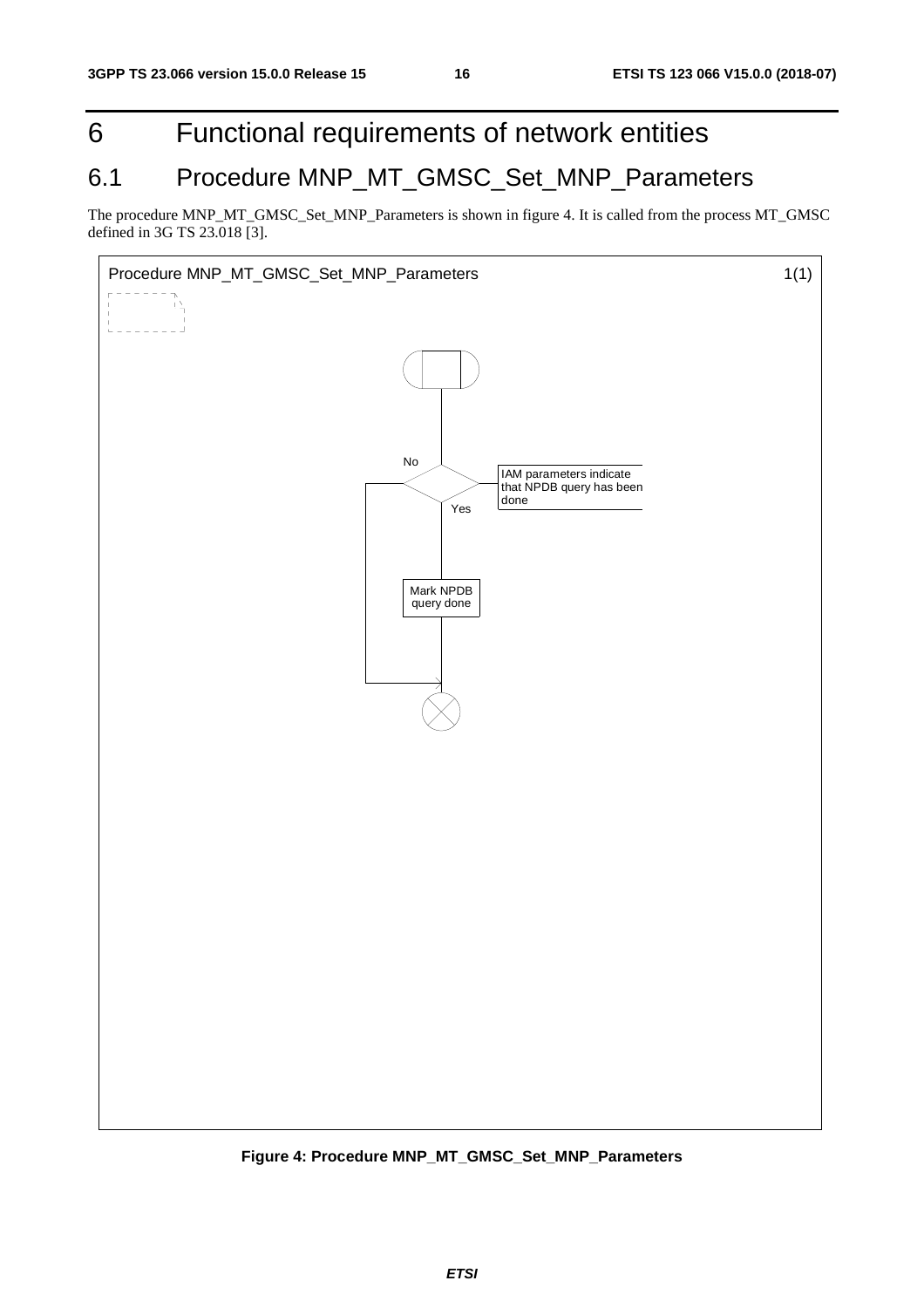# 6 Functional requirements of network entities

## 6.1 Procedure MNP_MT_GMSC_Set_MNP_Parameters

The procedure MNP_MT_GMSC_Set_MNP_Parameters is shown in figure 4. It is called from the process MT_GMSC defined in 3G TS 23.018 [3].

Procedure MNP_MT_GMSC_Set_MNP_Parameters 1(1)

IAM parameters indicate that NPDB query has been done

No

Yes

Mark NPDB query done

**Figure 4: Procedure MNP_MT_GMSC_Set_MNP_Parameters**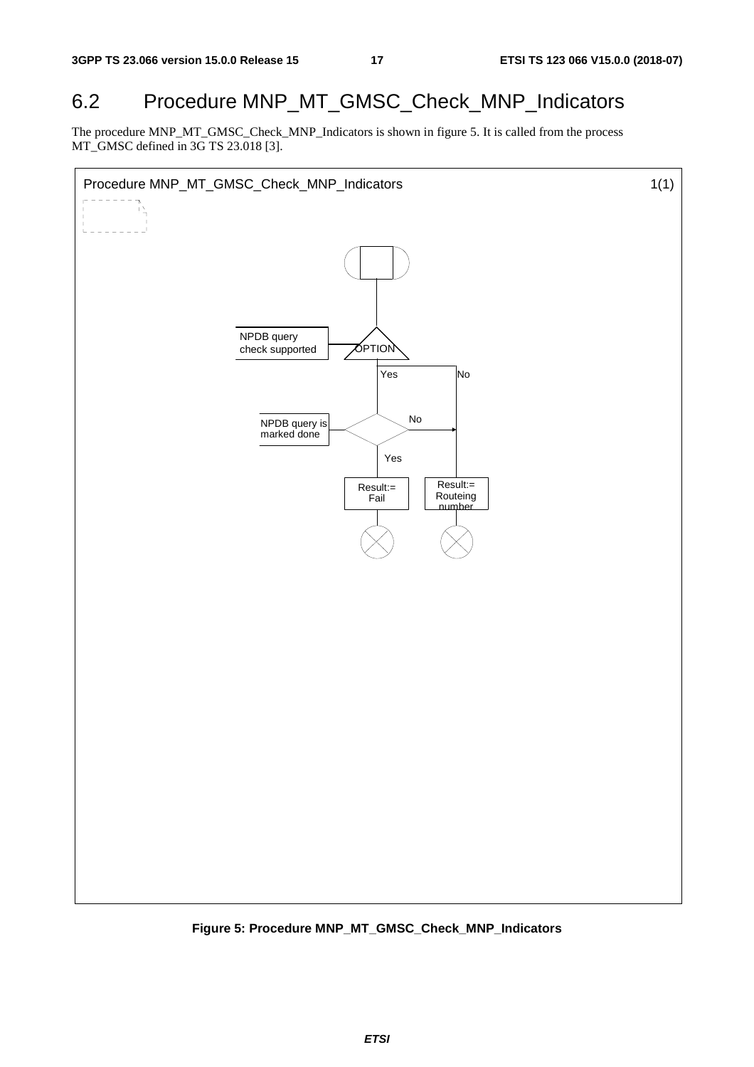## 6.2 Procedure MNP_MT_GMSC_Check_MNP_Indicators

The procedure MNP_MT_GMSC_Check_MNP_Indicators is shown in figure 5. It is called from the process MT_GMSC defined in 3G TS 23.018 [3].

Procedure MNP_MT_GMSC_Check_MNP_Indicators 1(1)

NPDB query check supported

OPTION

Yes

No

NPDB query is marked done

No

Yes

Result:= Fail

Result:= Routeing number

**Figure 5: Procedure MNP_MT_GMSC_Check_MNP_Indicators**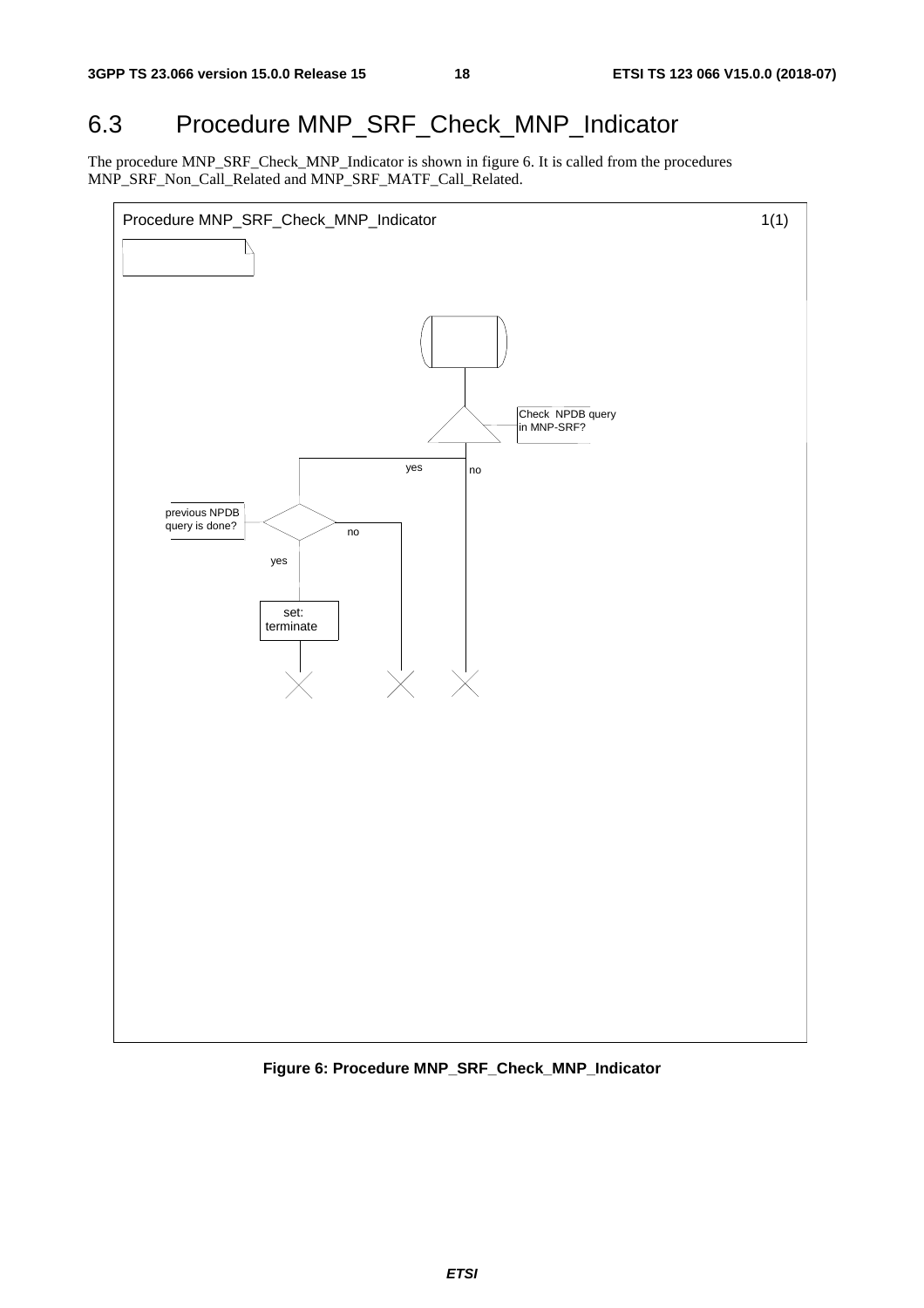# 6.3 Procedure MNP_SRF_Check_MNP_Indicator

The procedure MNP_SRF_Check_MNP_Indicator is shown in figure 6. It is called from the procedures MNP_SRF_Non_Call_Related and MNP_SRF_MATF_Call_Related.

Procedure MNP_SRF_Check_MNP_Indicator 1(1)

Check NPDB query in MNP-SRF?

yes

no

previous NPDB query is done?

no

yes

set: terminate

**Figure 6: Procedure MNP_SRF_Check_MNP_Indicator**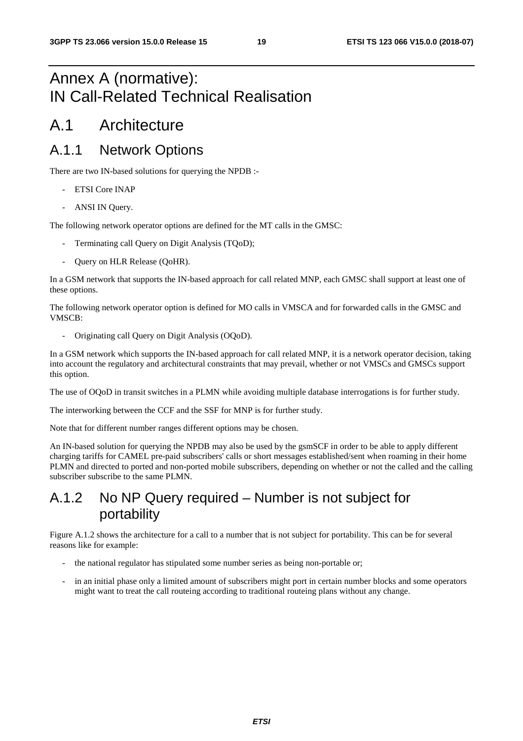# Annex A (normative): IN Call-Related Technical Realisation

# A.1 Architecture

## A.1.1 Network Options

There are two IN-based solutions for querying the NPDB :-

- ETSI Core INAP
- ANSI IN Query.

The following network operator options are defined for the MT calls in the GMSC:

- Terminating call Query on Digit Analysis (TQoD);
- Query on HLR Release (QoHR).

In a GSM network that supports the IN-based approach for call related MNP, each GMSC shall support at least one of these options.

The following network operator option is defined for MO calls in VMSCA and for forwarded calls in the GMSC and VMSCB:

- Originating call Query on Digit Analysis (OQoD).

In a GSM network which supports the IN-based approach for call related MNP, it is a network operator decision, taking into account the regulatory and architectural constraints that may prevail, whether or not VMSCs and GMSCs support this option.

The use of OQoD in transit switches in a PLMN while avoiding multiple database interrogations is for further study.

The interworking between the CCF and the SSF for MNP is for further study.

Note that for different number ranges different options may be chosen.

An IN-based solution for querying the NPDB may also be used by the gsmSCF in order to be able to apply different charging tariffs for CAMEL pre-paid subscribers' calls or short messages established/sent when roaming in their home PLMN and directed to ported and non-ported mobile subscribers, depending on whether or not the called and the calling subscriber subscribe to the same PLMN.

## A.1.2 No NP Query required – Number is not subject for portability

Figure A.1.2 shows the architecture for a call to a number that is not subject for portability. This can be for several reasons like for example:

- the national regulator has stipulated some number series as being non-portable or;
- in an initial phase only a limited amount of subscribers might port in certain number blocks and some operators might want to treat the call routeing according to traditional routeing plans without any change.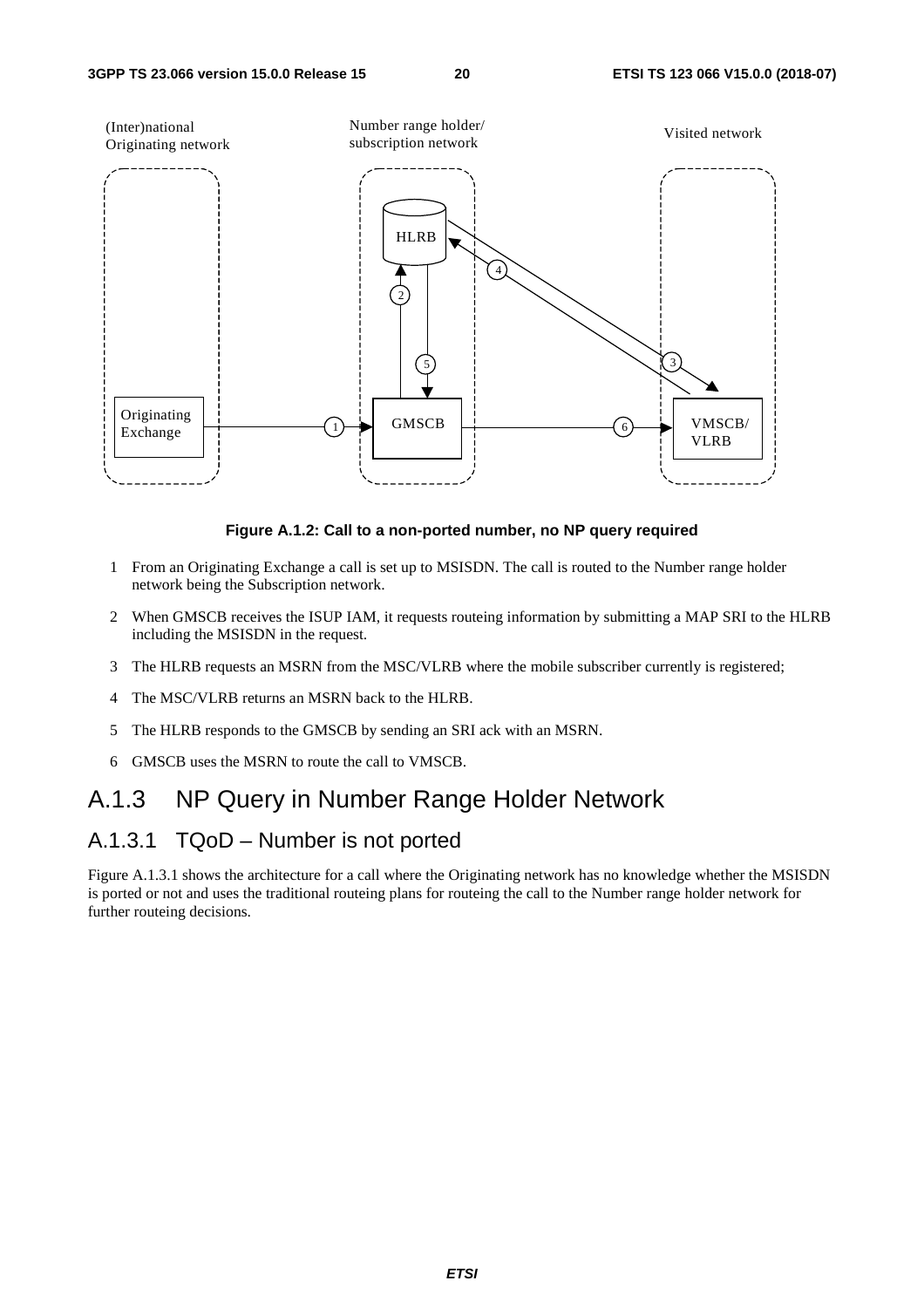**Figure A.1.2: Call to a non-ported number, no NP query required**

1 From an Originating Exchange a call is set up to MSISDN. The call is routed to the Number range holder network being the Subscription network.

2 When GMSCB receives the ISUP IAM, it requests routeing information by submitting a MAP SRI to the HLRB including the MSISDN in the request.

3 The HLRB requests an MSRN from the MSC/VLRB where the mobile subscriber currently is registered;

4 The MSC/VLRB returns an MSRN back to the HLRB.

5 The HLRB responds to the GMSCB by sending an SRI ack with an MSRN.

6 GMSCB uses the MSRN to route the call to VMSCB.

## A.1.3 NP Query in Number Range Holder Network

### A.1.3.1 TQoD – Number is not ported

Figure A.1.3.1 shows the architecture for a call where the Originating network has no knowledge whether the MSISDN is ported or not and uses the traditional routeing plans for routeing the call to the Number range holder network for further routeing decisions.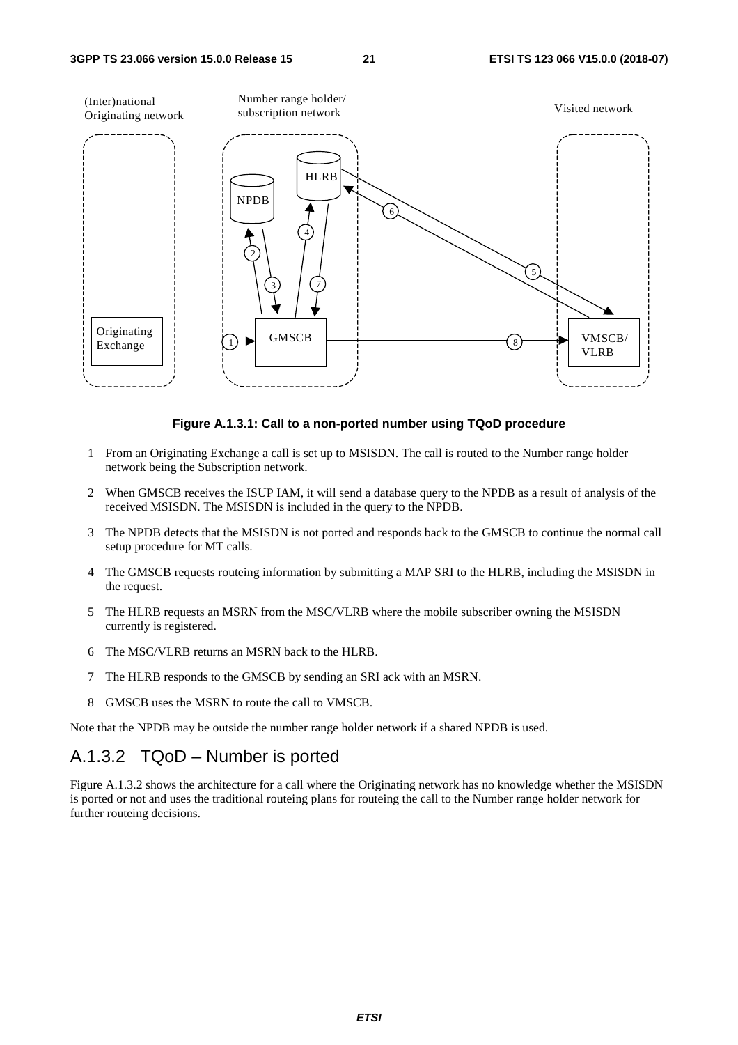Figure A.1.3.1: Call to a non-ported number using TQoD procedure

1. From an Originating Exchange a call is set up to MSISDN. The call is routed to the Number range holder network being the Subscription network.
2. When GMSCB receives the ISUP IAM, it will send a database query to the NPDB as a result of analysis of the received MSISDN. The MSISDN is included in the query to the NPDB.
3. The NPDB detects that the MSISDN is not ported and responds back to the GMSCB to continue the normal call setup procedure for MT calls.
4. The GMSCB requests routeing information by submitting a MAP SRI to the HLRB, including the MSISDN in the request.
5. The HLRB requests an MSRN from the MSC/VLRB where the mobile subscriber owning the MSISDN currently is registered.
6. The MSC/VLRB returns an MSRN back to the HLRB.
7. The HLRB responds to the GMSCB by sending an SRI ack with an MSRN.
8. GMSCB uses the MSRN to route the call to VMSCB.

Note that the NPDB may be outside the number range holder network if a shared NPDB is used.

### A.1.3.2 TQoD – Number is ported

Figure A.1.3.2 shows the architecture for a call where the Originating network has no knowledge whether the MSISDN is ported or not and uses the traditional routeing plans for routeing the call to the Number range holder network for further routeing decisions.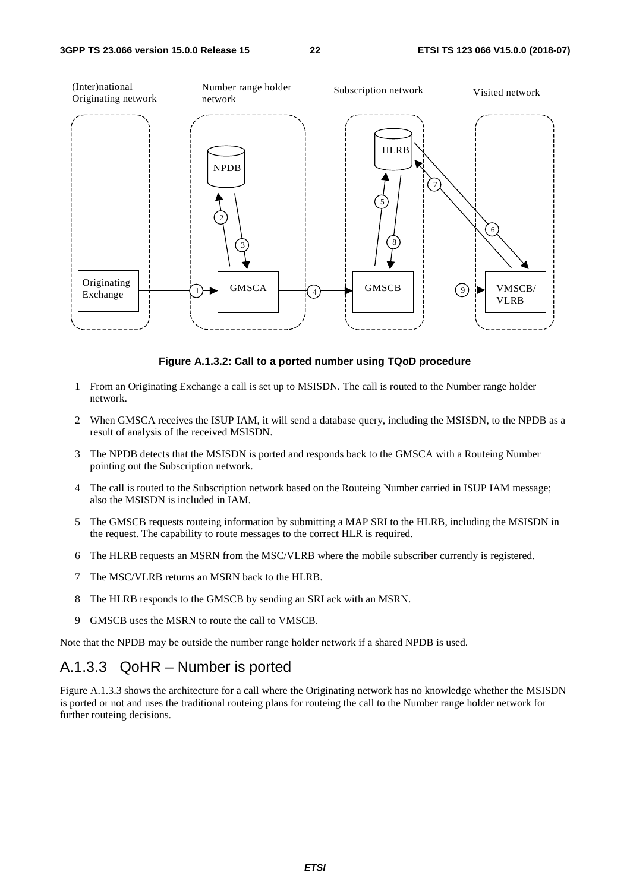**Figure A.1.3.2: Call to a ported number using TQoD procedure**

1 From an Originating Exchange a call is set up to MSISDN. The call is routed to the Number range holder network.

2 When GMSCA receives the ISUP IAM, it will send a database query, including the MSISDN, to the NPDB as a result of analysis of the received MSISDN.

3 The NPDB detects that the MSISDN is ported and responds back to the GMSCA with a Routeing Number pointing out the Subscription network.

4 The call is routed to the Subscription network based on the Routeing Number carried in ISUP IAM message; also the MSISDN is included in IAM.

5 The GMSCB requests routeing information by submitting a MAP SRI to the HLRB, including the MSISDN in the request. The capability to route messages to the correct HLR is required.

6 The HLRB requests an MSRN from the MSC/VLRB where the mobile subscriber currently is registered.

7 The MSC/VLRB returns an MSRN back to the HLRB.

8 The HLRB responds to the GMSCB by sending an SRI ack with an MSRN.

9 GMSCB uses the MSRN to route the call to VMSCB.

Note that the NPDB may be outside the number range holder network if a shared NPDB is used.

### A.1.3.3 QoHR – Number is ported

Figure A.1.3.3 shows the architecture for a call where the Originating network has no knowledge whether the MSISDN is ported or not and uses the traditional routeing plans for routeing the call to the Number range holder network for further routeing decisions.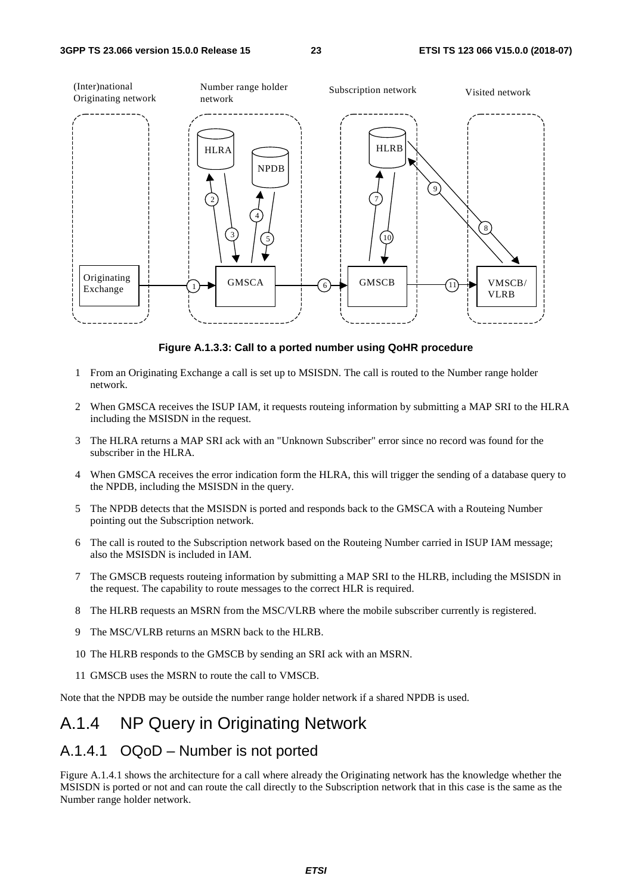Figure A.1.3.3: Call to a ported number using QoHR procedure

1 From an Originating Exchange a call is set up to MSISDN. The call is routed to the Number range holder network.

2 When GMSCA receives the ISUP IAM, it requests routeing information by submitting a MAP SRI to the HLRA including the MSISDN in the request.

3 The HLRA returns a MAP SRI ack with an "Unknown Subscriber" error since no record was found for the subscriber in the HLRA.

4 When GMSCA receives the error indication form the HLRA, this will trigger the sending of a database query to the NPDB, including the MSISDN in the query.

5 The NPDB detects that the MSISDN is ported and responds back to the GMSCA with a Routeing Number pointing out the Subscription network.

6 The call is routed to the Subscription network based on the Routeing Number carried in ISUP IAM message; also the MSISDN is included in IAM.

7 The GMSCB requests routeing information by submitting a MAP SRI to the HLRB, including the MSISDN in the request. The capability to route messages to the correct HLR is required.

8 The HLRB requests an MSRN from the MSC/VLRB where the mobile subscriber currently is registered.

9 The MSC/VLRB returns an MSRN back to the HLRB.

10 The HLRB responds to the GMSCB by sending an SRI ack with an MSRN.

11 GMSCB uses the MSRN to route the call to VMSCB.

Note that the NPDB may be outside the number range holder network if a shared NPDB is used.

## A.1.4 NP Query in Originating Network

### A.1.4.1 OQoD – Number is not ported

Figure A.1.4.1 shows the architecture for a call where already the Originating network has the knowledge whether the MSISDN is ported or not and can route the call directly to the Subscription network that in this case is the same as the Number range holder network.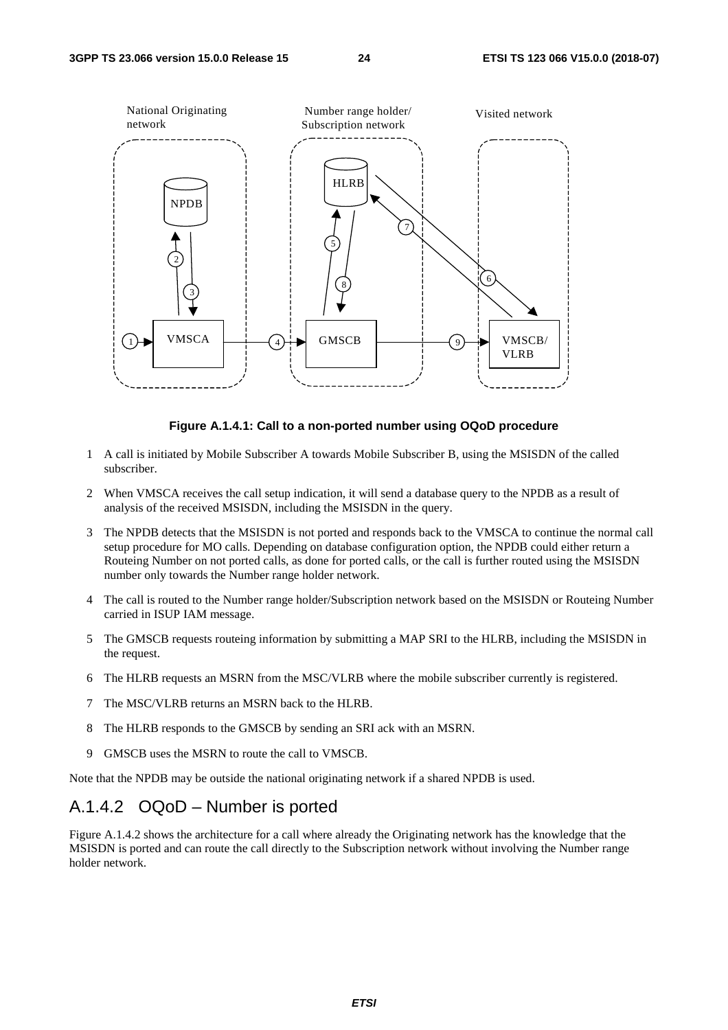Figure A.1.4.1: Call to a non-ported number using OQoD procedure

1. A call is initiated by Mobile Subscriber A towards Mobile Subscriber B, using the MSISDN of the called subscriber.
2. When VMSCA receives the call setup indication, it will send a database query to the NPDB as a result of analysis of the received MSISDN, including the MSISDN in the query.
3. The NPDB detects that the MSISDN is not ported and responds back to the VMSCA to continue the normal call setup procedure for MO calls. Depending on database configuration option, the NPDB could either return a Routeing Number on not ported calls, as done for ported calls, or the call is further routed using the MSISDN number only towards the Number range holder network.
4. The call is routed to the Number range holder/Subscription network based on the MSISDN or Routeing Number carried in ISUP IAM message.
5. The GMSCB requests routeing information by submitting a MAP SRI to the HLRB, including the MSISDN in the request.
6. The HLRB requests an MSRN from the MSC/VLRB where the mobile subscriber currently is registered.
7. The MSC/VLRB returns an MSRN back to the HLRB.
8. The HLRB responds to the GMSCB by sending an SRI ack with an MSRN.
9. GMSCB uses the MSRN to route the call to VMSCB.

Note that the NPDB may be outside the national originating network if a shared NPDB is used.

## A.1.4.2 OQoD – Number is ported

Figure A.1.4.2 shows the architecture for a call where already the Originating network has the knowledge that the MSISDN is ported and can route the call directly to the Subscription network without involving the Number range holder network.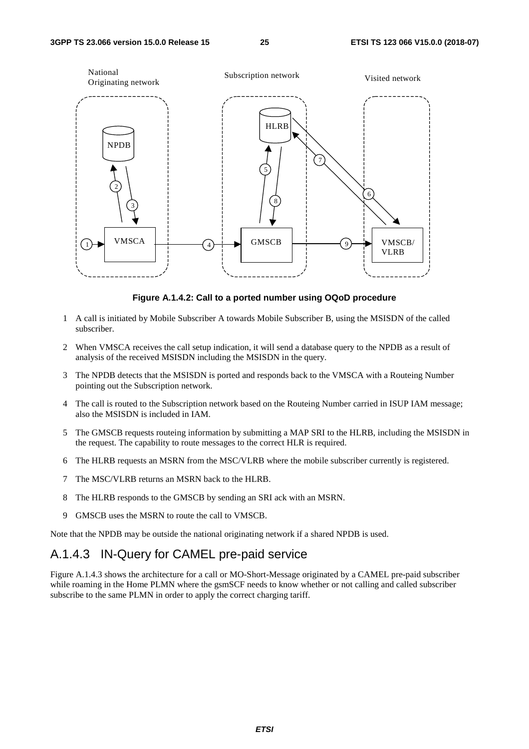**Figure A.1.4.2: Call to a ported number using OQoD procedure**

1. A call is initiated by Mobile Subscriber A towards Mobile Subscriber B, using the MSISDN of the called subscriber.
2. When VMSCA receives the call setup indication, it will send a database query to the NPDB as a result of analysis of the received MSISDN including the MSISDN in the query.
3. The NPDB detects that the MSISDN is ported and responds back to the VMSCA with a Routeing Number pointing out the Subscription network.
4. The call is routed to the Subscription network based on the Routeing Number carried in ISUP IAM message; also the MSISDN is included in IAM.
5. The GMSCB requests routeing information by submitting a MAP SRI to the HLRB, including the MSISDN in the request. The capability to route messages to the correct HLR is required.
6. The HLRB requests an MSRN from the MSC/VLRB where the mobile subscriber currently is registered.
7. The MSC/VLRB returns an MSRN back to the HLRB.
8. The HLRB responds to the GMSCB by sending an SRI ack with an MSRN.
9. GMSCB uses the MSRN to route the call to VMSCB.

Note that the NPDB may be outside the national originating network if a shared NPDB is used.

## A.1.4.3 IN-Query for CAMEL pre-paid service

Figure A.1.4.3 shows the architecture for a call or MO-Short-Message originated by a CAMEL pre-paid subscriber while roaming in the Home PLMN where the gsmSCF needs to know whether or not calling and called subscriber subscribe to the same PLMN in order to apply the correct charging tariff.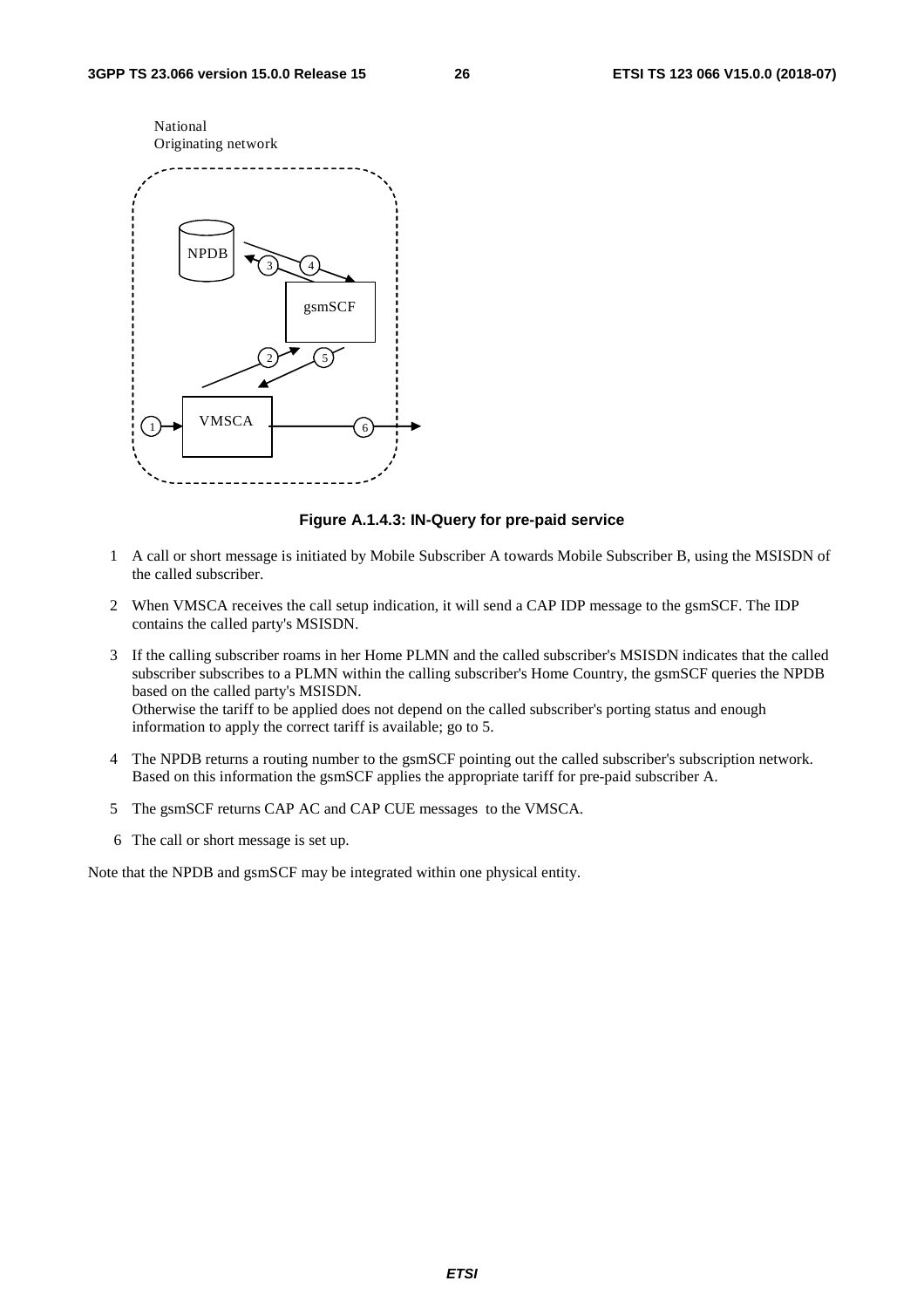National
Originating network

NPDB

gsmSCF

VMSCA

**Figure A.1.4.3: IN-Query for pre-paid service**

1 A call or short message is initiated by Mobile Subscriber A towards Mobile Subscriber B, using the MSISDN of the called subscriber.

2 When VMSCA receives the call setup indication, it will send a CAP IDP message to the gsmSCF. The IDP contains the called party's MSISDN.

3 If the calling subscriber roams in her Home PLMN and the called subscriber's MSISDN indicates that the called subscriber subscribes to a PLMN within the calling subscriber's Home Country, the gsmSCF queries the NPDB based on the called party's MSISDN.
Otherwise the tariff to be applied does not depend on the called subscriber's porting status and enough information to apply the correct tariff is available; go to 5.

4 The NPDB returns a routing number to the gsmSCF pointing out the called subscriber's subscription network. Based on this information the gsmSCF applies the appropriate tariff for pre-paid subscriber A.

5 The gsmSCF returns CAP AC and CAP CUE messages to the VMSCA.

6 The call or short message is set up.

Note that the NPDB and gsmSCF may be integrated within one physical entity.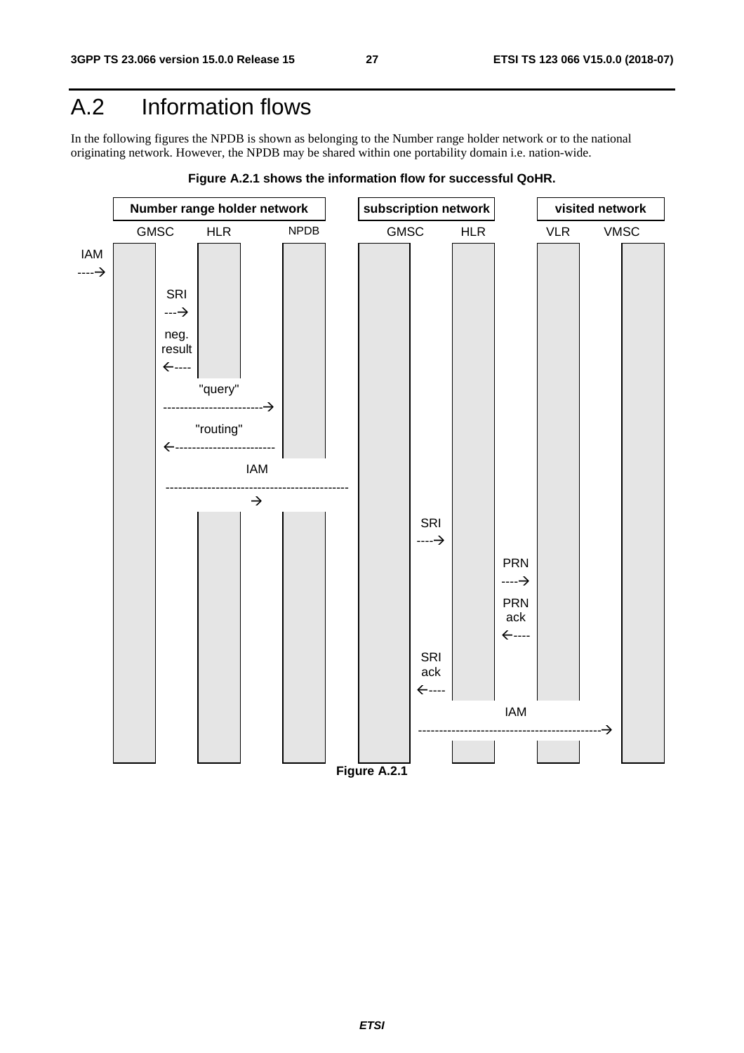# A.2 Information flows

In the following figures the NPDB is shown as belonging to the Number range holder network or to the national originating network. However, the NPDB may be shared within one portability domain i.e. nation-wide.

**Figure A.2.1 shows the information flow for successful QoHR.**

| Number range holder network | | | subscription network | | visited network | |
|---|---|---|---|---|---|---|
| GMSC | HLR | NPDB | GMSC | HLR | VLR | VMSC |

- IAM → GMSC (Number range holder network)
- SRI: GMSC → HLR (Number range holder network)
- neg. result: HLR → GMSC (Number range holder network)
- "query": GMSC → NPDB
- "routing": NPDB → GMSC
- IAM: GMSC (Number range holder network) → GMSC (subscription network)
- SRI: GMSC → HLR (subscription network)
- PRN: HLR → VLR
- PRN ack: VLR → HLR
- SRI ack: HLR → GMSC (subscription network)
- IAM: GMSC (subscription network) → VMSC

**Figure A.2.1**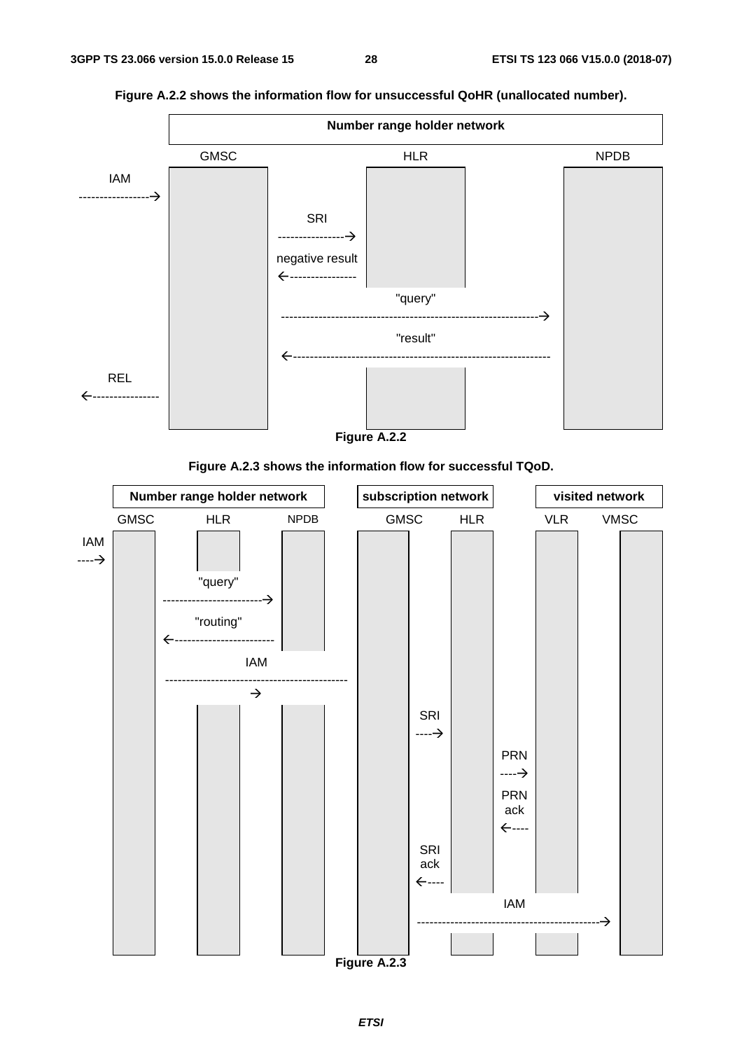**Figure A.2.2 shows the information flow for unsuccessful QoHR (unallocated number).**

**Number range holder network**

GMSC HLR NPDB

IAM

SRI

negative result

"query"

"result"

REL

**Figure A.2.2**

**Figure A.2.3 shows the information flow for successful TQoD.**

**Number range holder network** **subscription network** **visited network**

GMSC HLR NPDB GMSC HLR VLR VMSC

IAM

"query"

"routing"

IAM

SRI

PRN

PRN ack

SRI ack

IAM

**Figure A.2.3**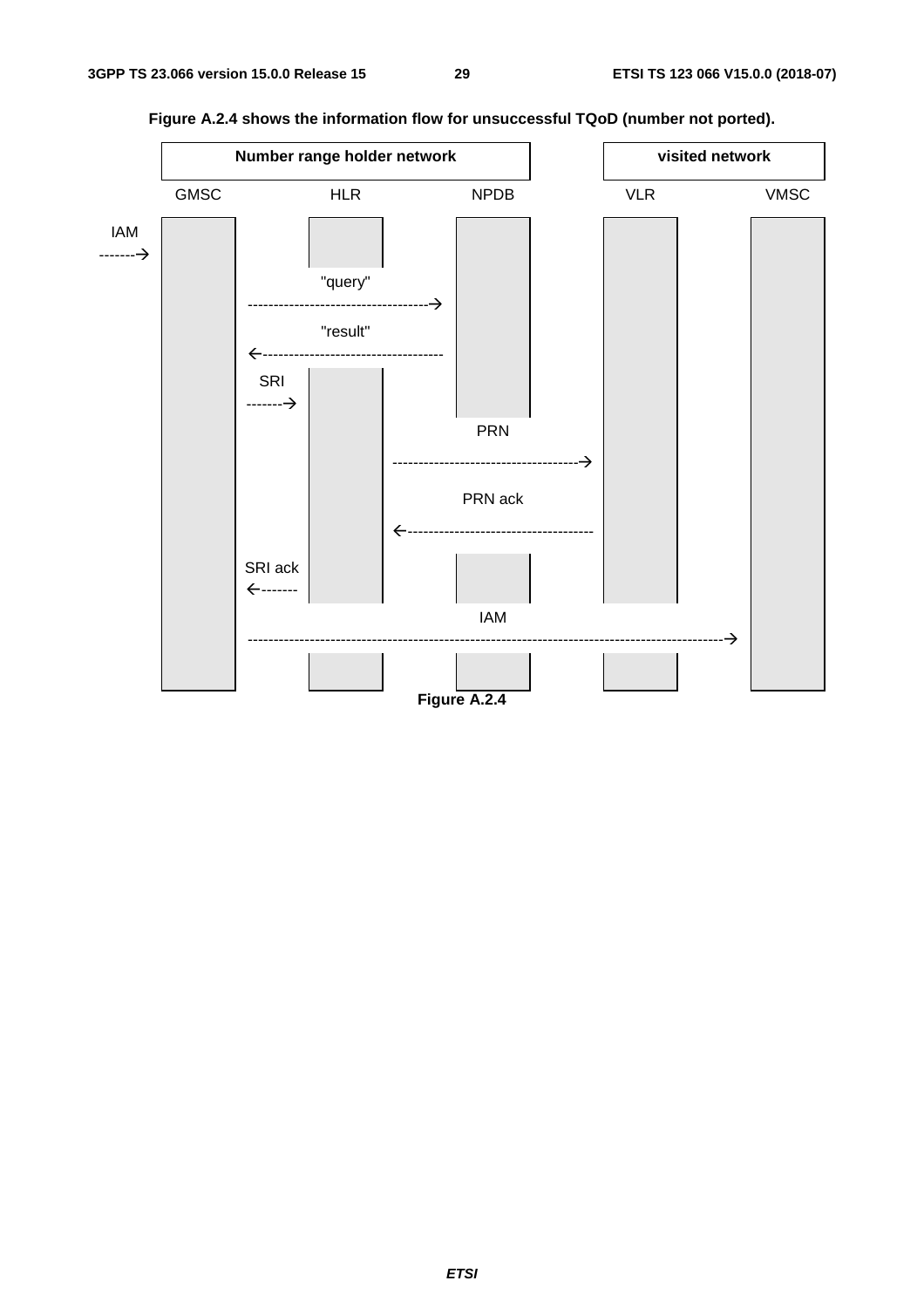Figure A.2.4 shows the information flow for unsuccessful TQoD (number not ported).

| Number range holder network | | | visited network | |
|---|---|---|---|---|
| GMSC | HLR | NPDB | VLR | VMSC |

IAM -------→ (to GMSC)

"query" GMSC -----------------------------------→ NPDB

"result" GMSC ←----------------------------------- NPDB

SRI GMSC -------→ HLR

PRN HLR ------------------------------------→ VLR

PRN ack HLR ←------------------------------------ VLR

SRI ack GMSC ←------- HLR

IAM GMSC ------------------------------------------------------------------------------------------→ VMSC

**Figure A.2.4**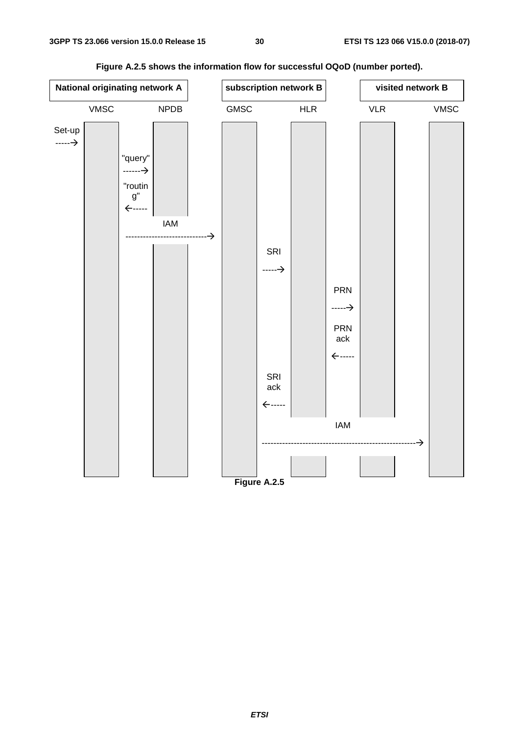**Figure A.2.5 shows the information flow for successful OQoD (number ported).**

| National originating network A | | subscription network B | | visited network B | |
|---|---|---|---|---|---|
| VMSC | NPDB | GMSC | HLR | VLR | VMSC |

Set-up ----->

"query" ------>

"routing" <-----

IAM ---------------------------->

SRI ----->

PRN ----->

PRN ack <-----

SRI ack <-----

IAM ----------------------------------------------------->

**Figure A.2.5**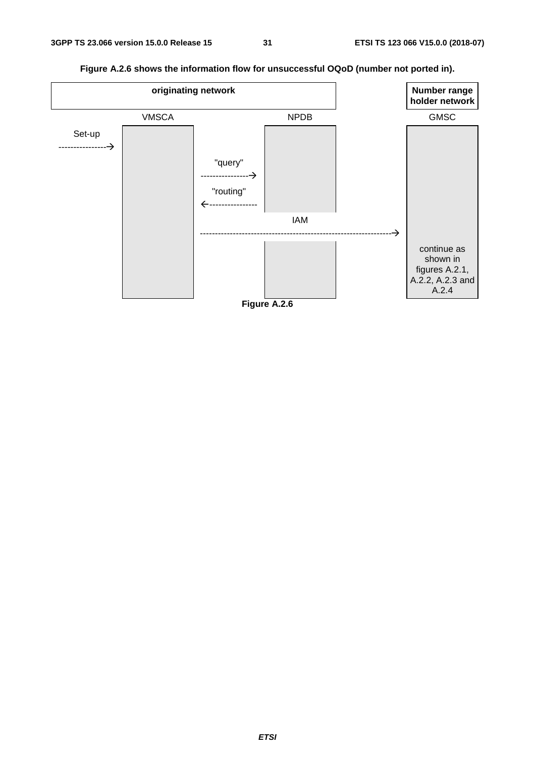**Figure A.2.6 shows the information flow for unsuccessful OQoD (number not ported in).**

```
                 originating network                              Number range
                                                                  holder network
                 VMSCA                      NPDB                  GMSC
Set-up
--------------->
                          "query"
                          ---------------->
                          "routing"
                          <----------------
                                            IAM
                          ------------------------------------------------->
                                                                  continue as
                                                                  shown in
                                                                  figures A.2.1,
                                                                  A.2.2, A.2.3 and
                                                                  A.2.4
```

**Figure A.2.6**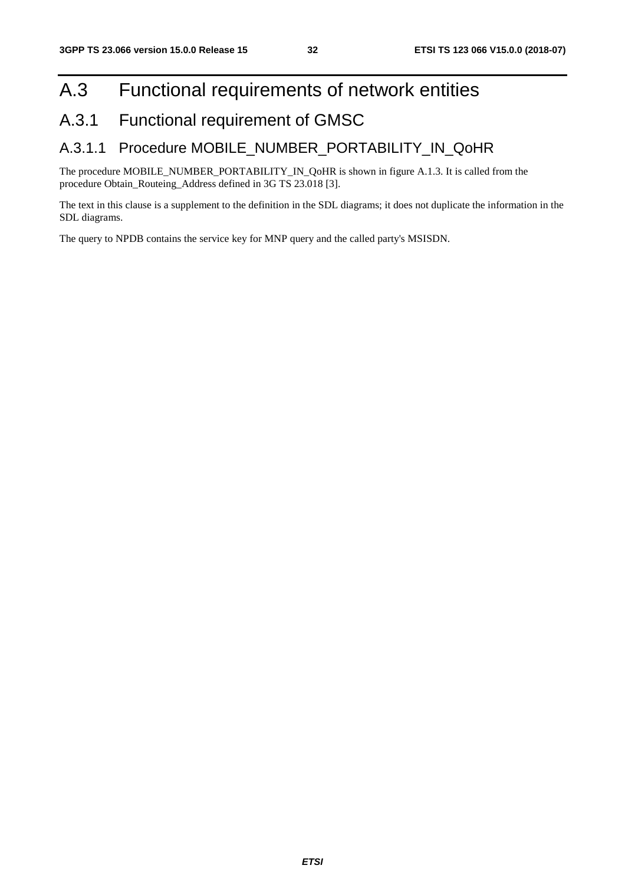# A.3 Functional requirements of network entities

## A.3.1 Functional requirement of GMSC

### A.3.1.1 Procedure MOBILE_NUMBER_PORTABILITY_IN_QoHR

The procedure MOBILE_NUMBER_PORTABILITY_IN_QoHR is shown in figure A.1.3. It is called from the procedure Obtain_Routeing_Address defined in 3G TS 23.018 [3].

The text in this clause is a supplement to the definition in the SDL diagrams; it does not duplicate the information in the SDL diagrams.

The query to NPDB contains the service key for MNP query and the called party's MSISDN.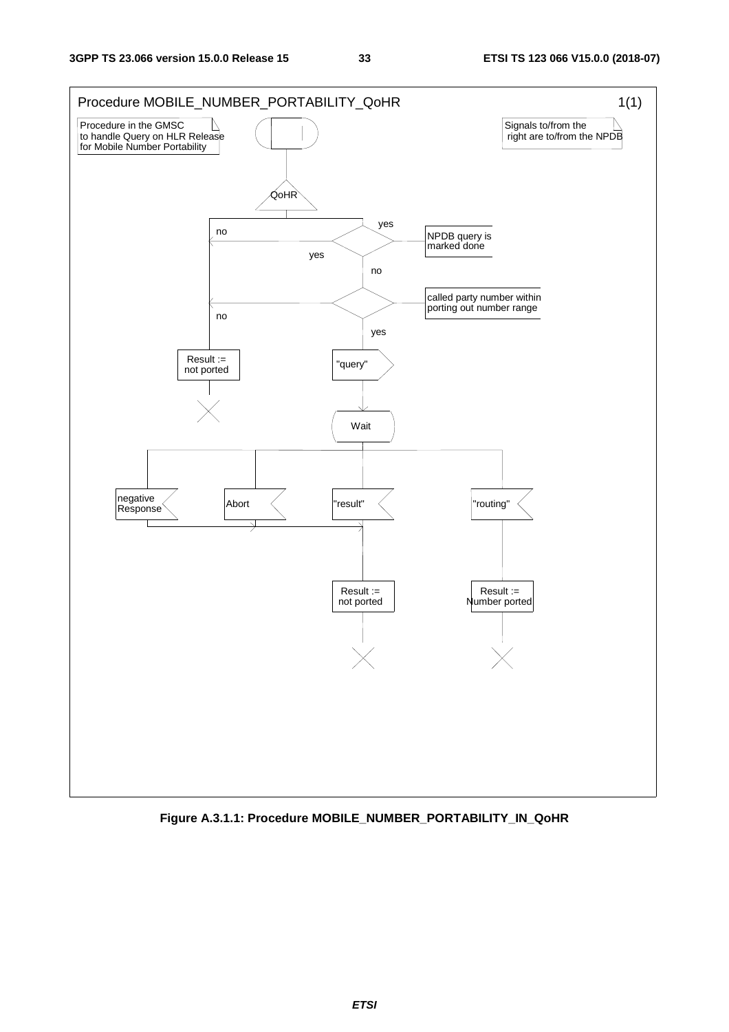Procedure MOBILE_NUMBER_PORTABILITY_QoHR 1(1)

Procedure in the GMSC to handle Query on HLR Release for Mobile Number Portability

Signals to/from the right are to/from the NPDB

QoHR

NPDB query is marked done

yes

no

called party number within porting out number range

yes

no

Result := not ported

"query"

Wait

negative Response

Abort

"result"

"routing"

Result := not ported

Result := Number ported

**Figure A.3.1.1: Procedure MOBILE_NUMBER_PORTABILITY_IN_QoHR**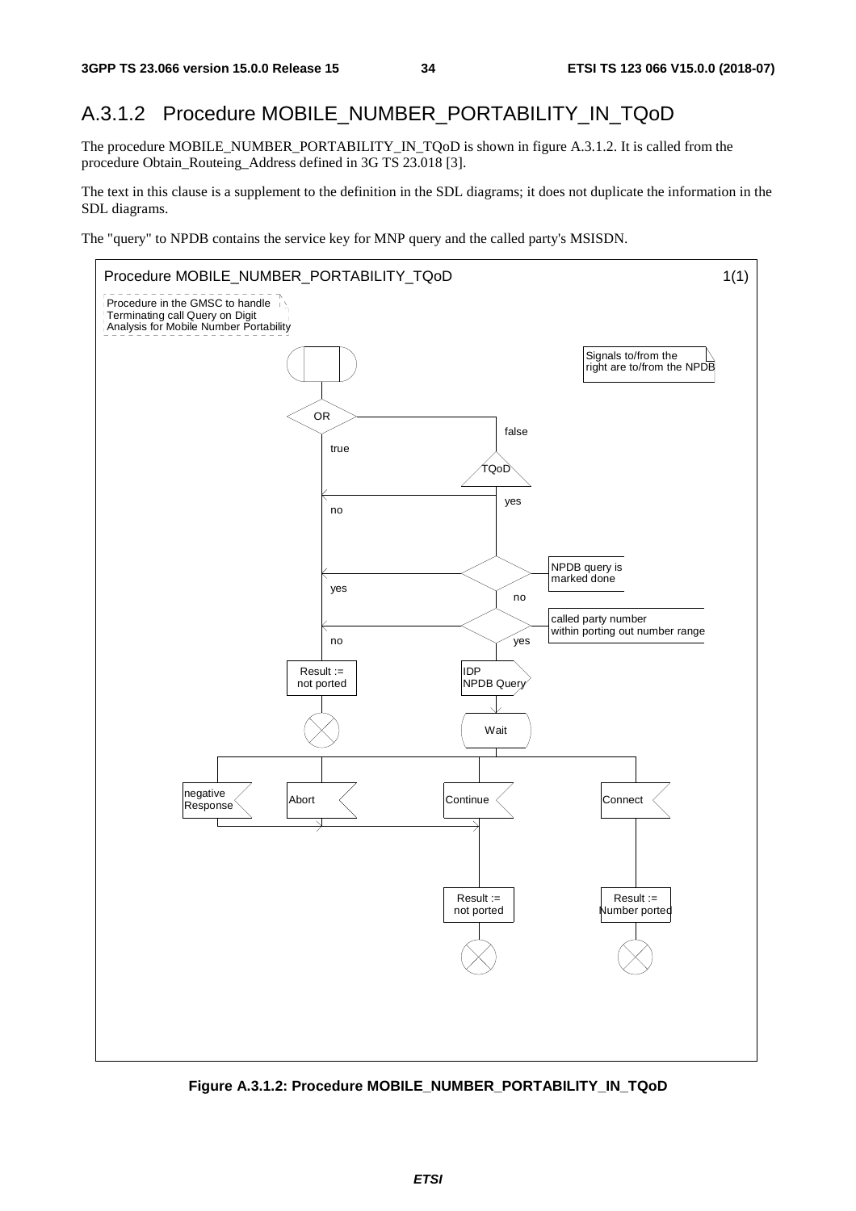## A.3.1.2 Procedure MOBILE_NUMBER_PORTABILITY_IN_TQoD

The procedure MOBILE_NUMBER_PORTABILITY_IN_TQoD is shown in figure A.3.1.2. It is called from the procedure Obtain_Routeing_Address defined in 3G TS 23.018 [3].

The text in this clause is a supplement to the definition in the SDL diagrams; it does not duplicate the information in the SDL diagrams.

The "query" to NPDB contains the service key for MNP query and the called party's MSISDN.

**Figure A.3.1.2: Procedure MOBILE_NUMBER_PORTABILITY_IN_TQoD**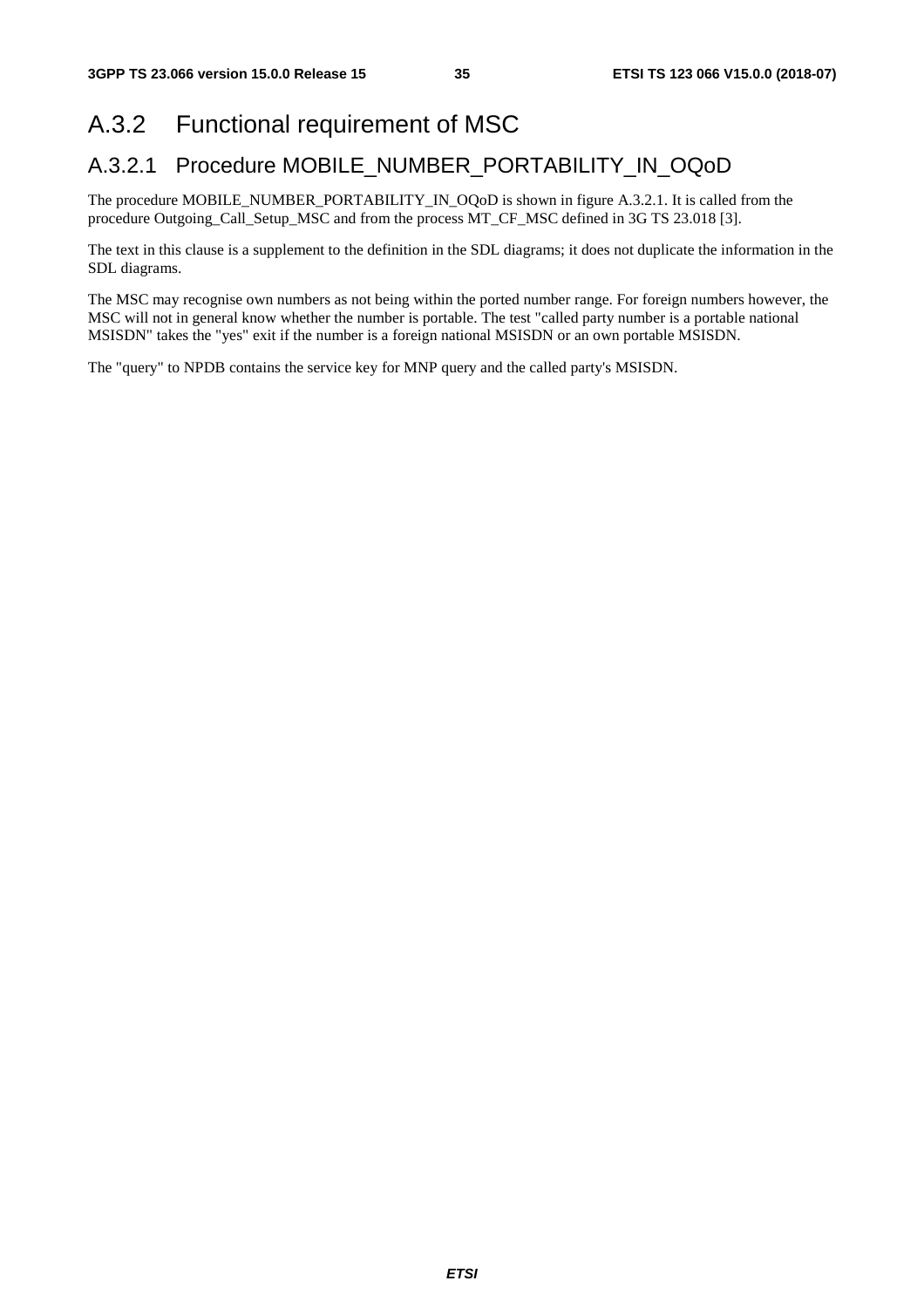## A.3.2 Functional requirement of MSC

### A.3.2.1 Procedure MOBILE_NUMBER_PORTABILITY_IN_OQoD

The procedure MOBILE_NUMBER_PORTABILITY_IN_OQoD is shown in figure A.3.2.1. It is called from the procedure Outgoing_Call_Setup_MSC and from the process MT_CF_MSC defined in 3G TS 23.018 [3].

The text in this clause is a supplement to the definition in the SDL diagrams; it does not duplicate the information in the SDL diagrams.

The MSC may recognise own numbers as not being within the ported number range. For foreign numbers however, the MSC will not in general know whether the number is portable. The test "called party number is a portable national MSISDN" takes the "yes" exit if the number is a foreign national MSISDN or an own portable MSISDN.

The "query" to NPDB contains the service key for MNP query and the called party's MSISDN.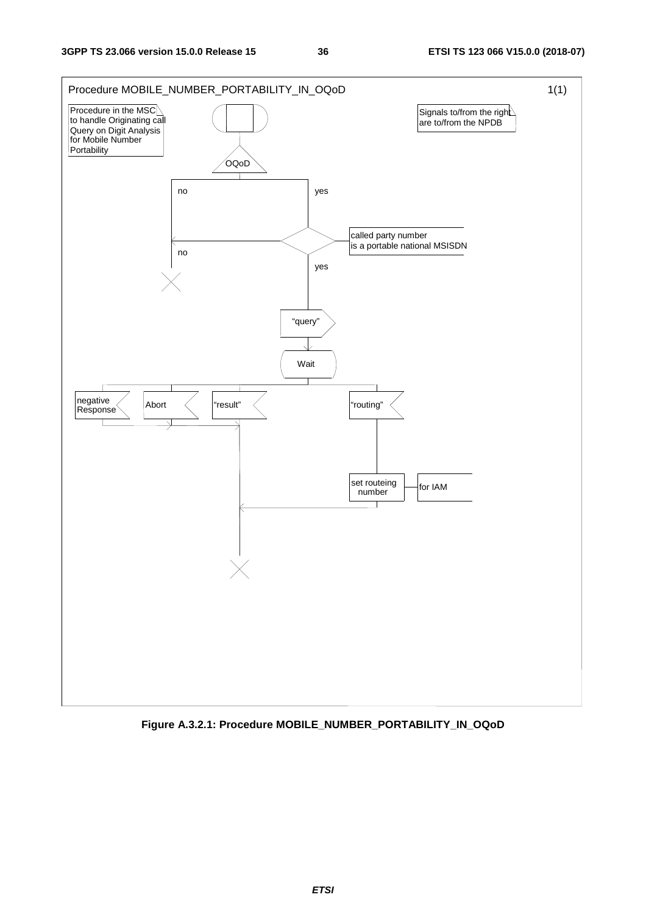Procedure MOBILE_NUMBER_PORTABILITY_IN_OQoD 1(1)

Procedure in the MSC to handle Originating call Query on Digit Analysis for Mobile Number Portability

Signals to/from the right are to/from the NPDB

OQoD

no

yes

called party number is a portable national MSISDN

no

yes

"query"

Wait

negative Response

Abort

"result"

"routing"

set routeing number

for IAM

**Figure A.3.2.1: Procedure MOBILE_NUMBER_PORTABILITY_IN_OQoD**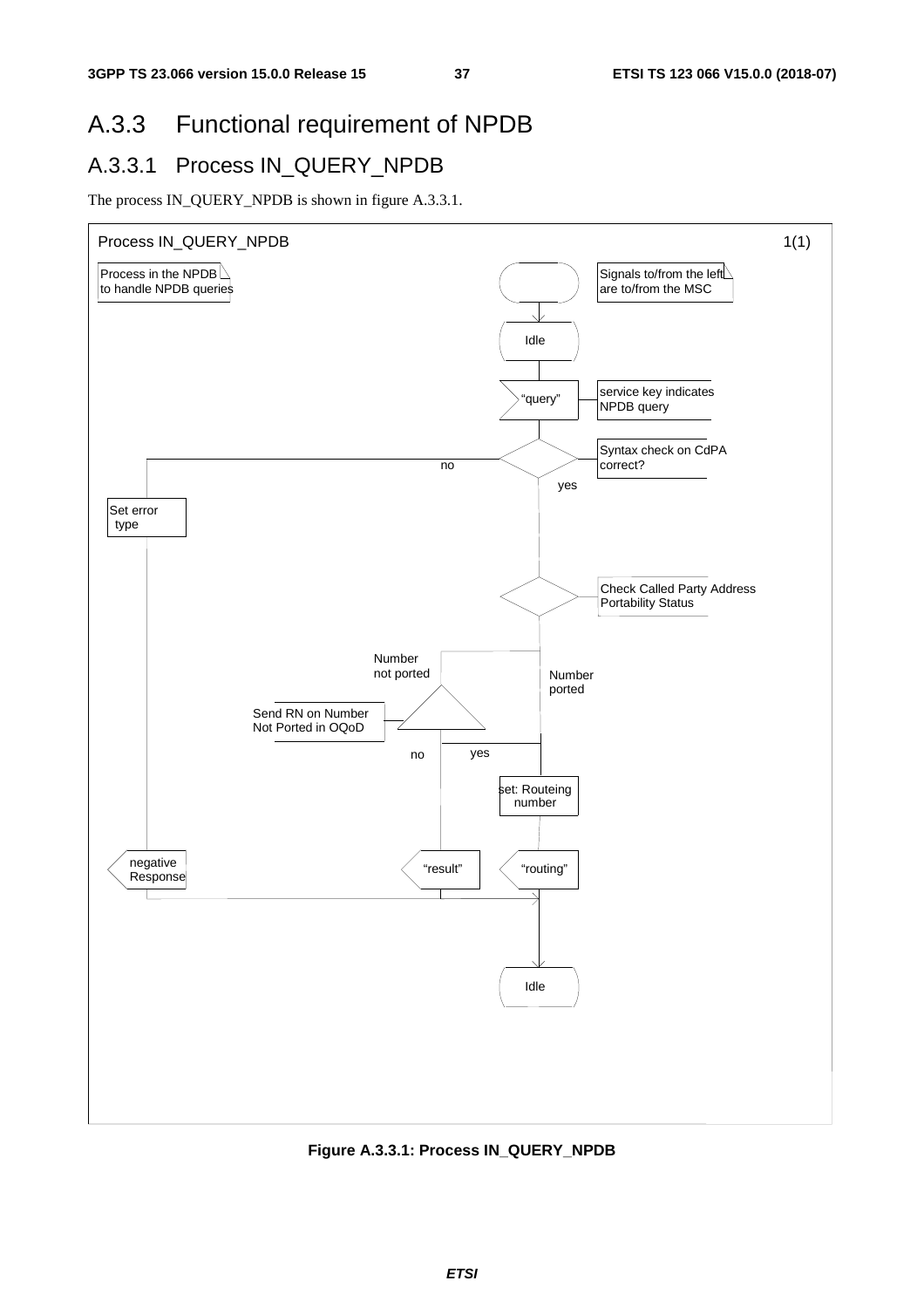## A.3.3 Functional requirement of NPDB

### A.3.3.1 Process IN_QUERY_NPDB

The process IN_QUERY_NPDB is shown in figure A.3.3.1.

Process IN_QUERY_NPDB 1(1)

Process in the NPDB to handle NPDB queries

Signals to/from the left are to/from the MSC

Idle

"query"

service key indicates NPDB query

Syntax check on CdPA correct?

no

yes

Set error type

Check Called Party Address Portability Status

Number not ported

Number ported

Send RN on Number Not Ported in OQoD

no

yes

set: Routeing number

negative Response

"result"

"routing"

Idle

**Figure A.3.3.1: Process IN_QUERY_NPDB**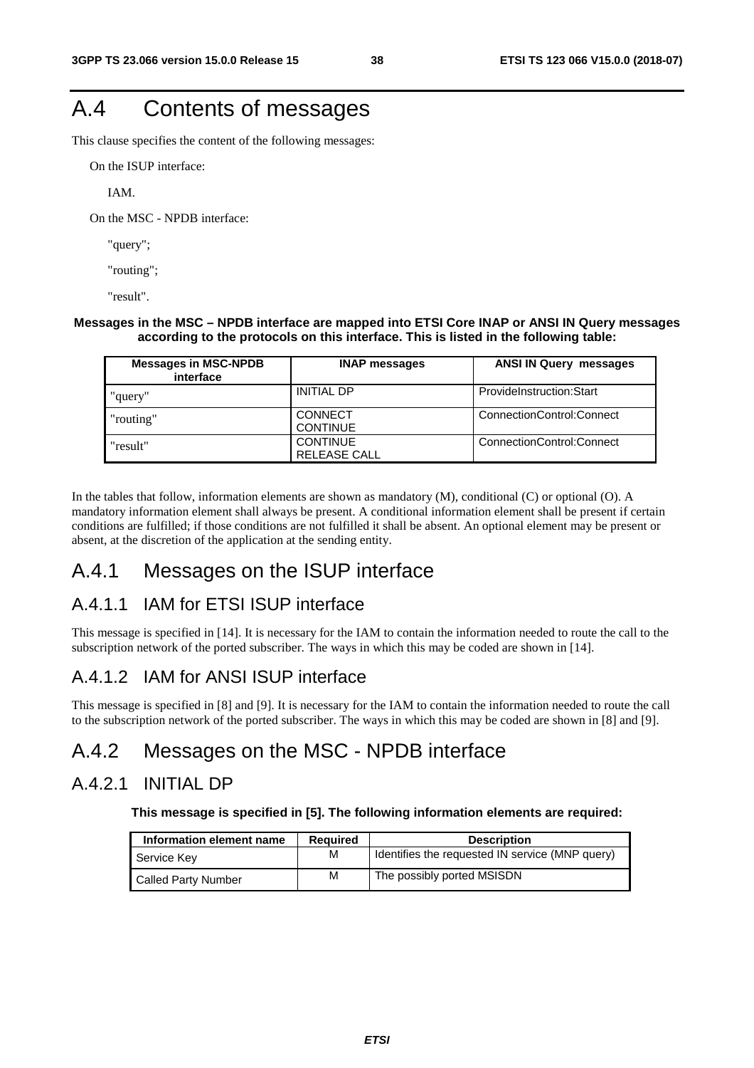# A.4 Contents of messages

This clause specifies the content of the following messages:

On the ISUP interface:

IAM.

On the MSC - NPDB interface:

"query";

"routing";

"result".

**Messages in the MSC – NPDB interface are mapped into ETSI Core INAP or ANSI IN Query messages according to the protocols on this interface. This is listed in the following table:**

| Messages in MSC-NPDB interface | INAP messages | ANSI IN Query messages |
|---|---|---|
| "query" | INITIAL DP | ProvideInstruction:Start |
| "routing" | CONNECT<br>CONTINUE | ConnectionControl:Connect |
| "result" | CONTINUE<br>RELEASE CALL | ConnectionControl:Connect |

In the tables that follow, information elements are shown as mandatory (M), conditional (C) or optional (O). A mandatory information element shall always be present. A conditional information element shall be present if certain conditions are fulfilled; if those conditions are not fulfilled it shall be absent. An optional element may be present or absent, at the discretion of the application at the sending entity.

## A.4.1 Messages on the ISUP interface

### A.4.1.1 IAM for ETSI ISUP interface

This message is specified in [14]. It is necessary for the IAM to contain the information needed to route the call to the subscription network of the ported subscriber. The ways in which this may be coded are shown in [14].

### A.4.1.2 IAM for ANSI ISUP interface

This message is specified in [8] and [9]. It is necessary for the IAM to contain the information needed to route the call to the subscription network of the ported subscriber. The ways in which this may be coded are shown in [8] and [9].

## A.4.2 Messages on the MSC - NPDB interface

### A.4.2.1 INITIAL DP

**This message is specified in [5]. The following information elements are required:**

| Information element name | Required | Description |
|---|---|---|
| Service Key | M | Identifies the requested IN service (MNP query) |
| Called Party Number | M | The possibly ported MSISDN |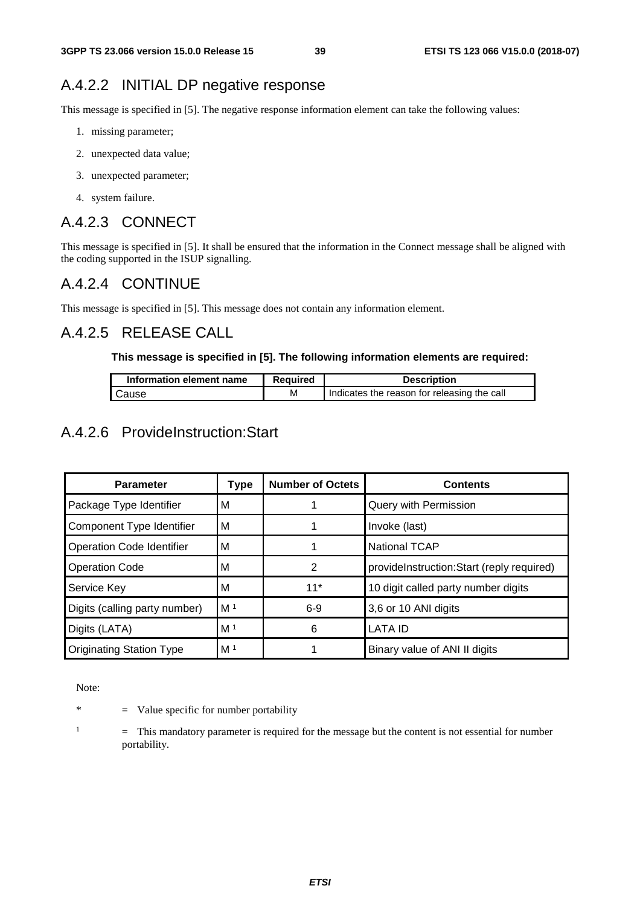### A.4.2.2 INITIAL DP negative response

This message is specified in [5]. The negative response information element can take the following values:

1. missing parameter;
2. unexpected data value;
3. unexpected parameter;
4. system failure.

### A.4.2.3 CONNECT

This message is specified in [5]. It shall be ensured that the information in the Connect message shall be aligned with the coding supported in the ISUP signalling.

### A.4.2.4 CONTINUE

This message is specified in [5]. This message does not contain any information element.

### A.4.2.5 RELEASE CALL

**This message is specified in [5]. The following information elements are required:**

| Information element name | Required | Description |
|---|---|---|
| Cause | M | Indicates the reason for releasing the call |

### A.4.2.6 ProvideInstruction:Start

| Parameter | Type | Number of Octets | Contents |
|---|---|---|---|
| Package Type Identifier | M | 1 | Query with Permission |
| Component Type Identifier | M | 1 | Invoke (last) |
| Operation Code Identifier | M | 1 | National TCAP |
| Operation Code | M | 2 | provideInstruction:Start (reply required) |
| Service Key | M | 11* | 10 digit called party number digits |
| Digits (calling party number) | M [1] | 6-9 | 3,6 or 10 ANI digits |
| Digits (LATA) | M [1] | 6 | LATA ID |
| Originating Station Type | M [1] | 1 | Binary value of ANI II digits |

Note:

\* = Value specific for number portability

[1] = This mandatory parameter is required for the message but the content is not essential for number portability.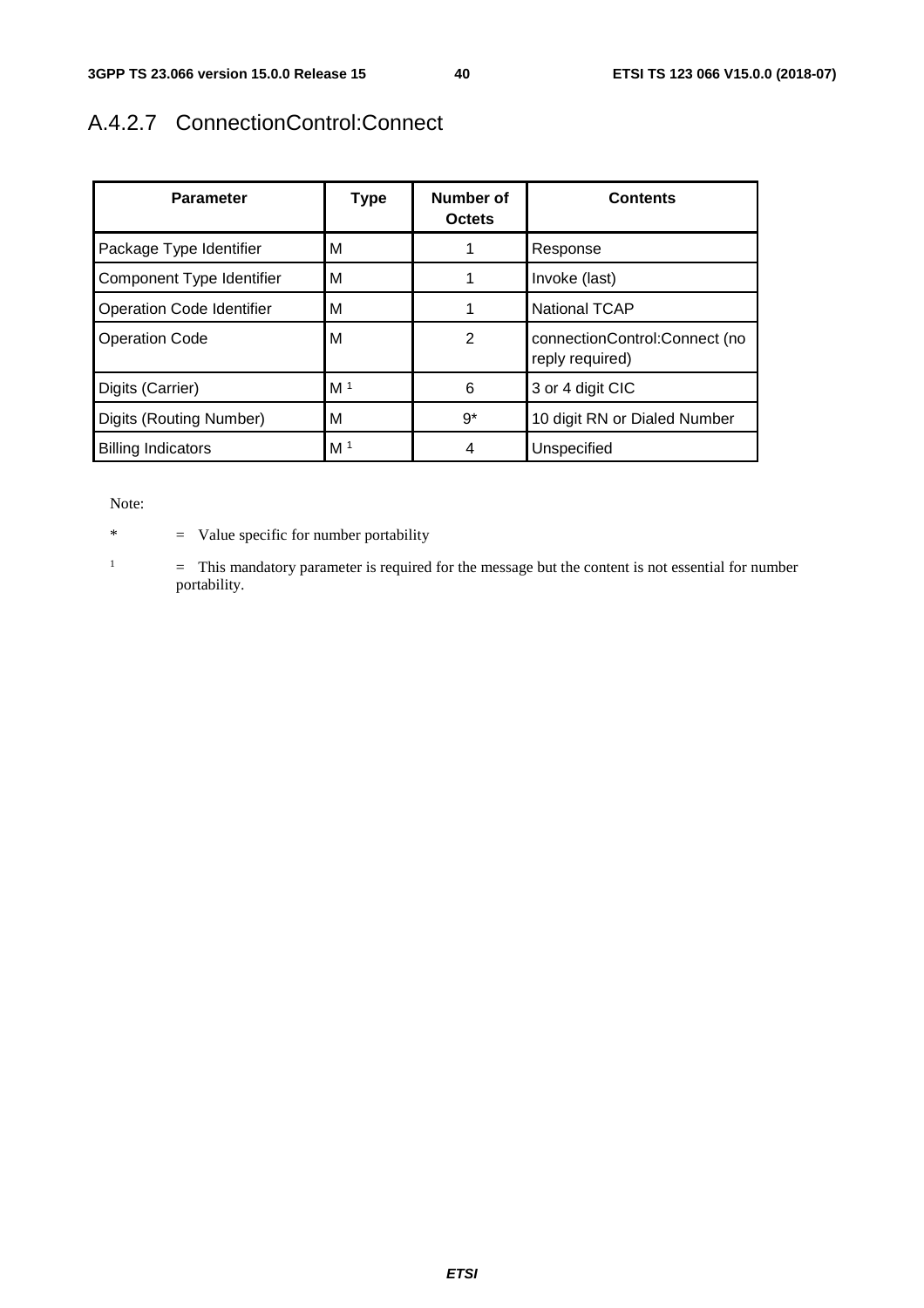### A.4.2.7 ConnectionControl:Connect

| Parameter | Type | Number of Octets | Contents |
| --- | --- | --- | --- |
| Package Type Identifier | M | 1 | Response |
| Component Type Identifier | M | 1 | Invoke (last) |
| Operation Code Identifier | M | 1 | National TCAP |
| Operation Code | M | 2 | connectionControl:Connect (no reply required) |
| Digits (Carrier) | M [1] | 6 | 3 or 4 digit CIC |
| Digits (Routing Number) | M | 9* | 10 digit RN or Dialed Number |
| Billing Indicators | M [1] | 4 | Unspecified |

Note:

\* = Value specific for number portability

[1] = This mandatory parameter is required for the message but the content is not essential for number portability.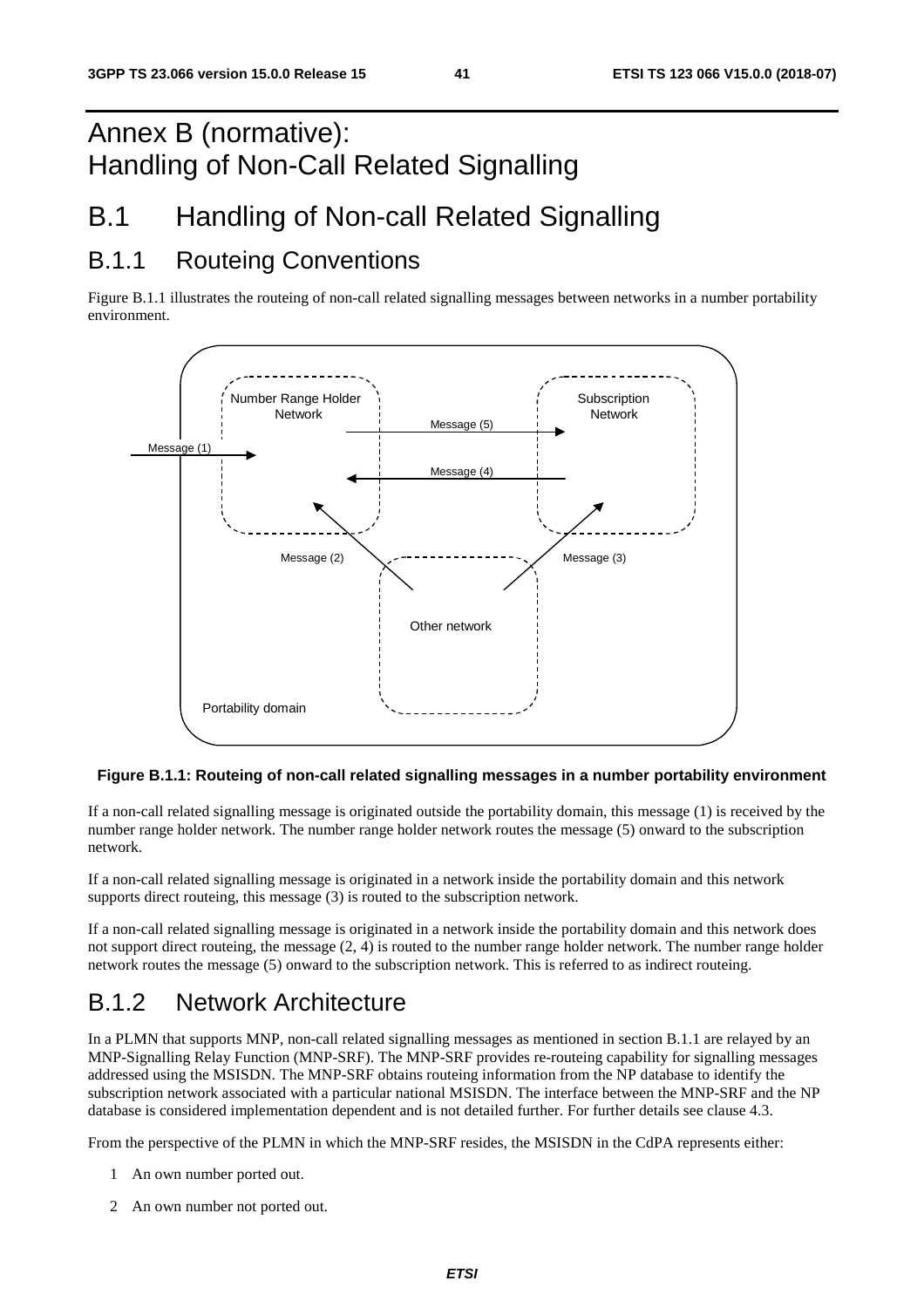# Annex B (normative): Handling of Non-Call Related Signalling

# B.1 Handling of Non-call Related Signalling

## B.1.1 Routeing Conventions

Figure B.1.1 illustrates the routeing of non-call related signalling messages between networks in a number portability environment.

**Figure B.1.1: Routeing of non-call related signalling messages in a number portability environment**

If a non-call related signalling message is originated outside the portability domain, this message (1) is received by the number range holder network. The number range holder network routes the message (5) onward to the subscription network.

If a non-call related signalling message is originated in a network inside the portability domain and this network supports direct routeing, this message (3) is routed to the subscription network.

If a non-call related signalling message is originated in a network inside the portability domain and this network does not support direct routeing, the message (2, 4) is routed to the number range holder network. The number range holder network routes the message (5) onward to the subscription network. This is referred to as indirect routeing.

## B.1.2 Network Architecture

In a PLMN that supports MNP, non-call related signalling messages as mentioned in section B.1.1 are relayed by an MNP-Signalling Relay Function (MNP-SRF). The MNP-SRF provides re-routeing capability for signalling messages addressed using the MSISDN. The MNP-SRF obtains routeing information from the NP database to identify the subscription network associated with a particular national MSISDN. The interface between the MNP-SRF and the NP database is considered implementation dependent and is not detailed further. For further details see clause 4.3.

From the perspective of the PLMN in which the MNP-SRF resides, the MSISDN in the CdPA represents either:

1. An own number ported out.
2. An own number not ported out.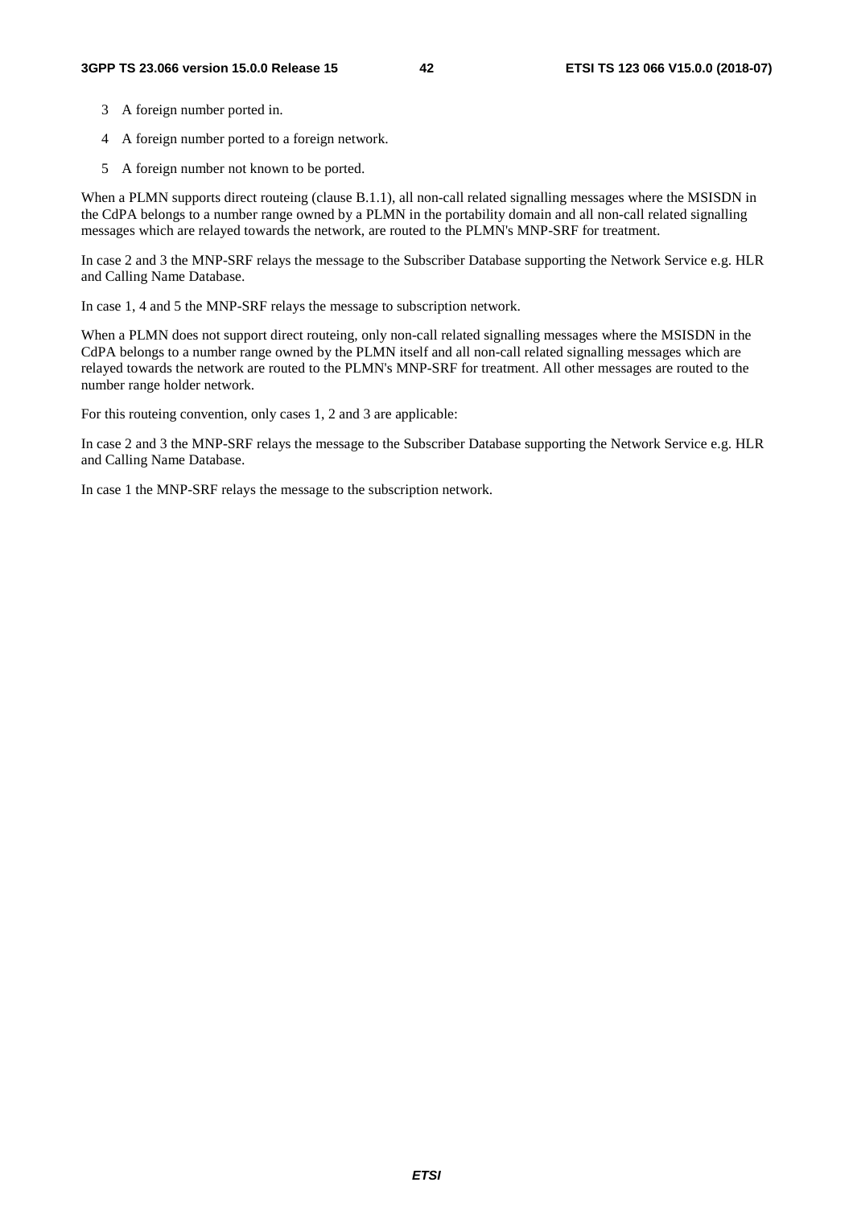3 A foreign number ported in.

4 A foreign number ported to a foreign network.

5 A foreign number not known to be ported.

When a PLMN supports direct routeing (clause B.1.1), all non-call related signalling messages where the MSISDN in the CdPA belongs to a number range owned by a PLMN in the portability domain and all non-call related signalling messages which are relayed towards the network, are routed to the PLMN's MNP-SRF for treatment.

In case 2 and 3 the MNP-SRF relays the message to the Subscriber Database supporting the Network Service e.g. HLR and Calling Name Database.

In case 1, 4 and 5 the MNP-SRF relays the message to subscription network.

When a PLMN does not support direct routeing, only non-call related signalling messages where the MSISDN in the CdPA belongs to a number range owned by the PLMN itself and all non-call related signalling messages which are relayed towards the network are routed to the PLMN's MNP-SRF for treatment. All other messages are routed to the number range holder network.

For this routeing convention, only cases 1, 2 and 3 are applicable:

In case 2 and 3 the MNP-SRF relays the message to the Subscriber Database supporting the Network Service e.g. HLR and Calling Name Database.

In case 1 the MNP-SRF relays the message to the subscription network.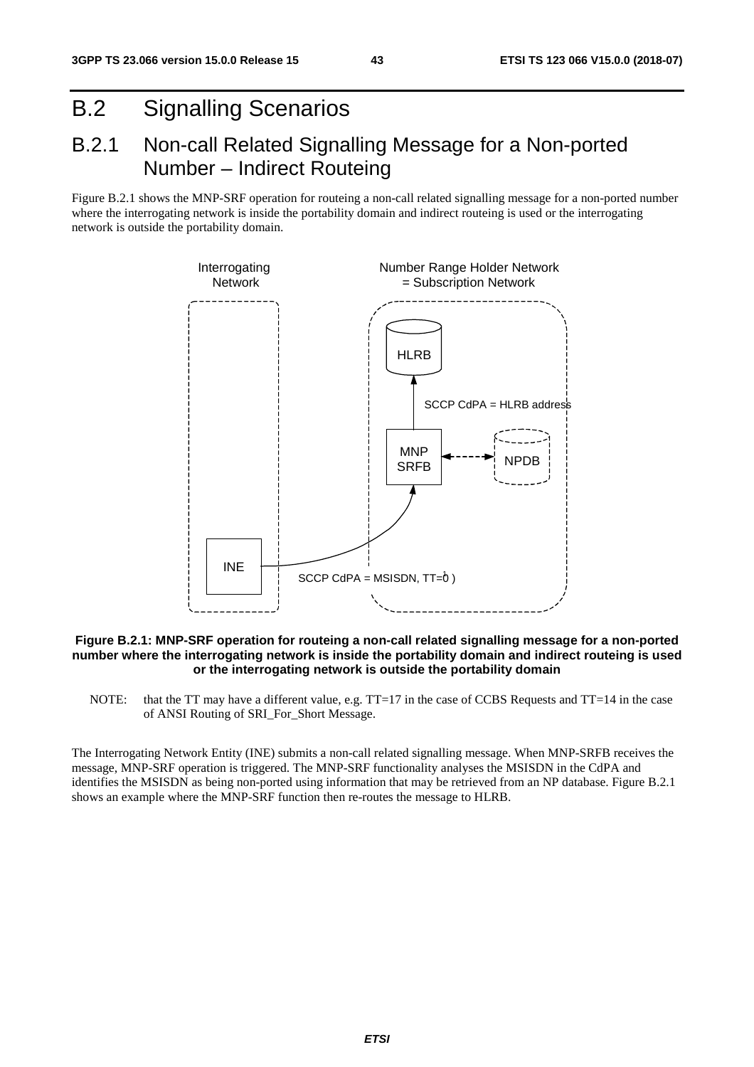# B.2 Signalling Scenarios

## B.2.1 Non-call Related Signalling Message for a Non-ported Number – Indirect Routeing

Figure B.2.1 shows the MNP-SRF operation for routeing a non-call related signalling message for a non-ported number where the interrogating network is inside the portability domain and indirect routeing is used or the interrogating network is outside the portability domain.

Interrogating Network

Number Range Holder Network = Subscription Network

HLRB

SCCP CdPA = HLRB address

MNP SRFB

NPDB

INE

SCCP CdPA = MSISDN, TT=0[1])

**Figure B.2.1: MNP-SRF operation for routeing a non-call related signalling message for a non-ported number where the interrogating network is inside the portability domain and indirect routeing is used or the interrogating network is outside the portability domain**

NOTE: that the TT may have a different value, e.g. TT=17 in the case of CCBS Requests and TT=14 in the case of ANSI Routing of SRI_For_Short Message.

The Interrogating Network Entity (INE) submits a non-call related signalling message. When MNP-SRFB receives the message, MNP-SRF operation is triggered. The MNP-SRF functionality analyses the MSISDN in the CdPA and identifies the MSISDN as being non-ported using information that may be retrieved from an NP database. Figure B.2.1 shows an example where the MNP-SRF function then re-routes the message to HLRB.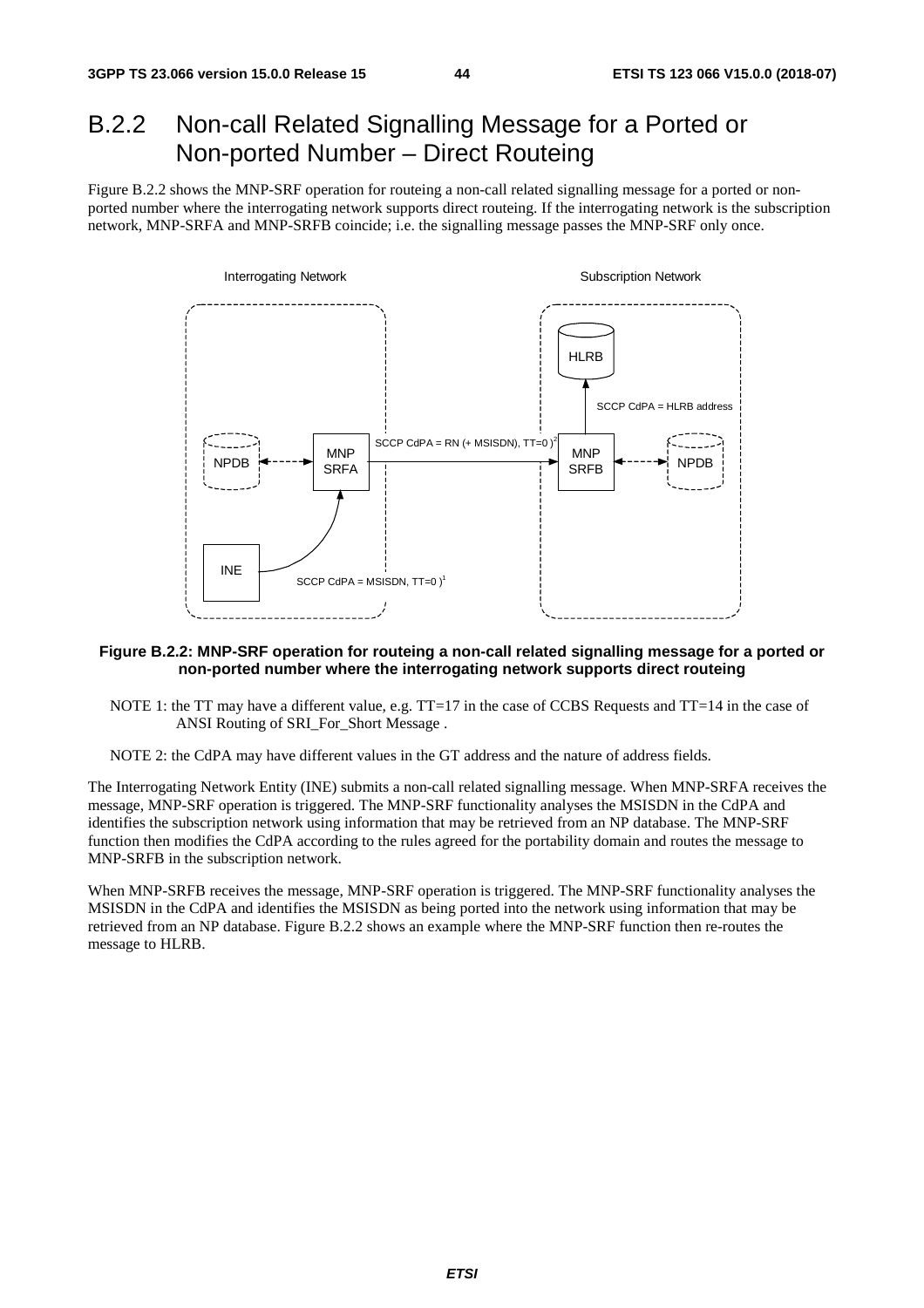## B.2.2 Non-call Related Signalling Message for a Ported or Non-ported Number – Direct Routeing

Figure B.2.2 shows the MNP-SRF operation for routeing a non-call related signalling message for a ported or non-ported number where the interrogating network supports direct routeing. If the interrogating network is the subscription network, MNP-SRFA and MNP-SRFB coincide; i.e. the signalling message passes the MNP-SRF only once.

**Figure B.2.2: MNP-SRF operation for routeing a non-call related signalling message for a ported or non-ported number where the interrogating network supports direct routeing**

NOTE 1: the TT may have a different value, e.g. TT=17 in the case of CCBS Requests and TT=14 in the case of ANSI Routing of SRI_For_Short Message .

NOTE 2: the CdPA may have different values in the GT address and the nature of address fields.

The Interrogating Network Entity (INE) submits a non-call related signalling message. When MNP-SRFA receives the message, MNP-SRF operation is triggered. The MNP-SRF functionality analyses the MSISDN in the CdPA and identifies the subscription network using information that may be retrieved from an NP database. The MNP-SRF function then modifies the CdPA according to the rules agreed for the portability domain and routes the message to MNP-SRFB in the subscription network.

When MNP-SRFB receives the message, MNP-SRF operation is triggered. The MNP-SRF functionality analyses the MSISDN in the CdPA and identifies the MSISDN as being ported into the network using information that may be retrieved from an NP database. Figure B.2.2 shows an example where the MNP-SRF function then re-routes the message to HLRB.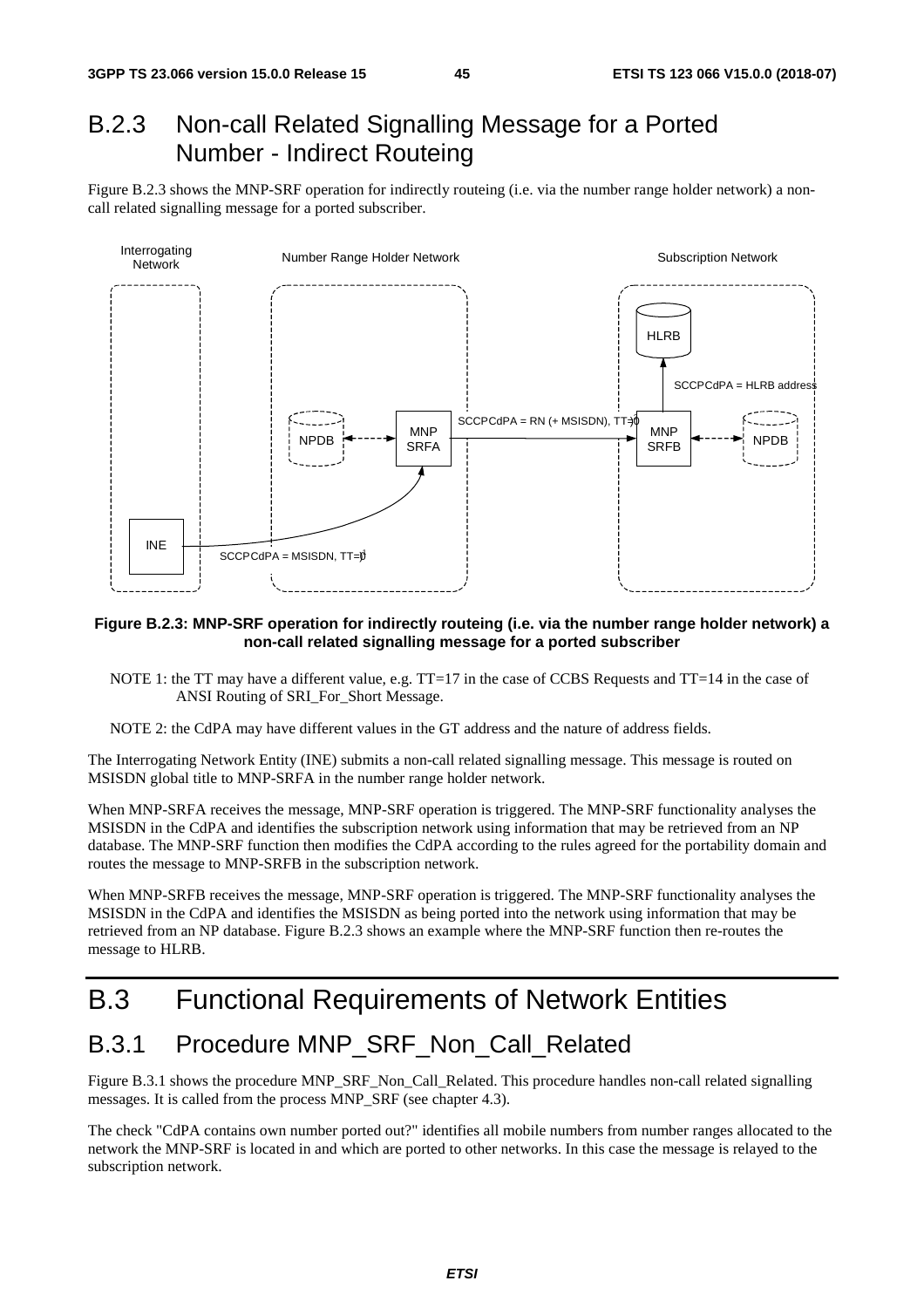## B.2.3 Non-call Related Signalling Message for a Ported Number - Indirect Routeing

Figure B.2.3 shows the MNP-SRF operation for indirectly routeing (i.e. via the number range holder network) a non-call related signalling message for a ported subscriber.

**Figure B.2.3: MNP-SRF operation for indirectly routeing (i.e. via the number range holder network) a non-call related signalling message for a ported subscriber**

NOTE 1: the TT may have a different value, e.g. TT=17 in the case of CCBS Requests and TT=14 in the case of ANSI Routing of SRI_For_Short Message.

NOTE 2: the CdPA may have different values in the GT address and the nature of address fields.

The Interrogating Network Entity (INE) submits a non-call related signalling message. This message is routed on MSISDN global title to MNP-SRFA in the number range holder network.

When MNP-SRFA receives the message, MNP-SRF operation is triggered. The MNP-SRF functionality analyses the MSISDN in the CdPA and identifies the subscription network using information that may be retrieved from an NP database. The MNP-SRF function then modifies the CdPA according to the rules agreed for the portability domain and routes the message to MNP-SRFB in the subscription network.

When MNP-SRFB receives the message, MNP-SRF operation is triggered. The MNP-SRF functionality analyses the MSISDN in the CdPA and identifies the MSISDN as being ported into the network using information that may be retrieved from an NP database. Figure B.2.3 shows an example where the MNP-SRF function then re-routes the message to HLRB.

# B.3 Functional Requirements of Network Entities

## B.3.1 Procedure MNP_SRF_Non_Call_Related

Figure B.3.1 shows the procedure MNP_SRF_Non_Call_Related. This procedure handles non-call related signalling messages. It is called from the process MNP_SRF (see chapter 4.3).

The check "CdPA contains own number ported out?" identifies all mobile numbers from number ranges allocated to the network the MNP-SRF is located in and which are ported to other networks. In this case the message is relayed to the subscription network.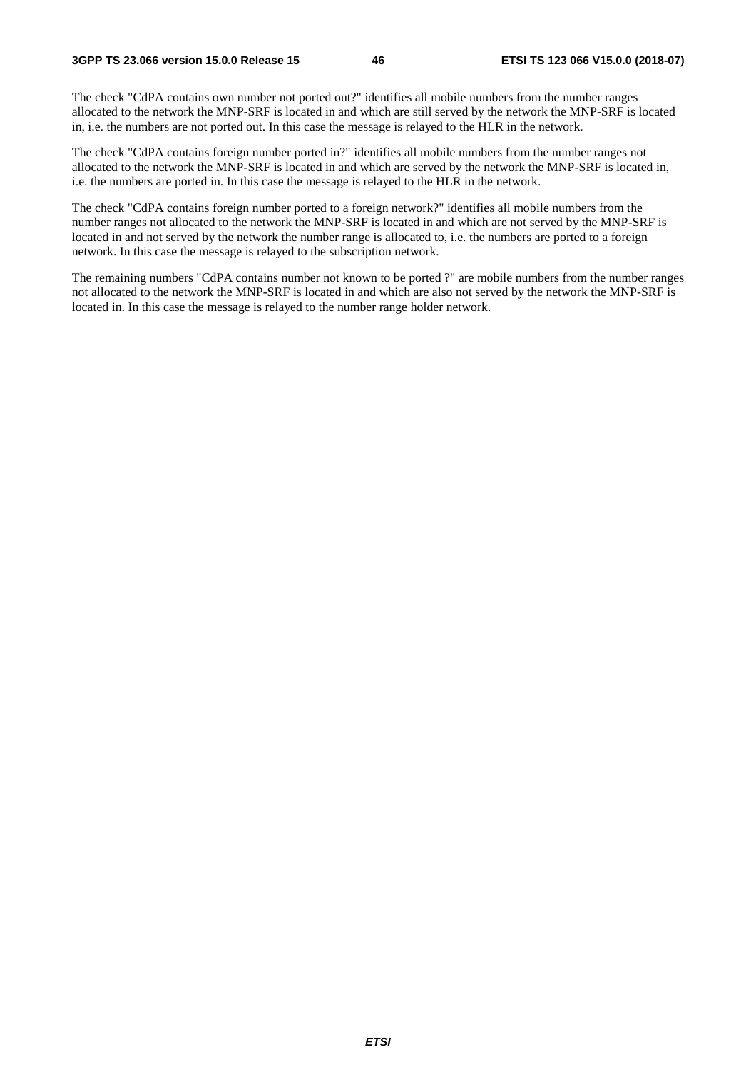The check "CdPA contains own number not ported out?" identifies all mobile numbers from the number ranges allocated to the network the MNP-SRF is located in and which are still served by the network the MNP-SRF is located in, i.e. the numbers are not ported out. In this case the message is relayed to the HLR in the network.

The check "CdPA contains foreign number ported in?" identifies all mobile numbers from the number ranges not allocated to the network the MNP-SRF is located in and which are served by the network the MNP-SRF is located in, i.e. the numbers are ported in. In this case the message is relayed to the HLR in the network.

The check "CdPA contains foreign number ported to a foreign network?" identifies all mobile numbers from the number ranges not allocated to the network the MNP-SRF is located in and which are not served by the MNP-SRF is located in and not served by the network the number range is allocated to, i.e. the numbers are ported to a foreign network. In this case the message is relayed to the subscription network.

The remaining numbers "CdPA contains number not known to be ported ?" are mobile numbers from the number ranges not allocated to the network the MNP-SRF is located in and which are also not served by the network the MNP-SRF is located in. In this case the message is relayed to the number range holder network.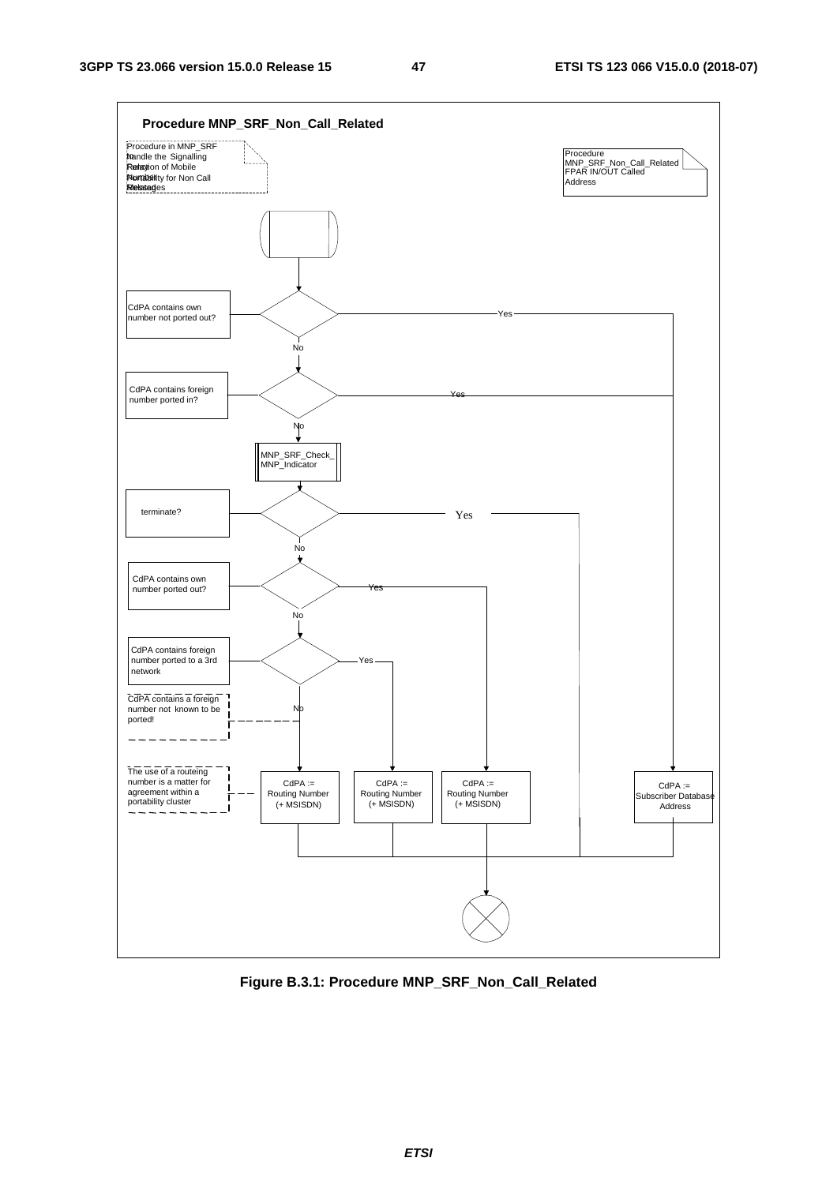**Procedure MNP_SRF_Non_Call_Related**

Procedure in MNP_SRF to handle the Signalling Relay Function of Mobile Number Portability for Non Call Related Messages

Procedure MNP_SRF_Non_Call_Related FPAR IN/OUT Called Address

CdPA contains own number not ported out? — Yes / No

CdPA contains foreign number ported in? — Yes / No

MNP_SRF_Check_MNP_Indicator

terminate? — Yes / No

CdPA contains own number ported out? — Yes / No

CdPA contains foreign number ported to a 3rd network — Yes / No

CdPA contains a foreign number not known to be ported!

The use of a routeing number is a matter for agreement within a portability cluster

CdPA := Routing Number (+ MSISDN)

CdPA := Routing Number (+ MSISDN)

CdPA := Routing Number (+ MSISDN)

CdPA := Subscriber Database Address

**Figure B.3.1: Procedure MNP_SRF_Non_Call_Related**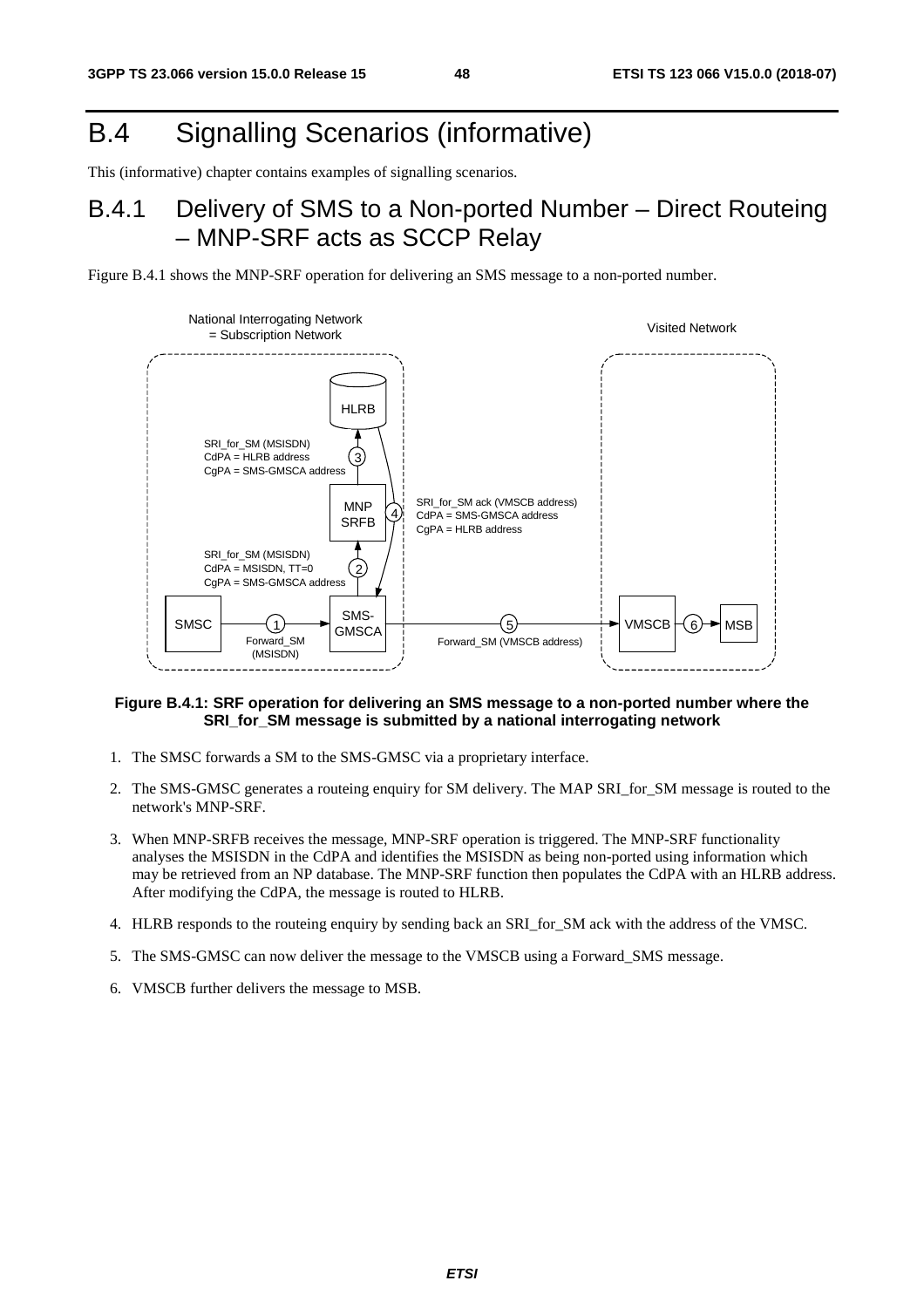# B.4 Signalling Scenarios (informative)

This (informative) chapter contains examples of signalling scenarios.

## B.4.1 Delivery of SMS to a Non-ported Number – Direct Routeing – MNP-SRF acts as SCCP Relay

Figure B.4.1 shows the MNP-SRF operation for delivering an SMS message to a non-ported number.

**Figure B.4.1: SRF operation for delivering an SMS message to a non-ported number where the SRI_for_SM message is submitted by a national interrogating network**

1. The SMSC forwards a SM to the SMS-GMSC via a proprietary interface.
2. The SMS-GMSC generates a routeing enquiry for SM delivery. The MAP SRI_for_SM message is routed to the network's MNP-SRF.
3. When MNP-SRFB receives the message, MNP-SRF operation is triggered. The MNP-SRF functionality analyses the MSISDN in the CdPA and identifies the MSISDN as being non-ported using information which may be retrieved from an NP database. The MNP-SRF function then populates the CdPA with an HLRB address. After modifying the CdPA, the message is routed to HLRB.
4. HLRB responds to the routeing enquiry by sending back an SRI_for_SM ack with the address of the VMSC.
5. The SMS-GMSC can now deliver the message to the VMSCB using a Forward_SMS message.
6. VMSCB further delivers the message to MSB.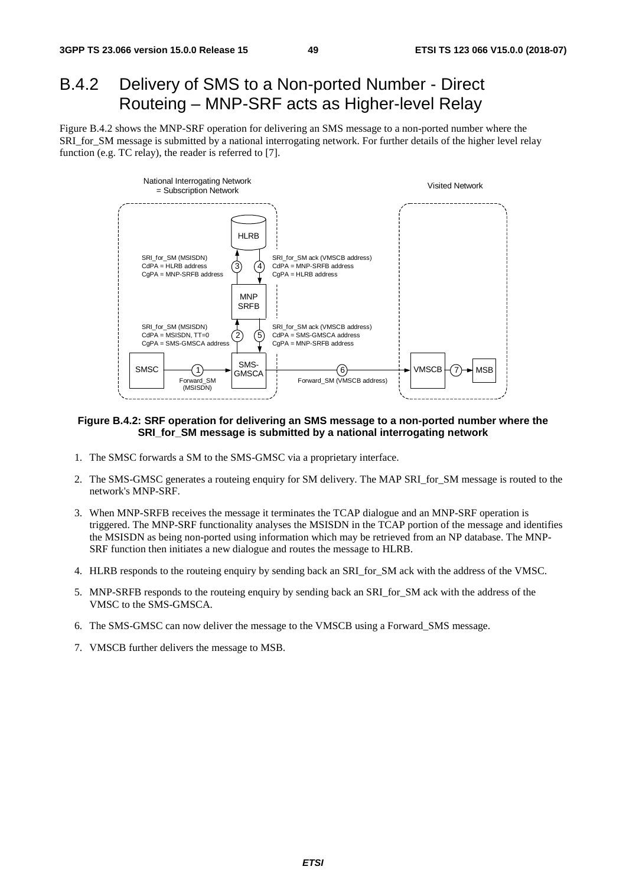## B.4.2 Delivery of SMS to a Non-ported Number - Direct Routeing – MNP-SRF acts as Higher-level Relay

Figure B.4.2 shows the MNP-SRF operation for delivering an SMS message to a non-ported number where the SRI_for_SM message is submitted by a national interrogating network. For further details of the higher level relay function (e.g. TC relay), the reader is referred to [7].

**Figure B.4.2: SRF operation for delivering an SMS message to a non-ported number where the SRI_for_SM message is submitted by a national interrogating network**

1. The SMSC forwards a SM to the SMS-GMSC via a proprietary interface.
2. The SMS-GMSC generates a routeing enquiry for SM delivery. The MAP SRI_for_SM message is routed to the network's MNP-SRF.
3. When MNP-SRFB receives the message it terminates the TCAP dialogue and an MNP-SRF operation is triggered. The MNP-SRF functionality analyses the MSISDN in the TCAP portion of the message and identifies the MSISDN as being non-ported using information which may be retrieved from an NP database. The MNP-SRF function then initiates a new dialogue and routes the message to HLRB.
4. HLRB responds to the routeing enquiry by sending back an SRI_for_SM ack with the address of the VMSC.
5. MNP-SRFB responds to the routeing enquiry by sending back an SRI_for_SM ack with the address of the VMSC to the SMS-GMSCA.
6. The SMS-GMSC can now deliver the message to the VMSCB using a Forward_SMS message.
7. VMSCB further delivers the message to MSB.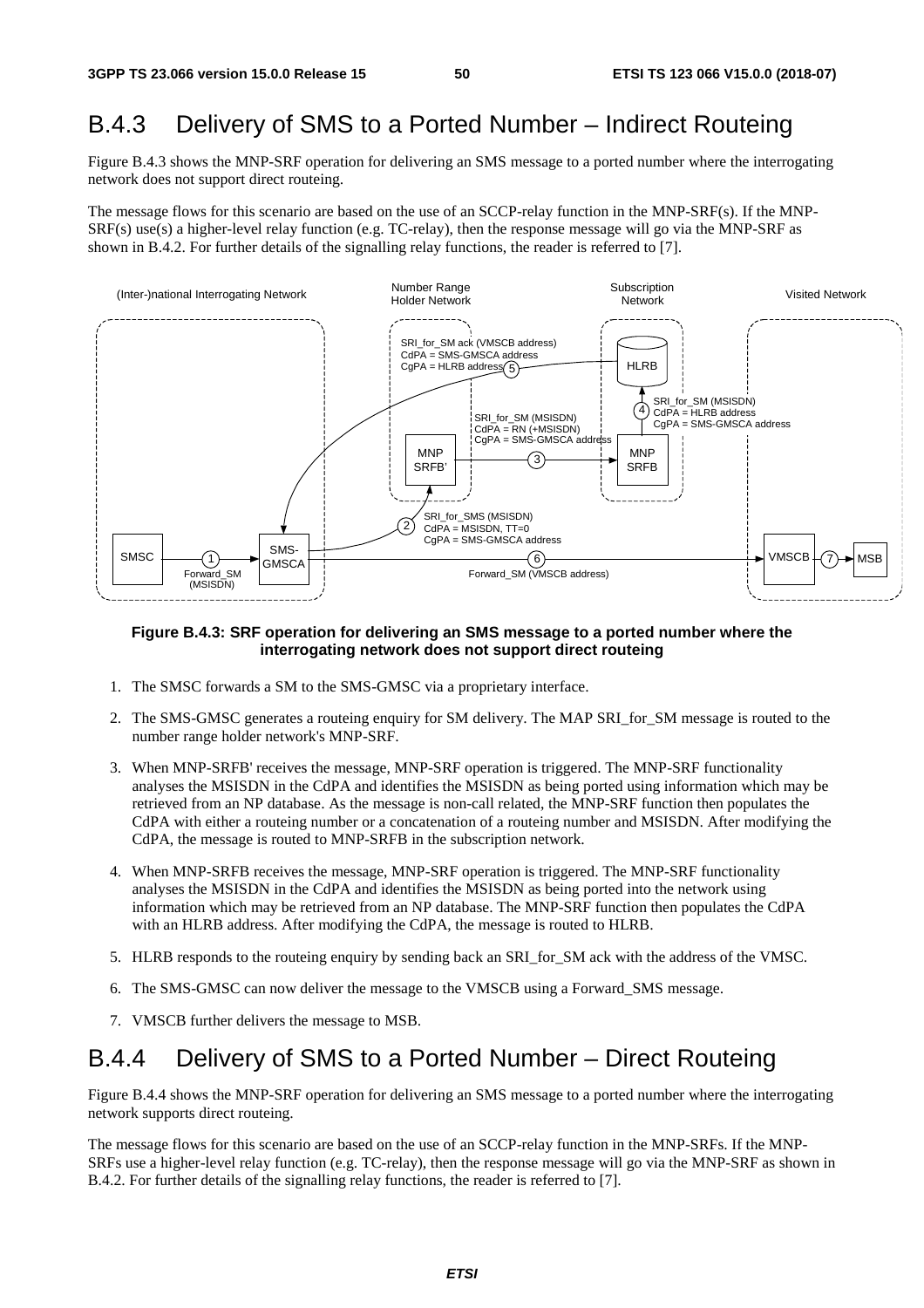## B.4.3 Delivery of SMS to a Ported Number – Indirect Routeing

Figure B.4.3 shows the MNP-SRF operation for delivering an SMS message to a ported number where the interrogating network does not support direct routeing.

The message flows for this scenario are based on the use of an SCCP-relay function in the MNP-SRF(s). If the MNP-SRF(s) use(s) a higher-level relay function (e.g. TC-relay), then the response message will go via the MNP-SRF as shown in B.4.2. For further details of the signalling relay functions, the reader is referred to [7].

**Figure B.4.3: SRF operation for delivering an SMS message to a ported number where the interrogating network does not support direct routeing**

1. The SMSC forwards a SM to the SMS-GMSC via a proprietary interface.
2. The SMS-GMSC generates a routeing enquiry for SM delivery. The MAP SRI_for_SM message is routed to the number range holder network's MNP-SRF.
3. When MNP-SRFB' receives the message, MNP-SRF operation is triggered. The MNP-SRF functionality analyses the MSISDN in the CdPA and identifies the MSISDN as being ported using information which may be retrieved from an NP database. As the message is non-call related, the MNP-SRF function then populates the CdPA with either a routeing number or a concatenation of a routeing number and MSISDN. After modifying the CdPA, the message is routed to MNP-SRFB in the subscription network.
4. When MNP-SRFB receives the message, MNP-SRF operation is triggered. The MNP-SRF functionality analyses the MSISDN in the CdPA and identifies the MSISDN as being ported into the network using information which may be retrieved from an NP database. The MNP-SRF function then populates the CdPA with an HLRB address. After modifying the CdPA, the message is routed to HLRB.
5. HLRB responds to the routeing enquiry by sending back an SRI_for_SM ack with the address of the VMSC.
6. The SMS-GMSC can now deliver the message to the VMSCB using a Forward_SMS message.
7. VMSCB further delivers the message to MSB.

## B.4.4 Delivery of SMS to a Ported Number – Direct Routeing

Figure B.4.4 shows the MNP-SRF operation for delivering an SMS message to a ported number where the interrogating network supports direct routeing.

The message flows for this scenario are based on the use of an SCCP-relay function in the MNP-SRFs. If the MNP-SRFs use a higher-level relay function (e.g. TC-relay), then the response message will go via the MNP-SRF as shown in B.4.2. For further details of the signalling relay functions, the reader is referred to [7].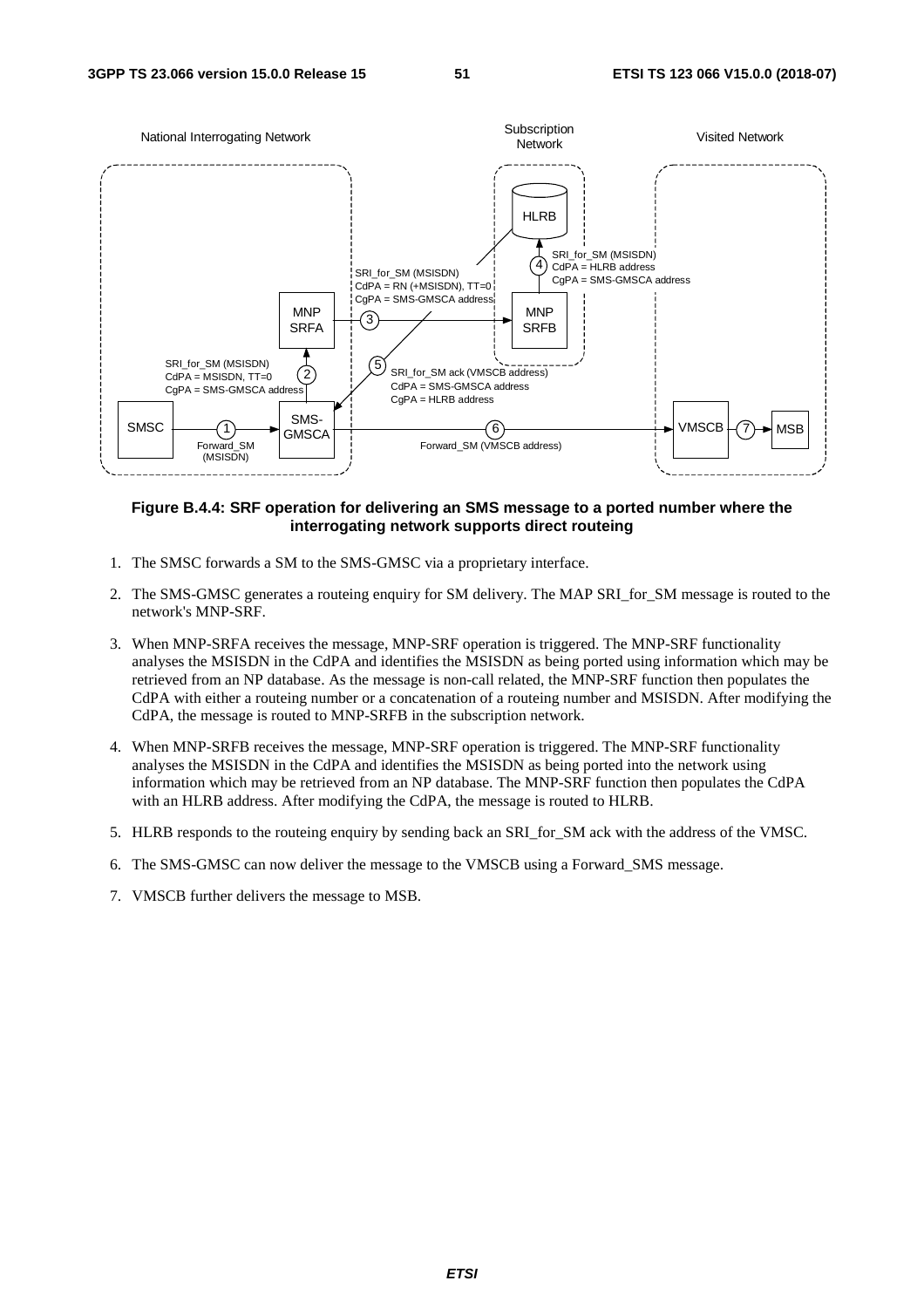**Figure B.4.4: SRF operation for delivering an SMS message to a ported number where the interrogating network supports direct routeing**

1. The SMSC forwards a SM to the SMS-GMSC via a proprietary interface.

2. The SMS-GMSC generates a routeing enquiry for SM delivery. The MAP SRI_for_SM message is routed to the network's MNP-SRF.

3. When MNP-SRFA receives the message, MNP-SRF operation is triggered. The MNP-SRF functionality analyses the MSISDN in the CdPA and identifies the MSISDN as being ported using information which may be retrieved from an NP database. As the message is non-call related, the MNP-SRF function then populates the CdPA with either a routeing number or a concatenation of a routeing number and MSISDN. After modifying the CdPA, the message is routed to MNP-SRFB in the subscription network.

4. When MNP-SRFB receives the message, MNP-SRF operation is triggered. The MNP-SRF functionality analyses the MSISDN in the CdPA and identifies the MSISDN as being ported into the network using information which may be retrieved from an NP database. The MNP-SRF function then populates the CdPA with an HLRB address. After modifying the CdPA, the message is routed to HLRB.

5. HLRB responds to the routeing enquiry by sending back an SRI_for_SM ack with the address of the VMSC.

6. The SMS-GMSC can now deliver the message to the VMSCB using a Forward_SMS message.

7. VMSCB further delivers the message to MSB.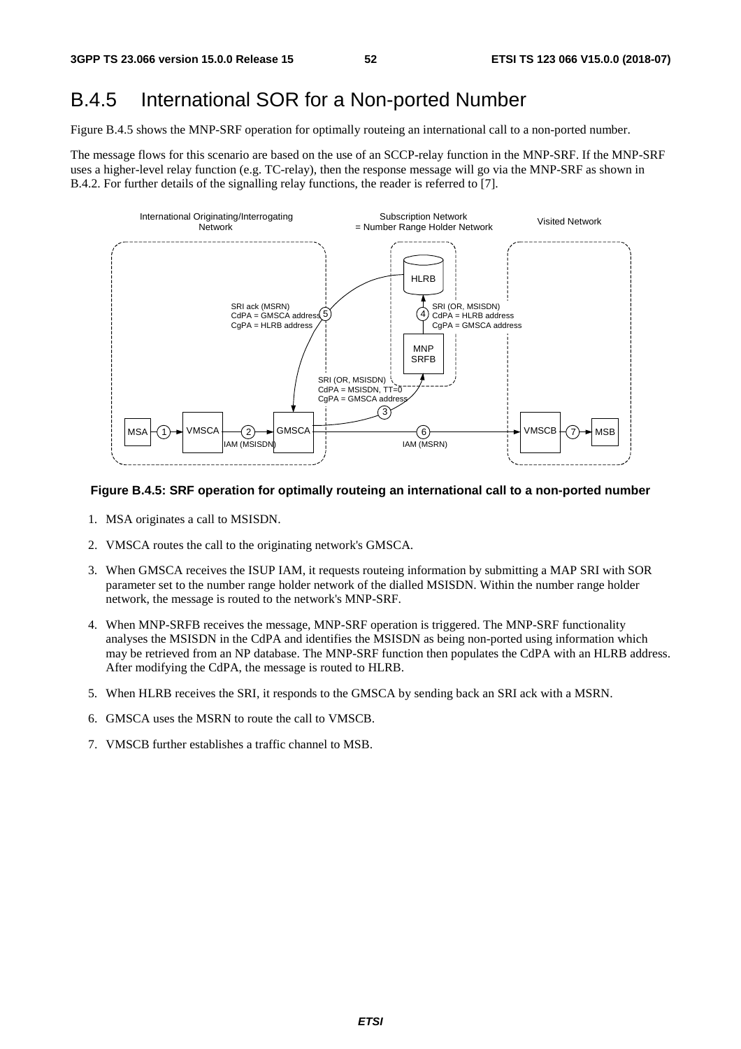# B.4.5 International SOR for a Non-ported Number

Figure B.4.5 shows the MNP-SRF operation for optimally routeing an international call to a non-ported number.

The message flows for this scenario are based on the use of an SCCP-relay function in the MNP-SRF. If the MNP-SRF uses a higher-level relay function (e.g. TC-relay), then the response message will go via the MNP-SRF as shown in B.4.2. For further details of the signalling relay functions, the reader is referred to [7].

**Figure B.4.5: SRF operation for optimally routeing an international call to a non-ported number**

1. MSA originates a call to MSISDN.
2. VMSCA routes the call to the originating network's GMSCA.
3. When GMSCA receives the ISUP IAM, it requests routeing information by submitting a MAP SRI with SOR parameter set to the number range holder network of the dialled MSISDN. Within the number range holder network, the message is routed to the network's MNP-SRF.
4. When MNP-SRFB receives the message, MNP-SRF operation is triggered. The MNP-SRF functionality analyses the MSISDN in the CdPA and identifies the MSISDN as being non-ported using information which may be retrieved from an NP database. The MNP-SRF function then populates the CdPA with an HLRB address. After modifying the CdPA, the message is routed to HLRB.
5. When HLRB receives the SRI, it responds to the GMSCA by sending back an SRI ack with a MSRN.
6. GMSCA uses the MSRN to route the call to VMSCB.
7. VMSCB further establishes a traffic channel to MSB.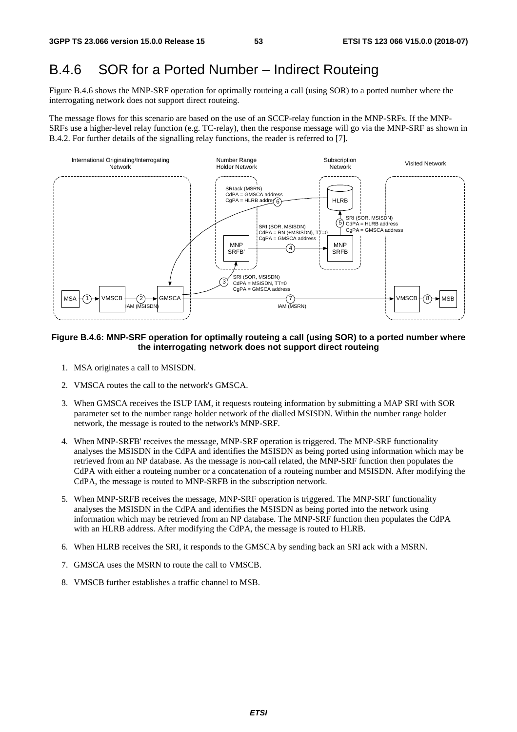# B.4.6 SOR for a Ported Number – Indirect Routeing

Figure B.4.6 shows the MNP-SRF operation for optimally routeing a call (using SOR) to a ported number where the interrogating network does not support direct routeing.

The message flows for this scenario are based on the use of an SCCP-relay function in the MNP-SRFs. If the MNP-SRFs use a higher-level relay function (e.g. TC-relay), then the response message will go via the MNP-SRF as shown in B.4.2. For further details of the signalling relay functions, the reader is referred to [7].

**Figure B.4.6: MNP-SRF operation for optimally routeing a call (using SOR) to a ported number where the interrogating network does not support direct routeing**

1. MSA originates a call to MSISDN.
2. VMSCA routes the call to the network's GMSCA.
3. When GMSCA receives the ISUP IAM, it requests routeing information by submitting a MAP SRI with SOR parameter set to the number range holder network of the dialled MSISDN. Within the number range holder network, the message is routed to the network's MNP-SRF.
4. When MNP-SRFB' receives the message, MNP-SRF operation is triggered. The MNP-SRF functionality analyses the MSISDN in the CdPA and identifies the MSISDN as being ported using information which may be retrieved from an NP database. As the message is non-call related, the MNP-SRF function then populates the CdPA with either a routeing number or a concatenation of a routeing number and MSISDN. After modifying the CdPA, the message is routed to MNP-SRFB in the subscription network.
5. When MNP-SRFB receives the message, MNP-SRF operation is triggered. The MNP-SRF functionality analyses the MSISDN in the CdPA and identifies the MSISDN as being ported into the network using information which may be retrieved from an NP database. The MNP-SRF function then populates the CdPA with an HLRB address. After modifying the CdPA, the message is routed to HLRB.
6. When HLRB receives the SRI, it responds to the GMSCA by sending back an SRI ack with a MSRN.
7. GMSCA uses the MSRN to route the call to VMSCB.
8. VMSCB further establishes a traffic channel to MSB.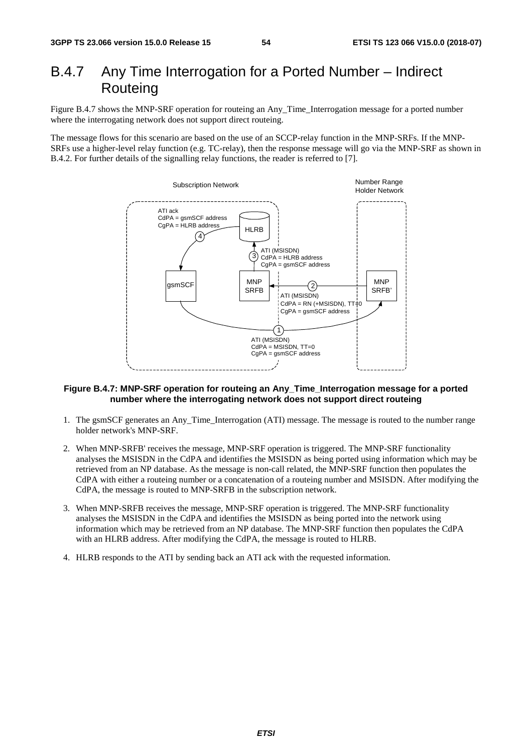# B.4.7 Any Time Interrogation for a Ported Number – Indirect Routeing

Figure B.4.7 shows the MNP-SRF operation for routeing an Any_Time_Interrogation message for a ported number where the interrogating network does not support direct routeing.

The message flows for this scenario are based on the use of an SCCP-relay function in the MNP-SRFs. If the MNP-SRFs use a higher-level relay function (e.g. TC-relay), then the response message will go via the MNP-SRF as shown in B.4.2. For further details of the signalling relay functions, the reader is referred to [7].

**Figure B.4.7: MNP-SRF operation for routeing an Any_Time_Interrogation message for a ported number where the interrogating network does not support direct routeing**

1. The gsmSCF generates an Any_Time_Interrogation (ATI) message. The message is routed to the number range holder network's MNP-SRF.
2. When MNP-SRFB' receives the message, MNP-SRF operation is triggered. The MNP-SRF functionality analyses the MSISDN in the CdPA and identifies the MSISDN as being ported using information which may be retrieved from an NP database. As the message is non-call related, the MNP-SRF function then populates the CdPA with either a routeing number or a concatenation of a routeing number and MSISDN. After modifying the CdPA, the message is routed to MNP-SRFB in the subscription network.
3. When MNP-SRFB receives the message, MNP-SRF operation is triggered. The MNP-SRF functionality analyses the MSISDN in the CdPA and identifies the MSISDN as being ported into the network using information which may be retrieved from an NP database. The MNP-SRF function then populates the CdPA with an HLRB address. After modifying the CdPA, the message is routed to HLRB.
4. HLRB responds to the ATI by sending back an ATI ack with the requested information.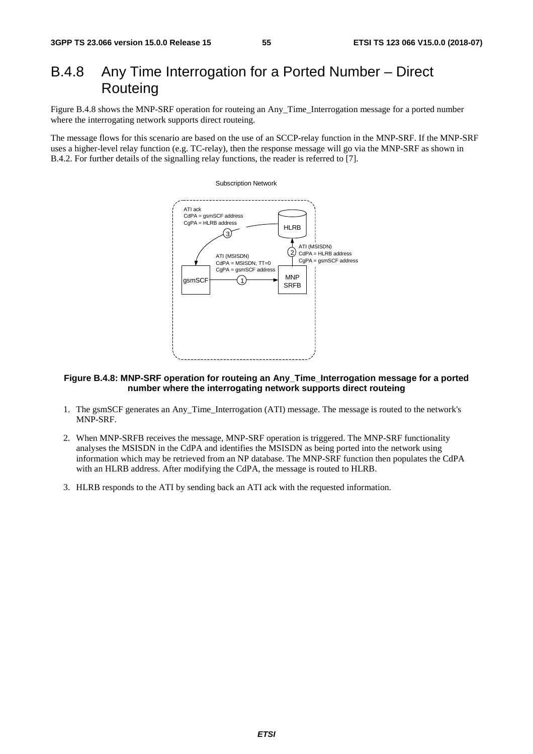# B.4.8 Any Time Interrogation for a Ported Number – Direct Routeing

Figure B.4.8 shows the MNP-SRF operation for routeing an Any_Time_Interrogation message for a ported number where the interrogating network supports direct routeing.

The message flows for this scenario are based on the use of an SCCP-relay function in the MNP-SRF. If the MNP-SRF uses a higher-level relay function (e.g. TC-relay), then the response message will go via the MNP-SRF as shown in B.4.2. For further details of the signalling relay functions, the reader is referred to [7].

Subscription Network

ATI ack
CdPA = gsmSCF address
CgPA = HLRB address

HLRB

3

ATI (MSISDN)
CdPA = HLRB address
CgPA = gsmSCF address

2

ATI (MSISDN)
CdPA = MSISDN, TT=0
CgPA = gsmSCF address

gsmSCF

1

MNP SRFB

**Figure B.4.8: MNP-SRF operation for routeing an Any_Time_Interrogation message for a ported number where the interrogating network supports direct routeing**

1. The gsmSCF generates an Any_Time_Interrogation (ATI) message. The message is routed to the network's MNP-SRF.
2. When MNP-SRFB receives the message, MNP-SRF operation is triggered. The MNP-SRF functionality analyses the MSISDN in the CdPA and identifies the MSISDN as being ported into the network using information which may be retrieved from an NP database. The MNP-SRF function then populates the CdPA with an HLRB address. After modifying the CdPA, the message is routed to HLRB.
3. HLRB responds to the ATI by sending back an ATI ack with the requested information.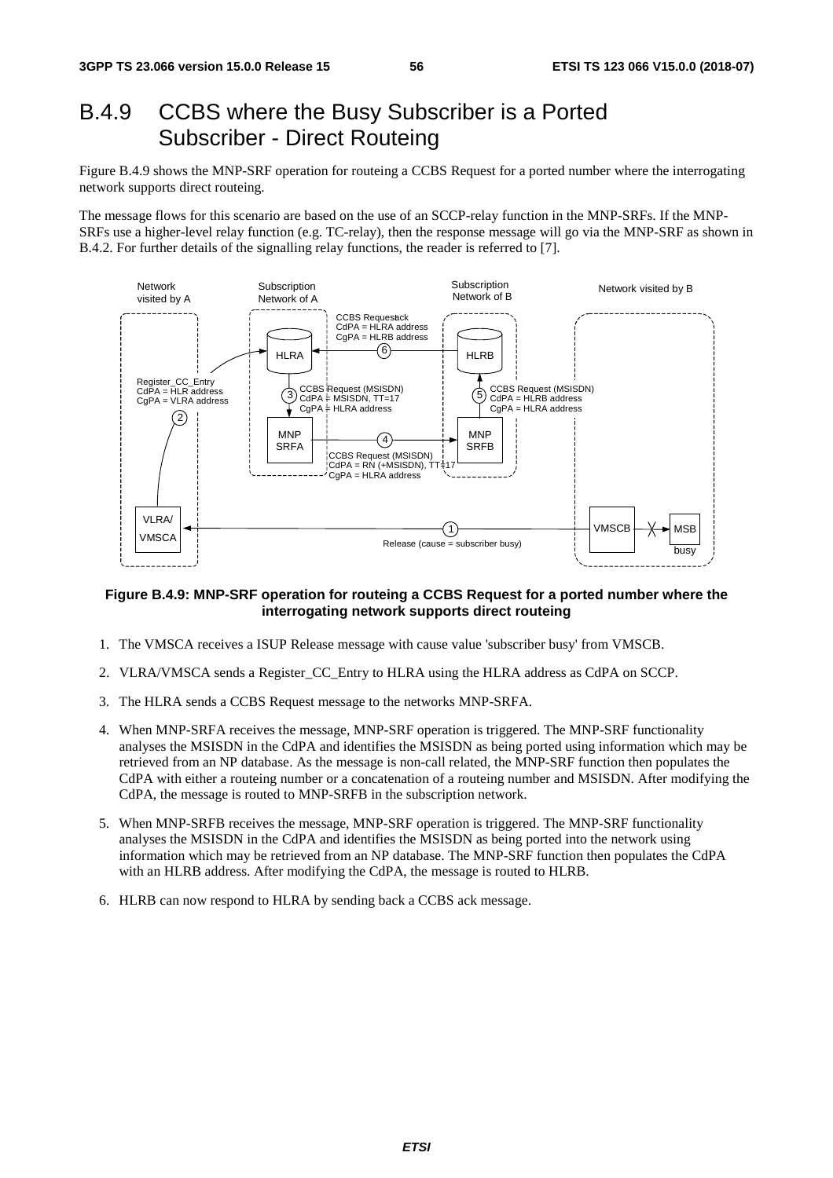## B.4.9 CCBS where the Busy Subscriber is a Ported Subscriber - Direct Routeing

Figure B.4.9 shows the MNP-SRF operation for routeing a CCBS Request for a ported number where the interrogating network supports direct routeing.

The message flows for this scenario are based on the use of an SCCP-relay function in the MNP-SRFs. If the MNP-SRFs use a higher-level relay function (e.g. TC-relay), then the response message will go via the MNP-SRF as shown in B.4.2. For further details of the signalling relay functions, the reader is referred to [7].

**Figure B.4.9: MNP-SRF operation for routeing a CCBS Request for a ported number where the interrogating network supports direct routeing**

1. The VMSCA receives a ISUP Release message with cause value 'subscriber busy' from VMSCB.
2. VLRA/VMSCA sends a Register_CC_Entry to HLRA using the HLRA address as CdPA on SCCP.
3. The HLRA sends a CCBS Request message to the networks MNP-SRFA.
4. When MNP-SRFA receives the message, MNP-SRF operation is triggered. The MNP-SRF functionality analyses the MSISDN in the CdPA and identifies the MSISDN as being ported using information which may be retrieved from an NP database. As the message is non-call related, the MNP-SRF function then populates the CdPA with either a routeing number or a concatenation of a routeing number and MSISDN. After modifying the CdPA, the message is routed to MNP-SRFB in the subscription network.
5. When MNP-SRFB receives the message, MNP-SRF operation is triggered. The MNP-SRF functionality analyses the MSISDN in the CdPA and identifies the MSISDN as being ported into the network using information which may be retrieved from an NP database. The MNP-SRF function then populates the CdPA with an HLRB address. After modifying the CdPA, the message is routed to HLRB.
6. HLRB can now respond to HLRA by sending back a CCBS ack message.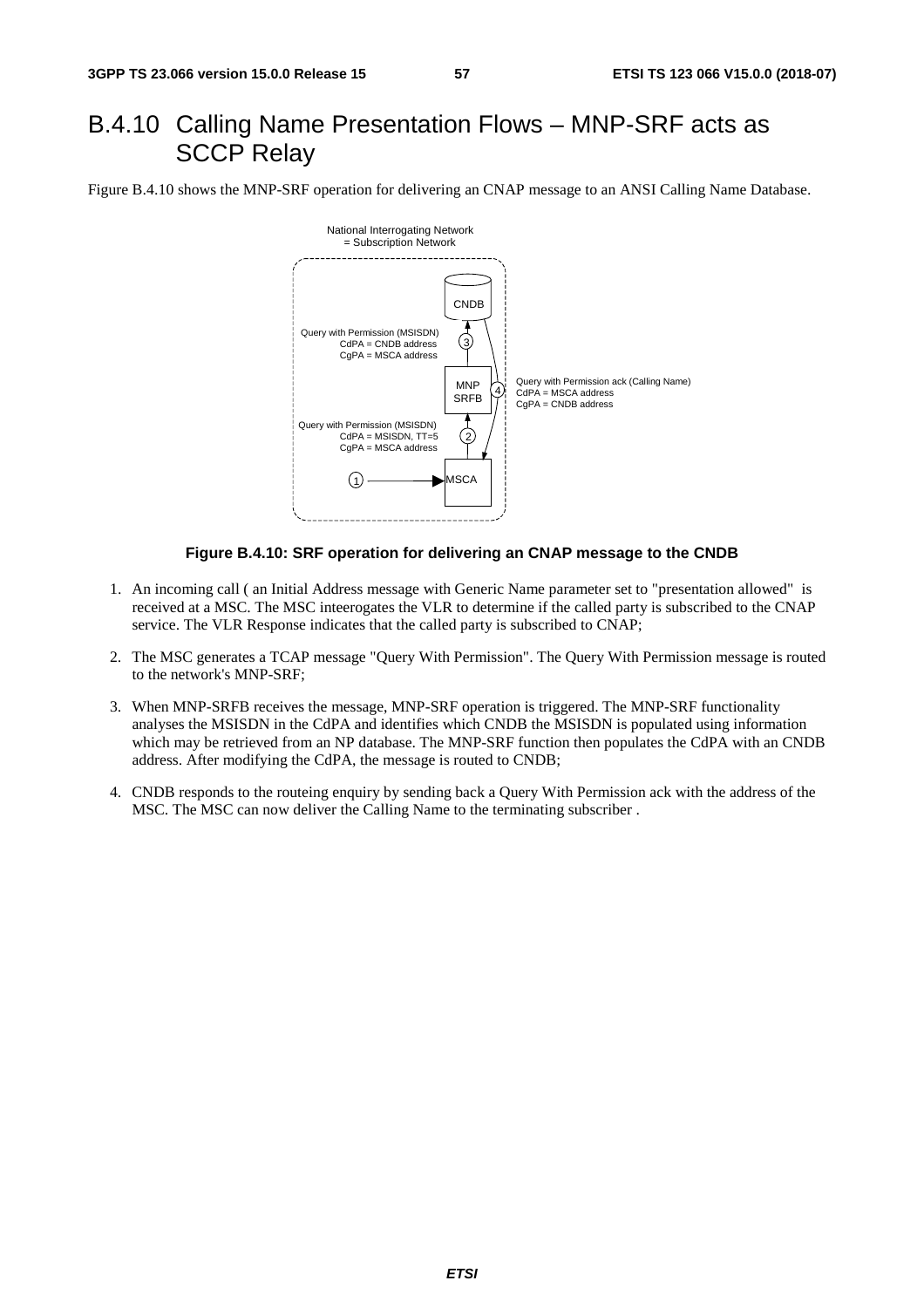# B.4.10 Calling Name Presentation Flows – MNP-SRF acts as SCCP Relay

Figure B.4.10 shows the MNP-SRF operation for delivering an CNAP message to an ANSI Calling Name Database.

National Interrogating Network = Subscription Network

CNDB

Query with Permission (MSISDN)
CdPA = CNDB address
CgPA = MSCA address

MNP SRFB

Query with Permission ack (Calling Name)
CdPA = MSCA address
CgPA = CNDB address

Query with Permission (MSISDN)
CdPA = MSISDN, TT=5
CgPA = MSCA address

MSCA

**Figure B.4.10: SRF operation for delivering an CNAP message to the CNDB**

1. An incoming call ( an Initial Address message with Generic Name parameter set to "presentation allowed" is received at a MSC. The MSC inteerogates the VLR to determine if the called party is subscribed to the CNAP service. The VLR Response indicates that the called party is subscribed to CNAP;

2. The MSC generates a TCAP message "Query With Permission". The Query With Permission message is routed to the network's MNP-SRF;

3. When MNP-SRFB receives the message, MNP-SRF operation is triggered. The MNP-SRF functionality analyses the MSISDN in the CdPA and identifies which CNDB the MSISDN is populated using information which may be retrieved from an NP database. The MNP-SRF function then populates the CdPA with an CNDB address. After modifying the CdPA, the message is routed to CNDB;

4. CNDB responds to the routeing enquiry by sending back a Query With Permission ack with the address of the MSC. The MSC can now deliver the Calling Name to the terminating subscriber .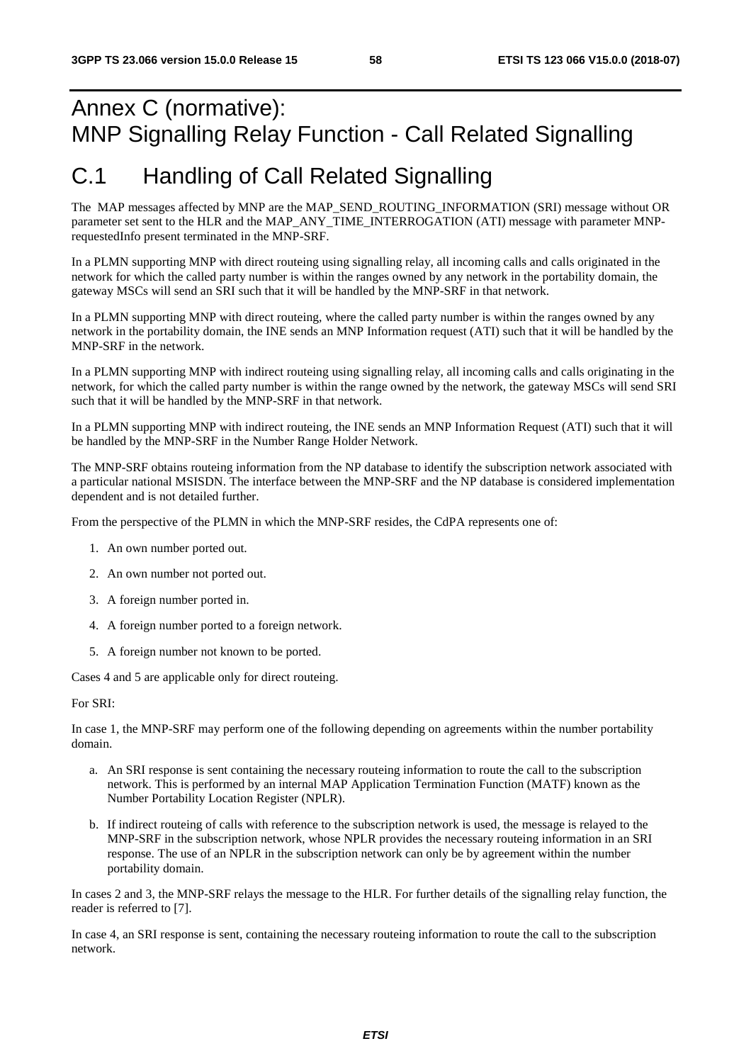# Annex C (normative): MNP Signalling Relay Function - Call Related Signalling

# C.1 Handling of Call Related Signalling

The MAP messages affected by MNP are the MAP_SEND_ROUTING_INFORMATION (SRI) message without OR parameter set sent to the HLR and the MAP_ANY_TIME_INTERROGATION (ATI) message with parameter MNP-requestedInfo present terminated in the MNP-SRF.

In a PLMN supporting MNP with direct routeing using signalling relay, all incoming calls and calls originated in the network for which the called party number is within the ranges owned by any network in the portability domain, the gateway MSCs will send an SRI such that it will be handled by the MNP-SRF in that network.

In a PLMN supporting MNP with direct routeing, where the called party number is within the ranges owned by any network in the portability domain, the INE sends an MNP Information request (ATI) such that it will be handled by the MNP-SRF in the network.

In a PLMN supporting MNP with indirect routeing using signalling relay, all incoming calls and calls originating in the network, for which the called party number is within the range owned by the network, the gateway MSCs will send SRI such that it will be handled by the MNP-SRF in that network.

In a PLMN supporting MNP with indirect routeing, the INE sends an MNP Information Request (ATI) such that it will be handled by the MNP-SRF in the Number Range Holder Network.

The MNP-SRF obtains routeing information from the NP database to identify the subscription network associated with a particular national MSISDN. The interface between the MNP-SRF and the NP database is considered implementation dependent and is not detailed further.

From the perspective of the PLMN in which the MNP-SRF resides, the CdPA represents one of:

1. An own number ported out.
2. An own number not ported out.
3. A foreign number ported in.
4. A foreign number ported to a foreign network.
5. A foreign number not known to be ported.

Cases 4 and 5 are applicable only for direct routeing.

For SRI:

In case 1, the MNP-SRF may perform one of the following depending on agreements within the number portability domain.

a. An SRI response is sent containing the necessary routeing information to route the call to the subscription network. This is performed by an internal MAP Application Termination Function (MATF) known as the Number Portability Location Register (NPLR).

b. If indirect routeing of calls with reference to the subscription network is used, the message is relayed to the MNP-SRF in the subscription network, whose NPLR provides the necessary routeing information in an SRI response. The use of an NPLR in the subscription network can only be by agreement within the number portability domain.

In cases 2 and 3, the MNP-SRF relays the message to the HLR. For further details of the signalling relay function, the reader is referred to [7].

In case 4, an SRI response is sent, containing the necessary routeing information to route the call to the subscription network.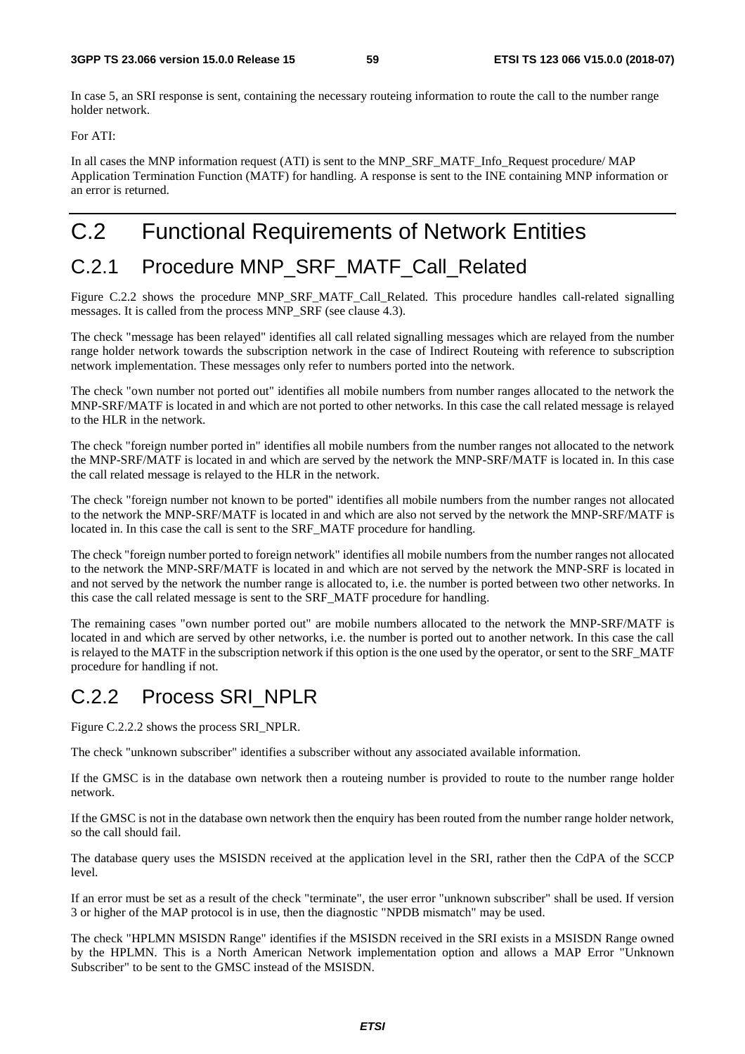In case 5, an SRI response is sent, containing the necessary routeing information to route the call to the number range holder network.

For ATI:

In all cases the MNP information request (ATI) is sent to the MNP_SRF_MATF_Info_Request procedure/ MAP Application Termination Function (MATF) for handling. A response is sent to the INE containing MNP information or an error is returned.

# C.2 Functional Requirements of Network Entities

## C.2.1 Procedure MNP_SRF_MATF_Call_Related

Figure C.2.2 shows the procedure MNP_SRF_MATF_Call_Related. This procedure handles call-related signalling messages. It is called from the process MNP_SRF (see clause 4.3).

The check "message has been relayed" identifies all call related signalling messages which are relayed from the number range holder network towards the subscription network in the case of Indirect Routeing with reference to subscription network implementation. These messages only refer to numbers ported into the network.

The check "own number not ported out" identifies all mobile numbers from number ranges allocated to the network the MNP-SRF/MATF is located in and which are not ported to other networks. In this case the call related message is relayed to the HLR in the network.

The check "foreign number ported in" identifies all mobile numbers from the number ranges not allocated to the network the MNP-SRF/MATF is located in and which are served by the network the MNP-SRF/MATF is located in. In this case the call related message is relayed to the HLR in the network.

The check "foreign number not known to be ported" identifies all mobile numbers from the number ranges not allocated to the network the MNP-SRF/MATF is located in and which are also not served by the network the MNP-SRF/MATF is located in. In this case the call is sent to the SRF_MATF procedure for handling.

The check "foreign number ported to foreign network" identifies all mobile numbers from the number ranges not allocated to the network the MNP-SRF/MATF is located in and which are not served by the network the MNP-SRF is located in and not served by the network the number range is allocated to, i.e. the number is ported between two other networks. In this case the call related message is sent to the SRF_MATF procedure for handling.

The remaining cases "own number ported out" are mobile numbers allocated to the network the MNP-SRF/MATF is located in and which are served by other networks, i.e. the number is ported out to another network. In this case the call is relayed to the MATF in the subscription network if this option is the one used by the operator, or sent to the SRF_MATF procedure for handling if not.

## C.2.2 Process SRI_NPLR

Figure C.2.2.2 shows the process SRI_NPLR.

The check "unknown subscriber" identifies a subscriber without any associated available information.

If the GMSC is in the database own network then a routeing number is provided to route to the number range holder network.

If the GMSC is not in the database own network then the enquiry has been routed from the number range holder network, so the call should fail.

The database query uses the MSISDN received at the application level in the SRI, rather then the CdPA of the SCCP level.

If an error must be set as a result of the check "terminate", the user error "unknown subscriber" shall be used. If version 3 or higher of the MAP protocol is in use, then the diagnostic "NPDB mismatch" may be used.

The check "HPLMN MSISDN Range" identifies if the MSISDN received in the SRI exists in a MSISDN Range owned by the HPLMN. This is a North American Network implementation option and allows a MAP Error "Unknown Subscriber" to be sent to the GMSC instead of the MSISDN.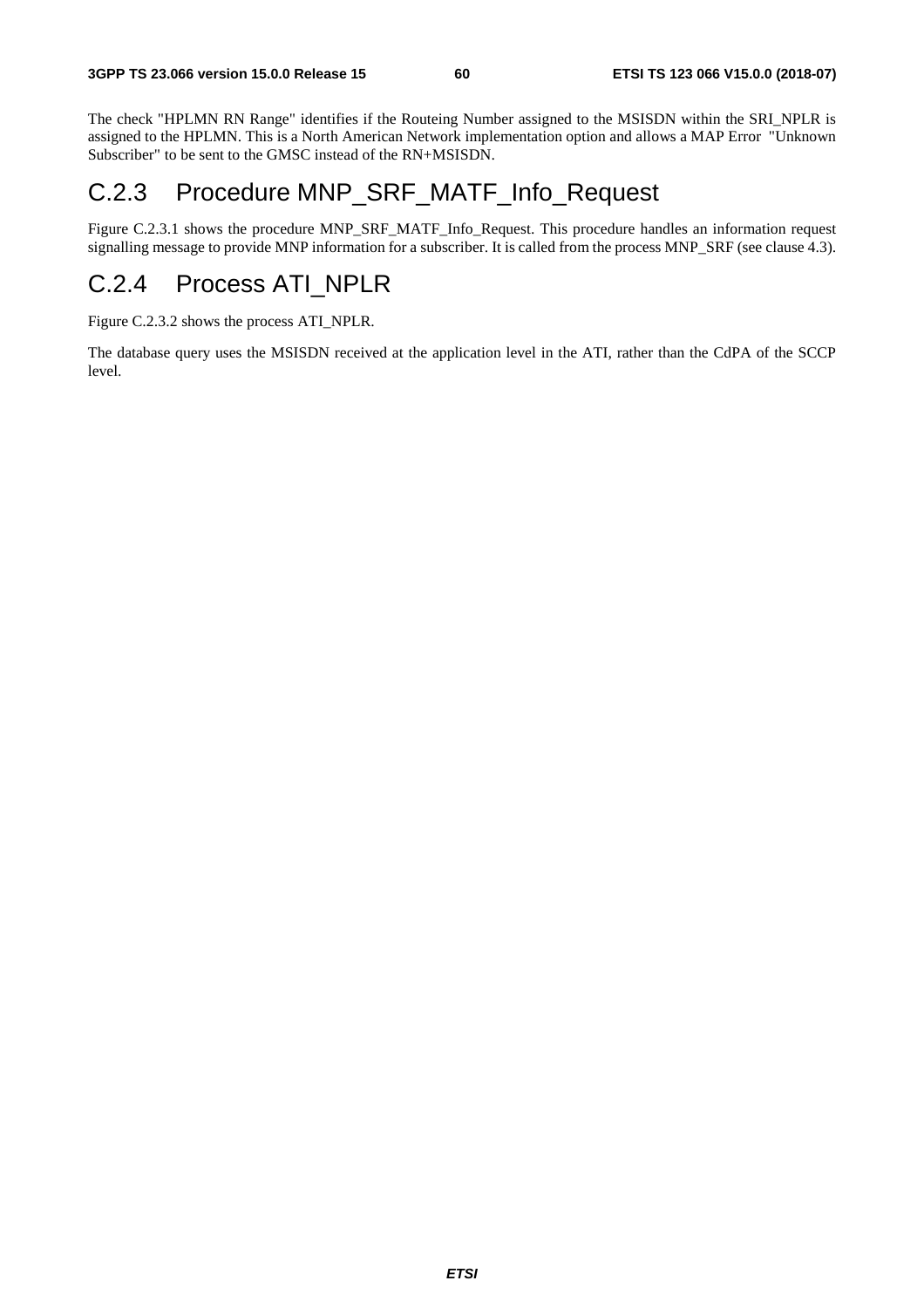The check "HPLMN RN Range" identifies if the Routeing Number assigned to the MSISDN within the SRI_NPLR is assigned to the HPLMN. This is a North American Network implementation option and allows a MAP Error "Unknown Subscriber" to be sent to the GMSC instead of the RN+MSISDN.

## C.2.3 Procedure MNP_SRF_MATF_Info_Request

Figure C.2.3.1 shows the procedure MNP_SRF_MATF_Info_Request. This procedure handles an information request signalling message to provide MNP information for a subscriber. It is called from the process MNP_SRF (see clause 4.3).

## C.2.4 Process ATI_NPLR

Figure C.2.3.2 shows the process ATI_NPLR.

The database query uses the MSISDN received at the application level in the ATI, rather than the CdPA of the SCCP level.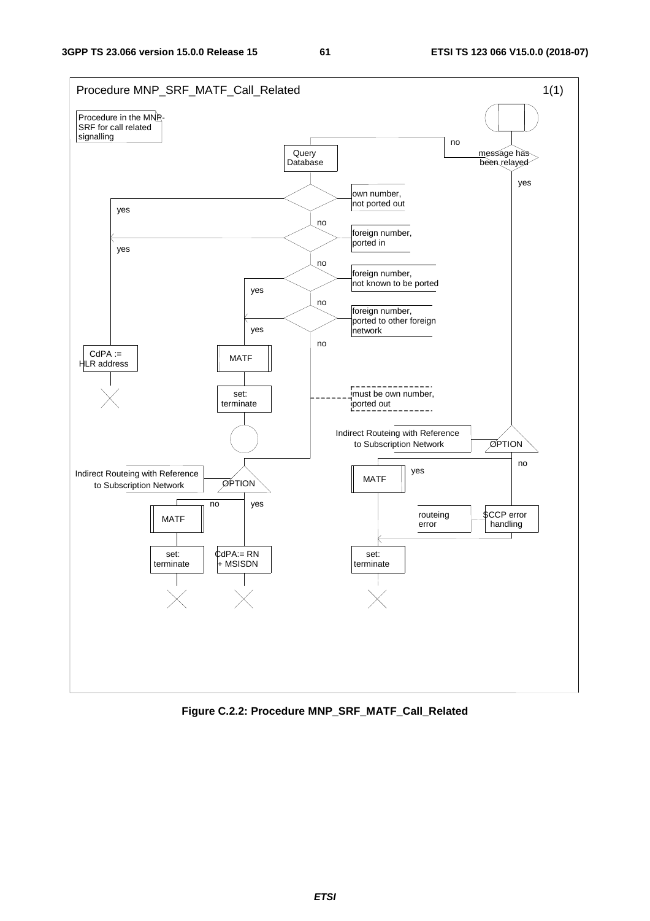Procedure MNP_SRF_MATF_Call_Related

1(1)

Procedure in the MNP-SRF for call related signalling

message has been relayed

no

yes

Query Database

own number, not ported out

yes

no

foreign number, ported in

yes

no

foreign number, not known to be ported

yes

no

foreign number, ported to other foreign network

yes

no

CdPA := HLR address

MATF

set: terminate

must be own number, ported out

Indirect Routeing with Reference to Subscription Network

OPTION

no

yes

MATF

routeing error

SCCP error handling

set: terminate

Indirect Routeing with Reference to Subscription Network

OPTION

no

yes

MATF

set: terminate

CdPA:= RN + MSISDN

**Figure C.2.2: Procedure MNP_SRF_MATF_Call_Related**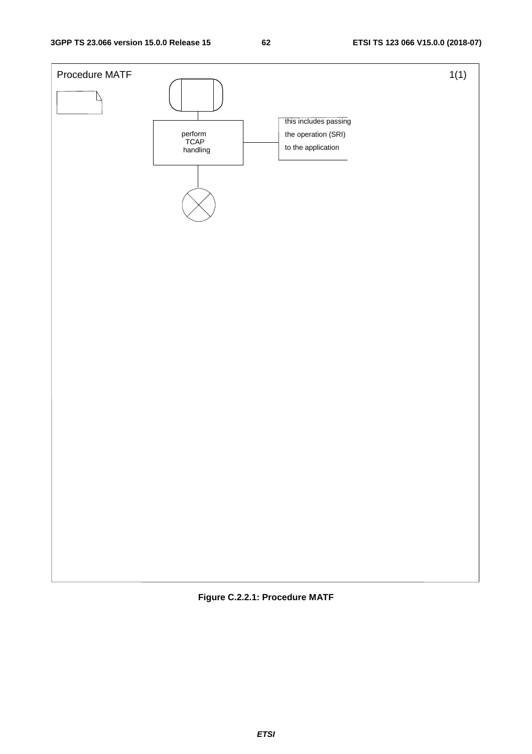Procedure MATF

1(1)

perform TCAP handling

this includes passing the operation (SRI) to the application

**Figure C.2.2.1: Procedure MATF**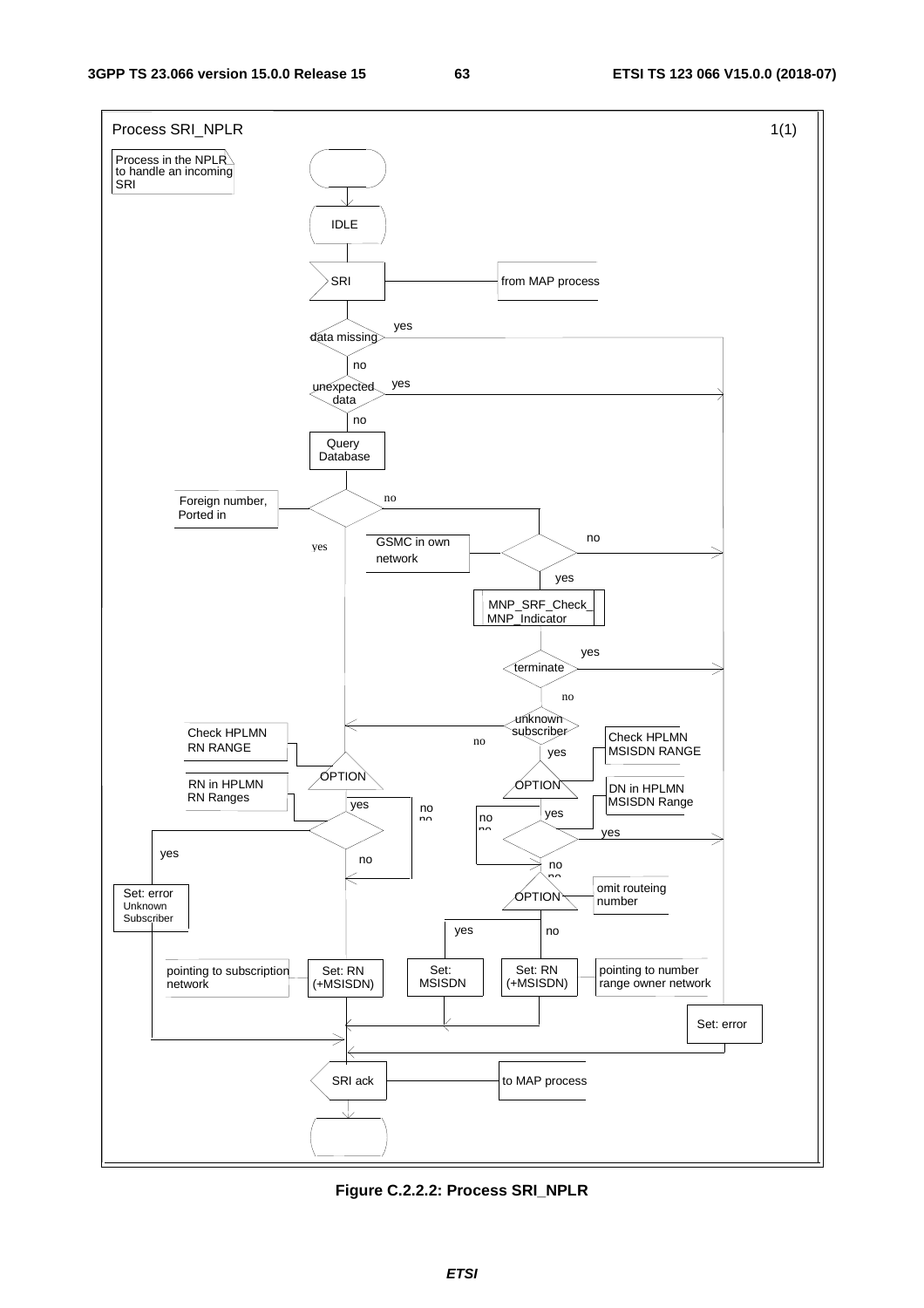Process SRI_NPLR 1(1)

Process in the NPLR to handle an incoming SRI

IDLE

SRI — from MAP process

data missing — yes / no

unexpected data — yes / no

Query Database

Foreign number, Ported in — no / yes

GSMC in own network — no / yes

MNP_SRF_Check_MNP_Indicator

terminate — yes / no

unknown subscriber — no / yes

Check HPLMN RN RANGE

OPTION

RN in HPLMN RN Ranges — yes / no

Check HPLMN MSISDN RANGE

OPTION

DN in HPLMN MSISDN Range — yes / no

omit routeing number

OPTION — yes / no

Set: error Unknown Subscriber

pointing to subscription network

Set: RN (+MSISDN)

Set: MSISDN

Set: RN (+MSISDN)

pointing to number range owner network

Set: error

SRI ack — to MAP process

**Figure C.2.2.2: Process SRI_NPLR**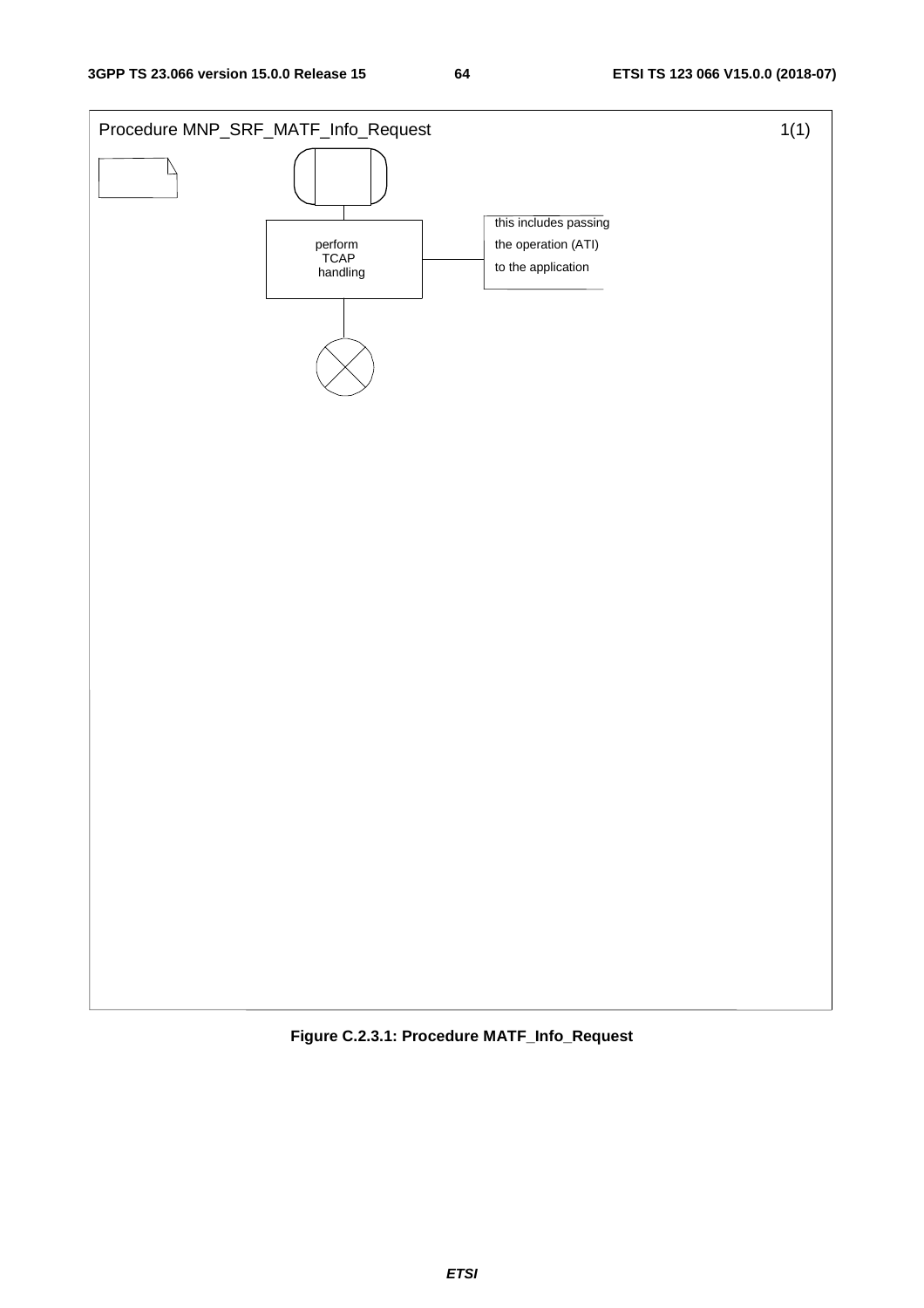Procedure MNP_SRF_MATF_Info_Request 1(1)

perform TCAP handling

this includes passing the operation (ATI) to the application

**Figure C.2.3.1: Procedure MATF_Info_Request**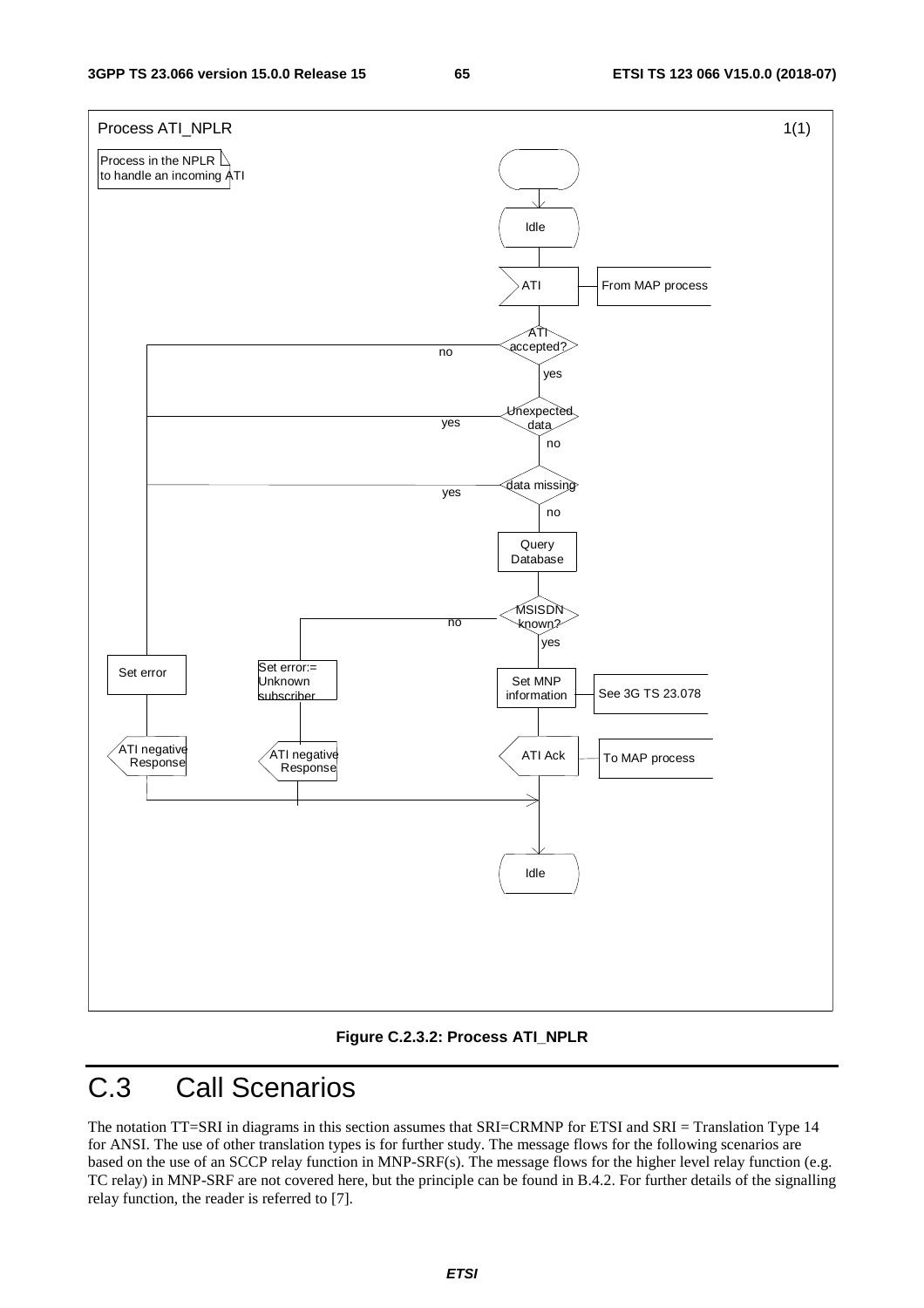Process ATI_NPLR 1(1)

Process in the NPLR to handle an incoming ATI

Idle

ATI — From MAP process

ATI accepted? — no / yes

Unexpected data — yes / no

data missing — yes / no

Query Database

MSISDN known? — no / yes

Set error

Set error:= Unknown subscriber

Set MNP information — See 3G TS 23.078

ATI negative Response

ATI negative Response

ATI Ack — To MAP process

Idle

**Figure C.2.3.2: Process ATI_NPLR**

# C.3 Call Scenarios

The notation TT=SRI in diagrams in this section assumes that SRI=CRMNP for ETSI and SRI = Translation Type 14 for ANSI. The use of other translation types is for further study. The message flows for the following scenarios are based on the use of an SCCP relay function in MNP-SRF(s). The message flows for the higher level relay function (e.g. TC relay) in MNP-SRF are not covered here, but the principle can be found in B.4.2. For further details of the signalling relay function, the reader is referred to [7].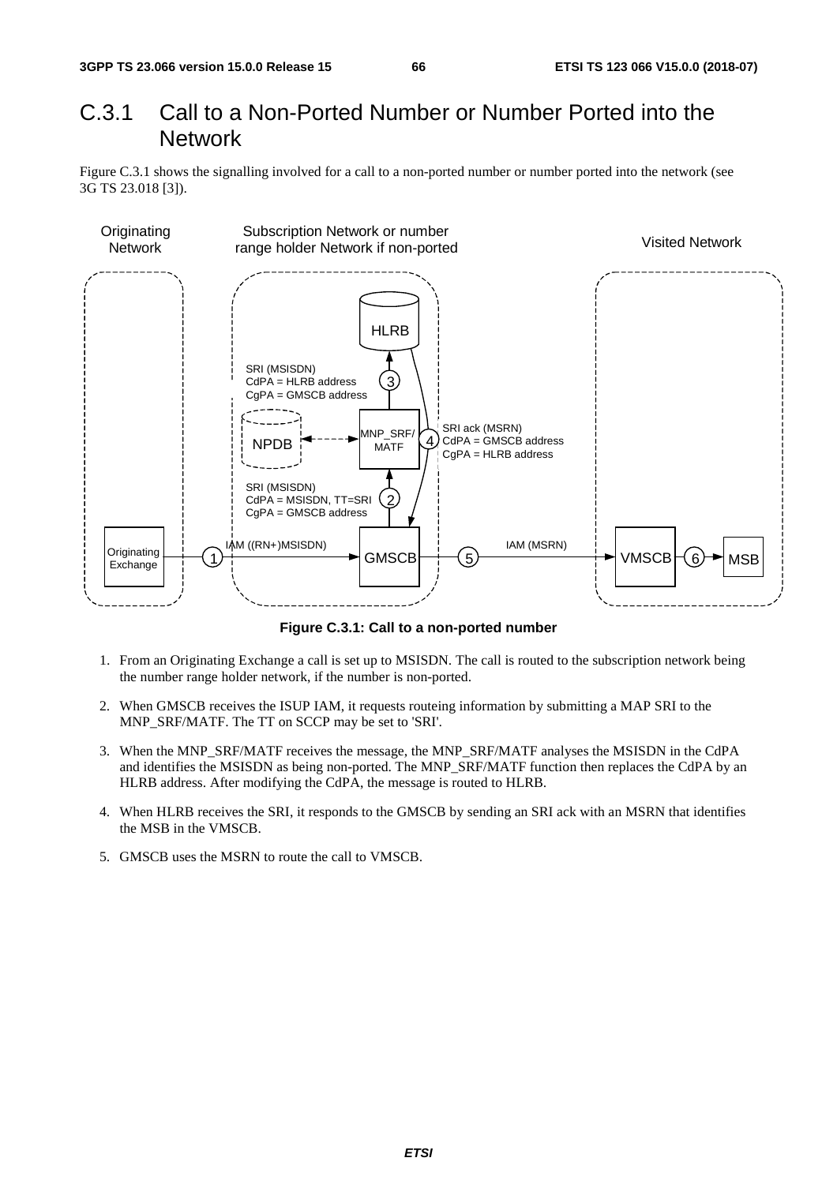# C.3.1 Call to a Non-Ported Number or Number Ported into the Network

Figure C.3.1 shows the signalling involved for a call to a non-ported number or number ported into the network (see 3G TS 23.018 [3]).

**Figure C.3.1: Call to a non-ported number**

1. From an Originating Exchange a call is set up to MSISDN. The call is routed to the subscription network being the number range holder network, if the number is non-ported.

2. When GMSCB receives the ISUP IAM, it requests routeing information by submitting a MAP SRI to the MNP_SRF/MATF. The TT on SCCP may be set to 'SRI'.

3. When the MNP_SRF/MATF receives the message, the MNP_SRF/MATF analyses the MSISDN in the CdPA and identifies the MSISDN as being non-ported. The MNP_SRF/MATF function then replaces the CdPA by an HLRB address. After modifying the CdPA, the message is routed to HLRB.

4. When HLRB receives the SRI, it responds to the GMSCB by sending an SRI ack with an MSRN that identifies the MSB in the VMSCB.

5. GMSCB uses the MSRN to route the call to VMSCB.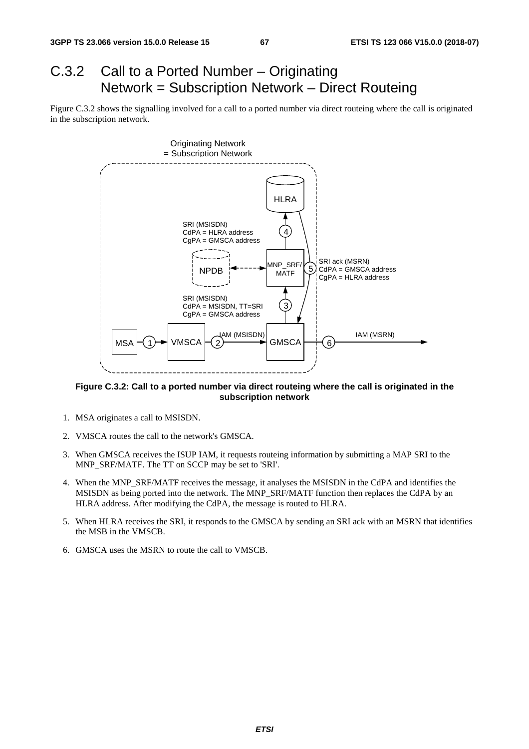# C.3.2 Call to a Ported Number – Originating Network = Subscription Network – Direct Routeing

Figure C.3.2 shows the signalling involved for a call to a ported number via direct routeing where the call is originated in the subscription network.

**Figure C.3.2: Call to a ported number via direct routeing where the call is originated in the subscription network**

1. MSA originates a call to MSISDN.
2. VMSCA routes the call to the network's GMSCA.
3. When GMSCA receives the ISUP IAM, it requests routeing information by submitting a MAP SRI to the MNP_SRF/MATF. The TT on SCCP may be set to 'SRI'.
4. When the MNP_SRF/MATF receives the message, it analyses the MSISDN in the CdPA and identifies the MSISDN as being ported into the network. The MNP_SRF/MATF function then replaces the CdPA by an HLRA address. After modifying the CdPA, the message is routed to HLRA.
5. When HLRA receives the SRI, it responds to the GMSCA by sending an SRI ack with an MSRN that identifies the MSB in the VMSCB.
6. GMSCA uses the MSRN to route the call to VMSCB.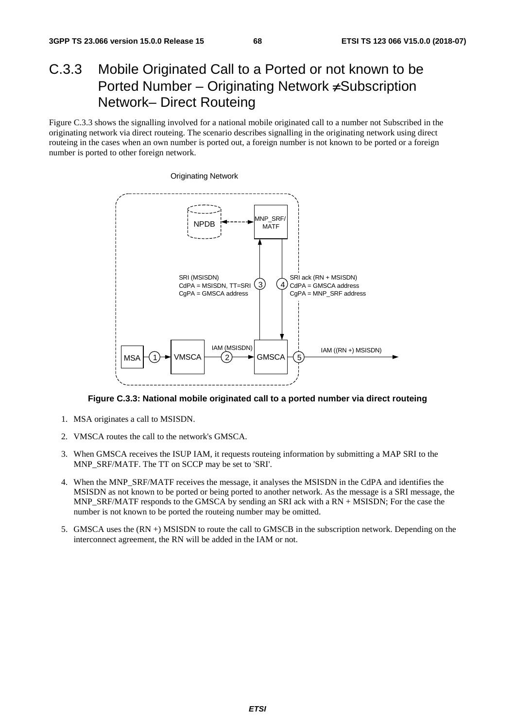# C.3.3 Mobile Originated Call to a Ported or not known to be Ported Number – Originating Network ≠Subscription Network– Direct Routeing

Figure C.3.3 shows the signalling involved for a national mobile originated call to a number not Subscribed in the originating network via direct routeing. The scenario describes signalling in the originating network using direct routeing in the cases when an own number is ported out, a foreign number is not known to be ported or a foreign number is ported to other foreign network.

**Figure C.3.3: National mobile originated call to a ported number via direct routeing**

1. MSA originates a call to MSISDN.
2. VMSCA routes the call to the network's GMSCA.
3. When GMSCA receives the ISUP IAM, it requests routeing information by submitting a MAP SRI to the MNP_SRF/MATF. The TT on SCCP may be set to 'SRI'.
4. When the MNP_SRF/MATF receives the message, it analyses the MSISDN in the CdPA and identifies the MSISDN as not known to be ported or being ported to another network. As the message is a SRI message, the MNP_SRF/MATF responds to the GMSCA by sending an SRI ack with a RN + MSISDN; For the case the number is not known to be ported the routeing number may be omitted.
5. GMSCA uses the (RN +) MSISDN to route the call to GMSCB in the subscription network. Depending on the interconnect agreement, the RN will be added in the IAM or not.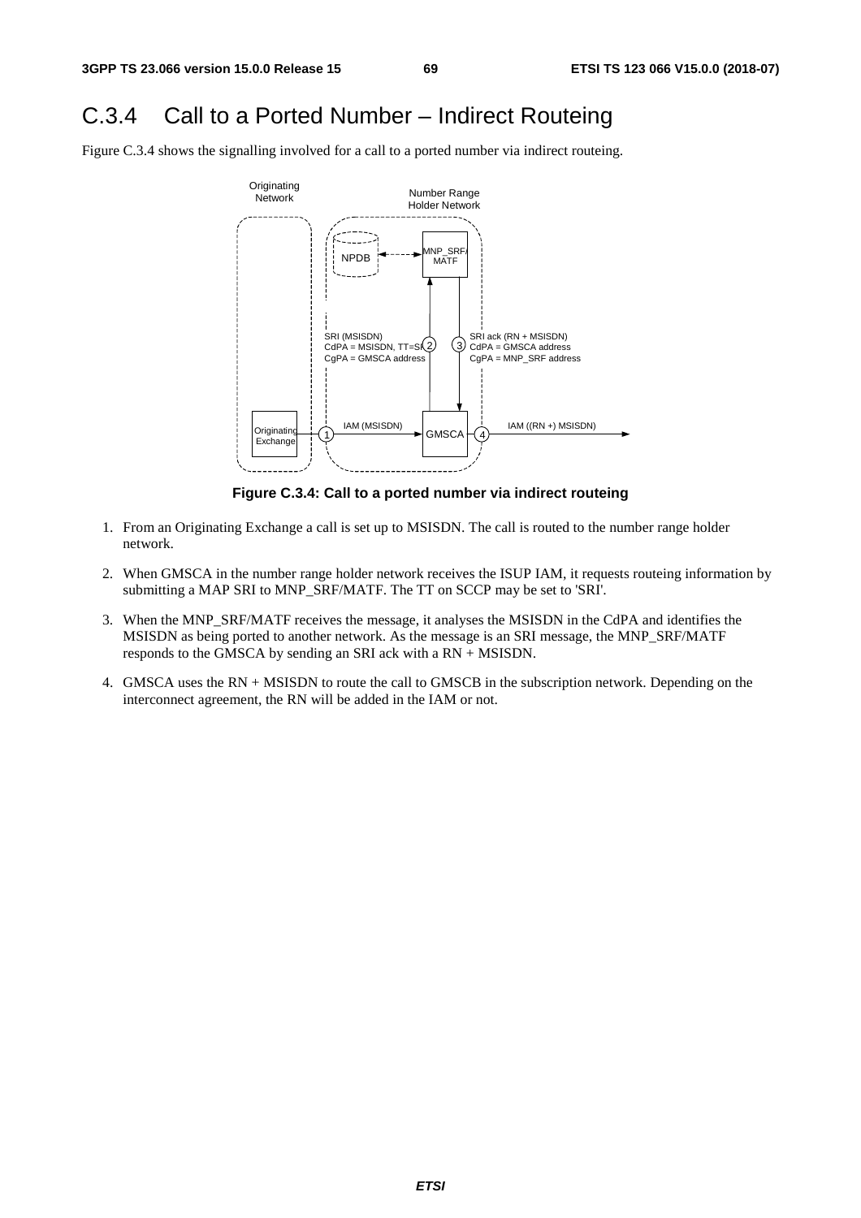# C.3.4 Call to a Ported Number – Indirect Routeing

Figure C.3.4 shows the signalling involved for a call to a ported number via indirect routeing.

**Figure C.3.4: Call to a ported number via indirect routeing**

1. From an Originating Exchange a call is set up to MSISDN. The call is routed to the number range holder network.

2. When GMSCA in the number range holder network receives the ISUP IAM, it requests routeing information by submitting a MAP SRI to MNP_SRF/MATF. The TT on SCCP may be set to 'SRI'.

3. When the MNP_SRF/MATF receives the message, it analyses the MSISDN in the CdPA and identifies the MSISDN as being ported to another network. As the message is an SRI message, the MNP_SRF/MATF responds to the GMSCA by sending an SRI ack with a RN + MSISDN.

4. GMSCA uses the RN + MSISDN to route the call to GMSCB in the subscription network. Depending on the interconnect agreement, the RN will be added in the IAM or not.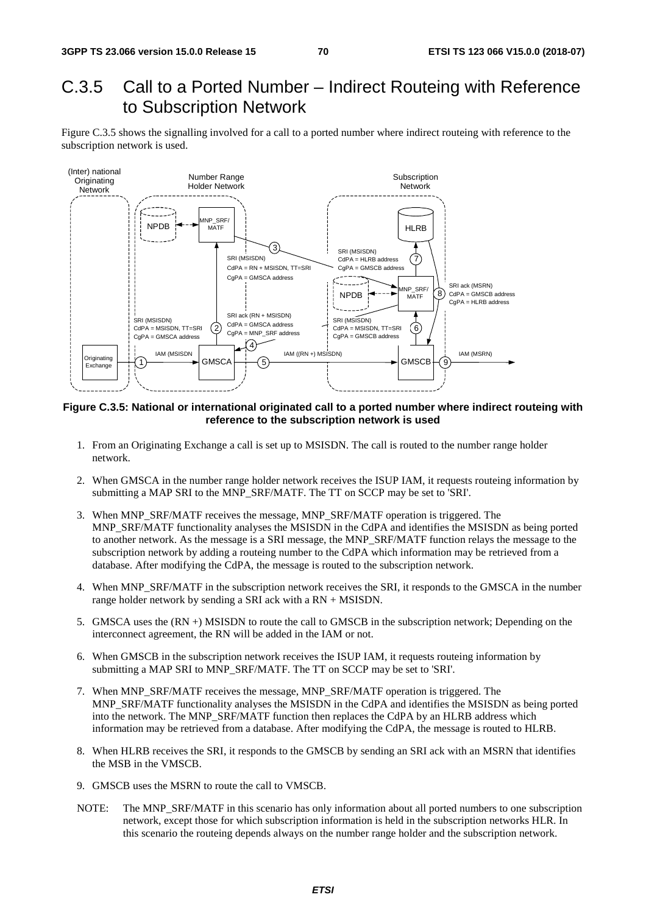## C.3.5 Call to a Ported Number – Indirect Routeing with Reference to Subscription Network

Figure C.3.5 shows the signalling involved for a call to a ported number where indirect routeing with reference to the subscription network is used.

**Figure C.3.5: National or international originated call to a ported number where indirect routeing with reference to the subscription network is used**

1. From an Originating Exchange a call is set up to MSISDN. The call is routed to the number range holder network.
2. When GMSCA in the number range holder network receives the ISUP IAM, it requests routeing information by submitting a MAP SRI to the MNP_SRF/MATF. The TT on SCCP may be set to 'SRI'.
3. When MNP_SRF/MATF receives the message, MNP_SRF/MATF operation is triggered. The MNP_SRF/MATF functionality analyses the MSISDN in the CdPA and identifies the MSISDN as being ported to another network. As the message is a SRI message, the MNP_SRF/MATF function relays the message to the subscription network by adding a routeing number to the CdPA which information may be retrieved from a database. After modifying the CdPA, the message is routed to the subscription network.
4. When MNP_SRF/MATF in the subscription network receives the SRI, it responds to the GMSCA in the number range holder network by sending a SRI ack with a RN + MSISDN.
5. GMSCA uses the (RN +) MSISDN to route the call to GMSCB in the subscription network; Depending on the interconnect agreement, the RN will be added in the IAM or not.
6. When GMSCB in the subscription network receives the ISUP IAM, it requests routeing information by submitting a MAP SRI to MNP_SRF/MATF. The TT on SCCP may be set to 'SRI'.
7. When MNP_SRF/MATF receives the message, MNP_SRF/MATF operation is triggered. The MNP_SRF/MATF functionality analyses the MSISDN in the CdPA and identifies the MSISDN as being ported into the network. The MNP_SRF/MATF function then replaces the CdPA by an HLRB address which information may be retrieved from a database. After modifying the CdPA, the message is routed to HLRB.
8. When HLRB receives the SRI, it responds to the GMSCB by sending an SRI ack with an MSRN that identifies the MSB in the VMSCB.
9. GMSCB uses the MSRN to route the call to VMSCB.

NOTE: The MNP_SRF/MATF in this scenario has only information about all ported numbers to one subscription network, except those for which subscription information is held in the subscription networks HLR. In this scenario the routeing depends always on the number range holder and the subscription network.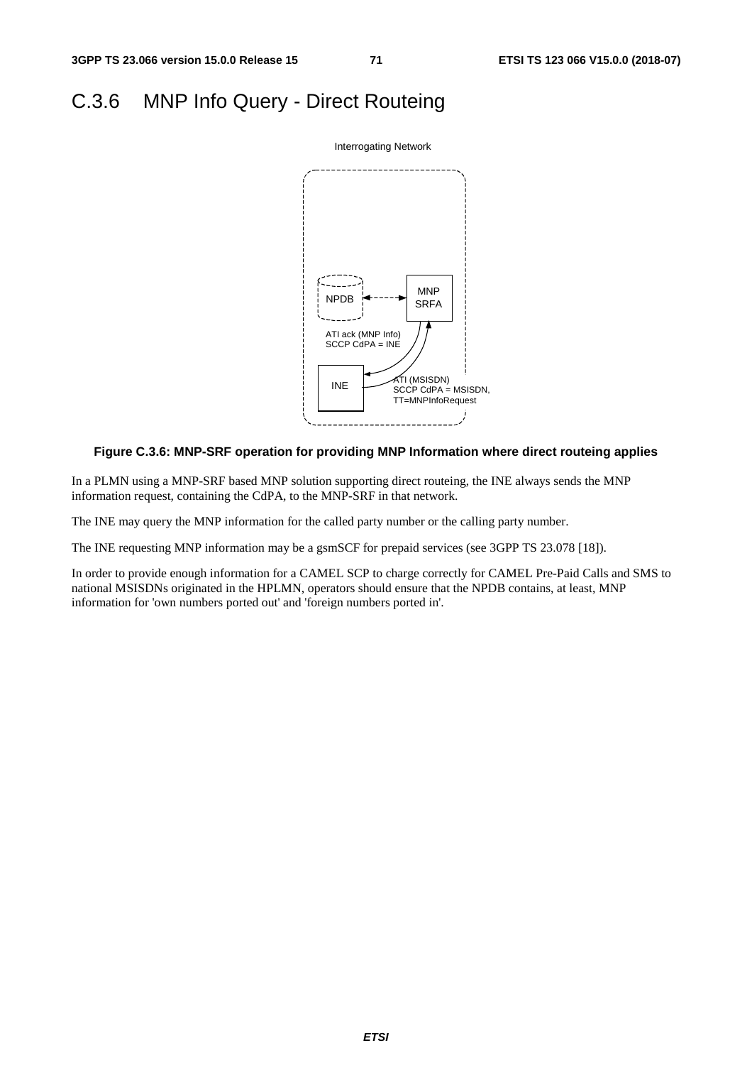# C.3.6 MNP Info Query - Direct Routeing

Interrogating Network

NPDB

MNP SRFA

ATI ack (MNP Info)
SCCP CdPA = INE

INE

ATI (MSISDN)
SCCP CdPA = MSISDN,
TT=MNPInfoRequest

**Figure C.3.6: MNP-SRF operation for providing MNP Information where direct routeing applies**

In a PLMN using a MNP-SRF based MNP solution supporting direct routeing, the INE always sends the MNP information request, containing the CdPA, to the MNP-SRF in that network.

The INE may query the MNP information for the called party number or the calling party number.

The INE requesting MNP information may be a gsmSCF for prepaid services (see 3GPP TS 23.078 [18]).

In order to provide enough information for a CAMEL SCP to charge correctly for CAMEL Pre-Paid Calls and SMS to national MSISDNs originated in the HPLMN, operators should ensure that the NPDB contains, at least, MNP information for 'own numbers ported out' and 'foreign numbers ported in'.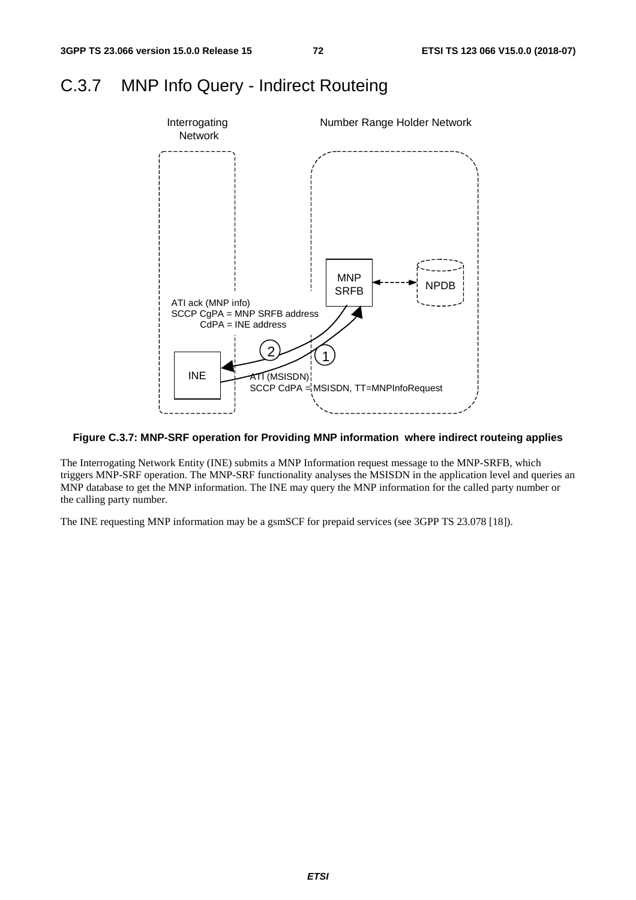## C.3.7 MNP Info Query - Indirect Routeing

Interrogating Network

Number Range Holder Network

MNP SRFB

NPDB

ATI ack (MNP info)
SCCP CgPA = MNP SRFB address
CdPA = INE address

2

1

INE

ATI (MSISDN)
SCCP CdPA = MSISDN, TT=MNPInfoRequest

**Figure C.3.7: MNP-SRF operation for Providing MNP information where indirect routeing applies**

The Interrogating Network Entity (INE) submits a MNP Information request message to the MNP-SRFB, which triggers MNP-SRF operation. The MNP-SRF functionality analyses the MSISDN in the application level and queries an MNP database to get the MNP information. The INE may query the MNP information for the called party number or the calling party number.

The INE requesting MNP information may be a gsmSCF for prepaid services (see 3GPP TS 23.078 [18]).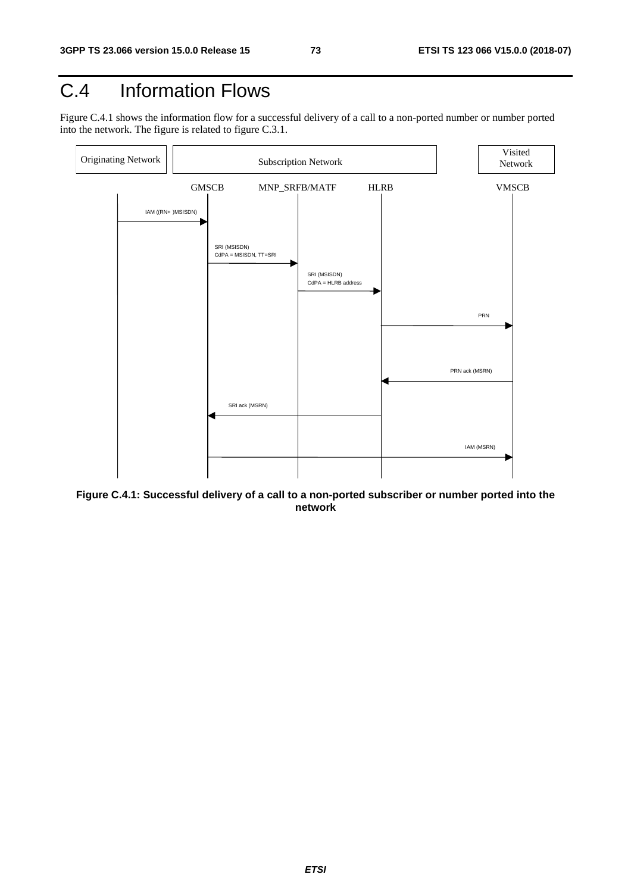# C.4 Information Flows

Figure C.4.1 shows the information flow for a successful delivery of a call to a non-ported number or number ported into the network. The figure is related to figure C.3.1.

| Originating Network | Subscription Network | | | Visited Network |
|---|---|---|---|---|
| | GMSCB | MNP_SRFB/MATF | HLRB | VMSCB |

- Originating Network → GMSCB: IAM ((RN+ )MSISDN)
- GMSCB → MNP_SRFB/MATF: SRI (MSISDN) CdPA = MSISDN, TT=SRI
- MNP_SRFB/MATF → HLRB: SRI (MSISDN) CdPA = HLRB address
- HLRB → VMSCB: PRN
- VMSCB → HLRB: PRN ack (MSRN)
- HLRB → GMSCB: SRI ack (MSRN)
- GMSCB → VMSCB: IAM (MSRN)

**Figure C.4.1: Successful delivery of a call to a non-ported subscriber or number ported into the network**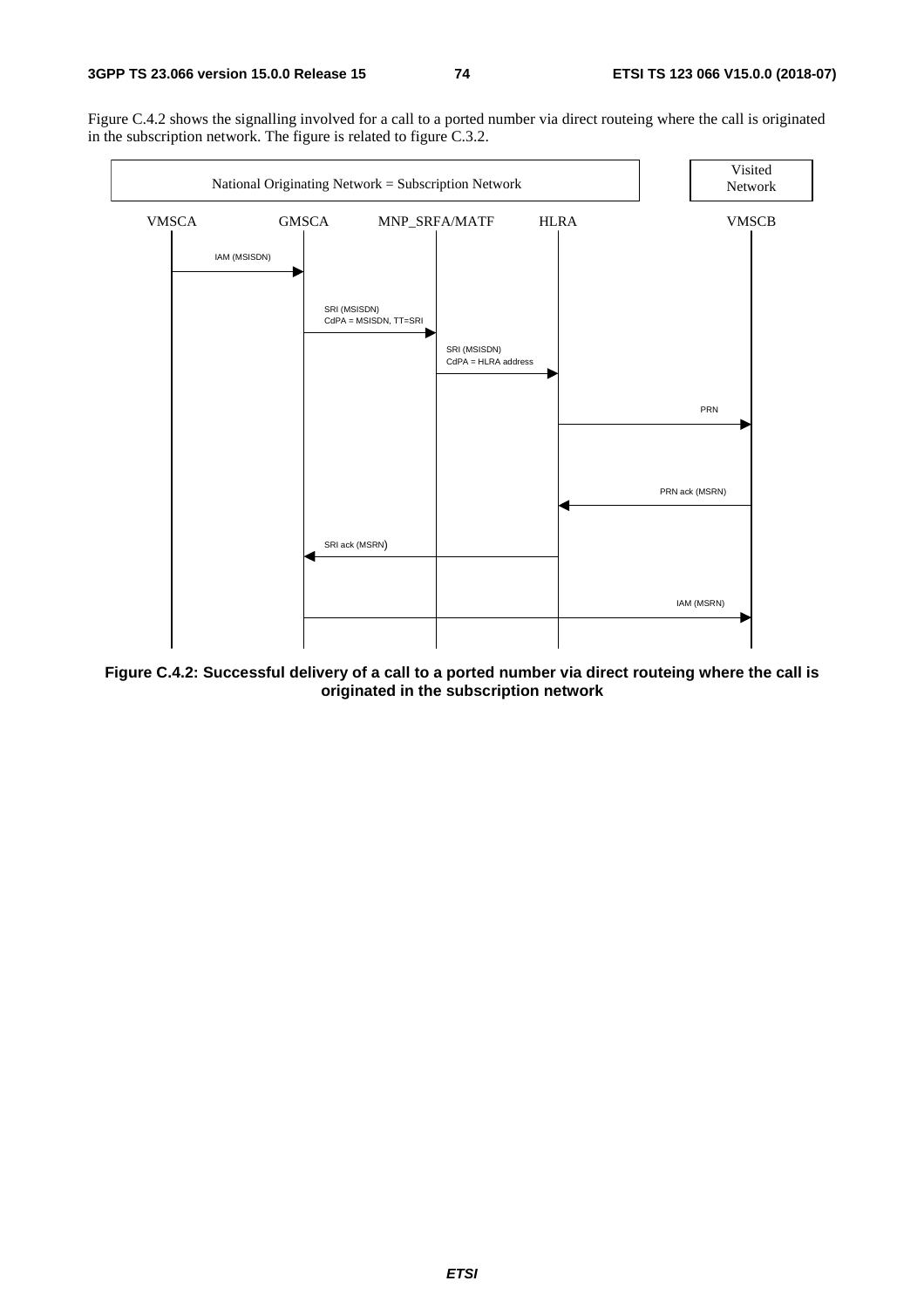Figure C.4.2 shows the signalling involved for a call to a ported number via direct routeing where the call is originated in the subscription network. The figure is related to figure C.3.2.

**Figure C.4.2: Successful delivery of a call to a ported number via direct routeing where the call is originated in the subscription network**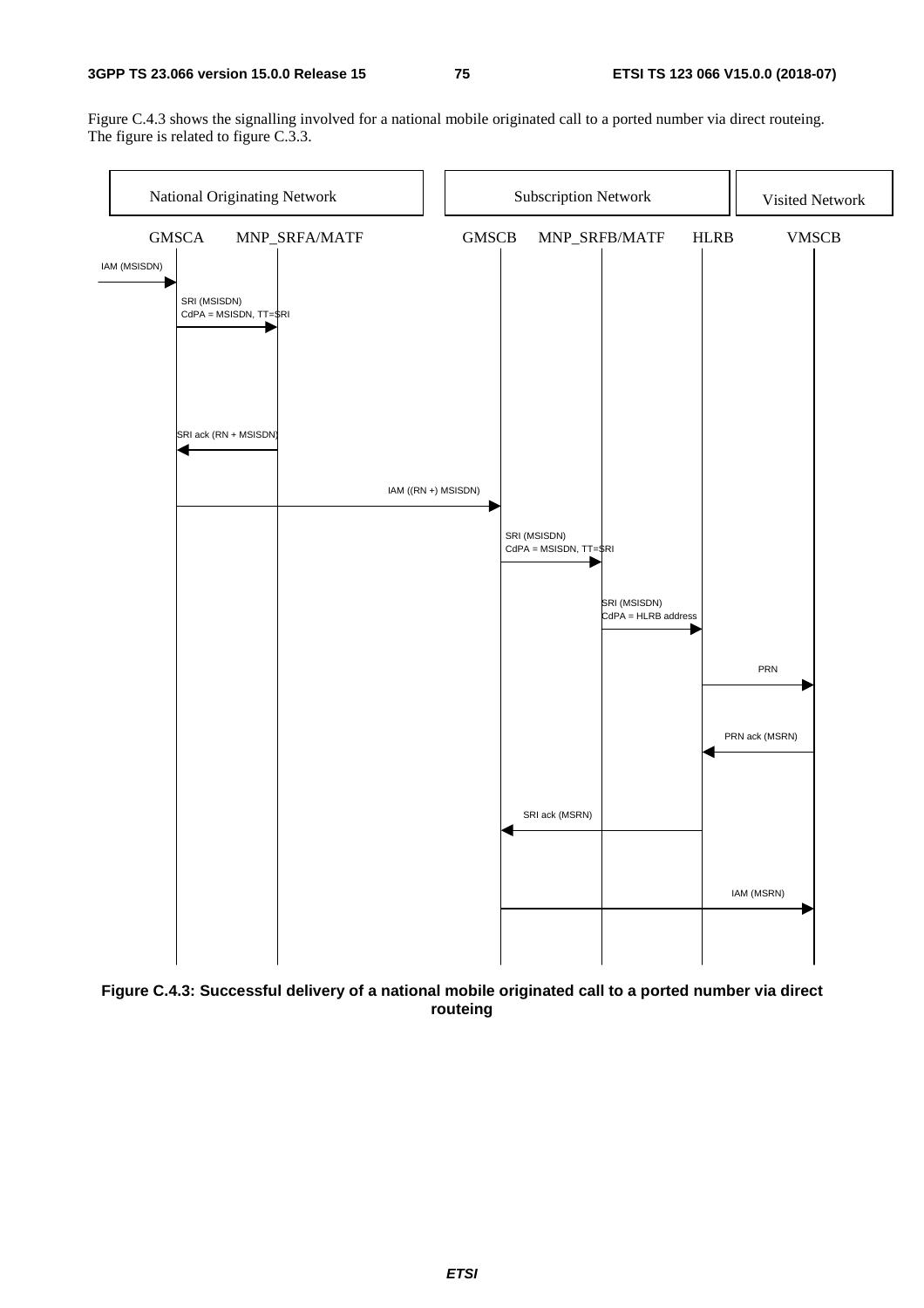Figure C.4.3 shows the signalling involved for a national mobile originated call to a ported number via direct routeing. The figure is related to figure C.3.3.

National Originating Network | Subscription Network | Visited Network

GMSCA | MNP_SRFA/MATF | GMSCB | MNP_SRFB/MATF | HLRB | VMSCB

IAM (MSISDN)

SRI (MSISDN)
CdPA = MSISDN, TT=SRI

SRI ack (RN + MSISDN)

IAM ((RN +) MSISDN)

SRI (MSISDN)
CdPA = MSISDN, TT=SRI

SRI (MSISDN)
CdPA = HLRB address

PRN

PRN ack (MSRN)

SRI ack (MSRN)

IAM (MSRN)

**Figure C.4.3: Successful delivery of a national mobile originated call to a ported number via direct routeing**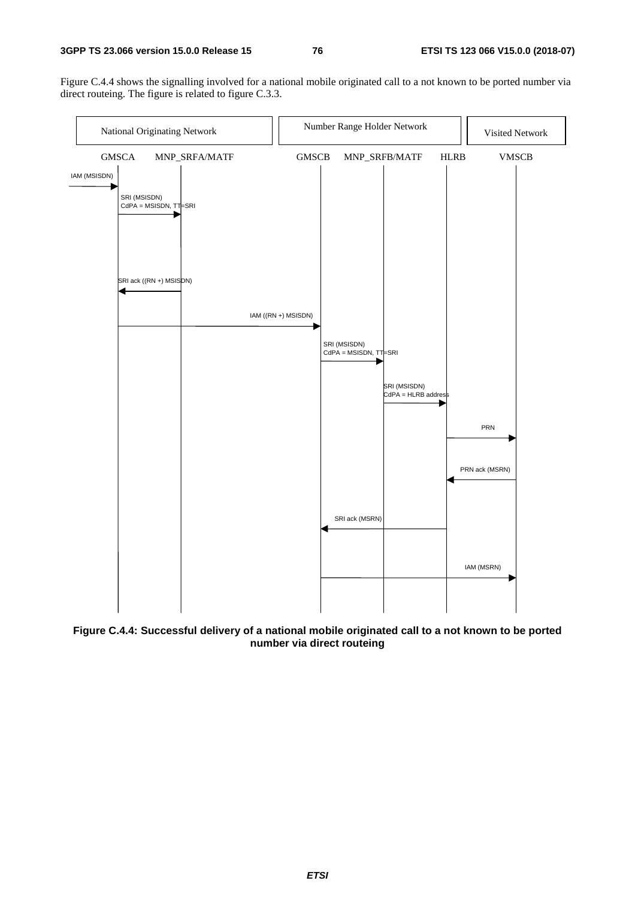Figure C.4.4 shows the signalling involved for a national mobile originated call to a not known to be ported number via direct routeing. The figure is related to figure C.3.3.

National Originating Network | Number Range Holder Network | Visited Network

GMSCA | MNP_SRFA/MATF | GMSCB | MNP_SRFB/MATF | HLRB | VMSCB

IAM (MSISDN)

SRI (MSISDN)
CdPA = MSISDN, TT=SRI

SRI ack ((RN +) MSISDN)

IAM ((RN +) MSISDN)

SRI (MSISDN)
CdPA = MSISDN, TT=SRI

SRI (MSISDN)
CdPA = HLRB address

PRN

PRN ack (MSRN)

SRI ack (MSRN)

IAM (MSRN)

**Figure C.4.4: Successful delivery of a national mobile originated call to a not known to be ported number via direct routeing**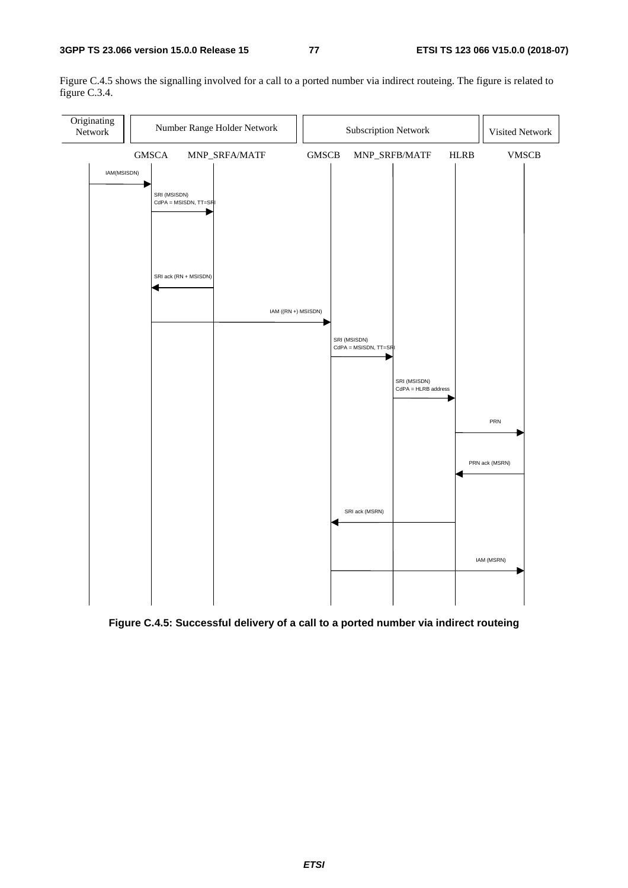Figure C.4.5 shows the signalling involved for a call to a ported number via indirect routeing. The figure is related to figure C.3.4.

| Originating Network | Number Range Holder Network | | Subscription Network | | | Visited Network |
|---|---|---|---|---|---|---|
| | GMSCA | MNP_SRFA/MATF | GMSCB | MNP_SRFB/MATF | HLRB | VMSCB |

1. Originating Network → GMSCA: IAM(MSISDN)
2. GMSCA → MNP_SRFA/MATF: SRI (MSISDN) CdPA = MSISDN, TT=SRI
3. MNP_SRFA/MATF → GMSCA: SRI ack (RN + MSISDN)
4. GMSCA → GMSCB: IAM ((RN +) MSISDN)
5. GMSCB → MNP_SRFB/MATF: SRI (MSISDN) CdPA = MSISDN, TT=SRI
6. MNP_SRFB/MATF → HLRB: SRI (MSISDN) CdPA = HLRB address
7. HLRB → VMSCB: PRN
8. VMSCB → HLRB: PRN ack (MSRN)
9. HLRB → GMSCB: SRI ack (MSRN)
10. GMSCB → VMSCB: IAM (MSRN)

**Figure C.4.5: Successful delivery of a call to a ported number via indirect routeing**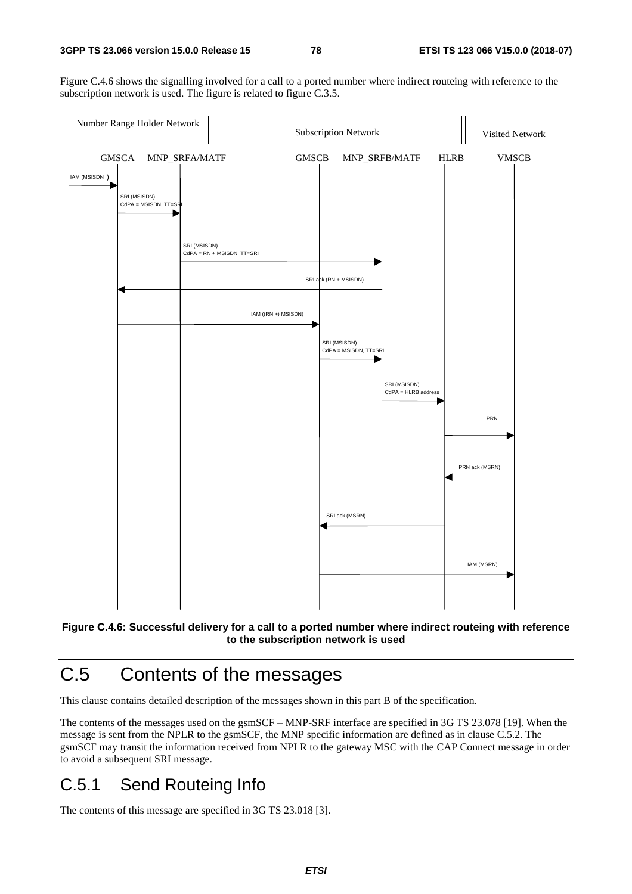Figure C.4.6 shows the signalling involved for a call to a ported number where indirect routeing with reference to the subscription network is used. The figure is related to figure C.3.5.

**Figure C.4.6: Successful delivery for a call to a ported number where indirect routeing with reference to the subscription network is used**

# C.5 Contents of the messages

This clause contains detailed description of the messages shown in this part B of the specification.

The contents of the messages used on the gsmSCF – MNP-SRF interface are specified in 3G TS 23.078 [19]. When the message is sent from the NPLR to the gsmSCF, the MNP specific information are defined as in clause C.5.2. The gsmSCF may transit the information received from NPLR to the gateway MSC with the CAP Connect message in order to avoid a subsequent SRI message.

## C.5.1 Send Routeing Info

The contents of this message are specified in 3G TS 23.018 [3].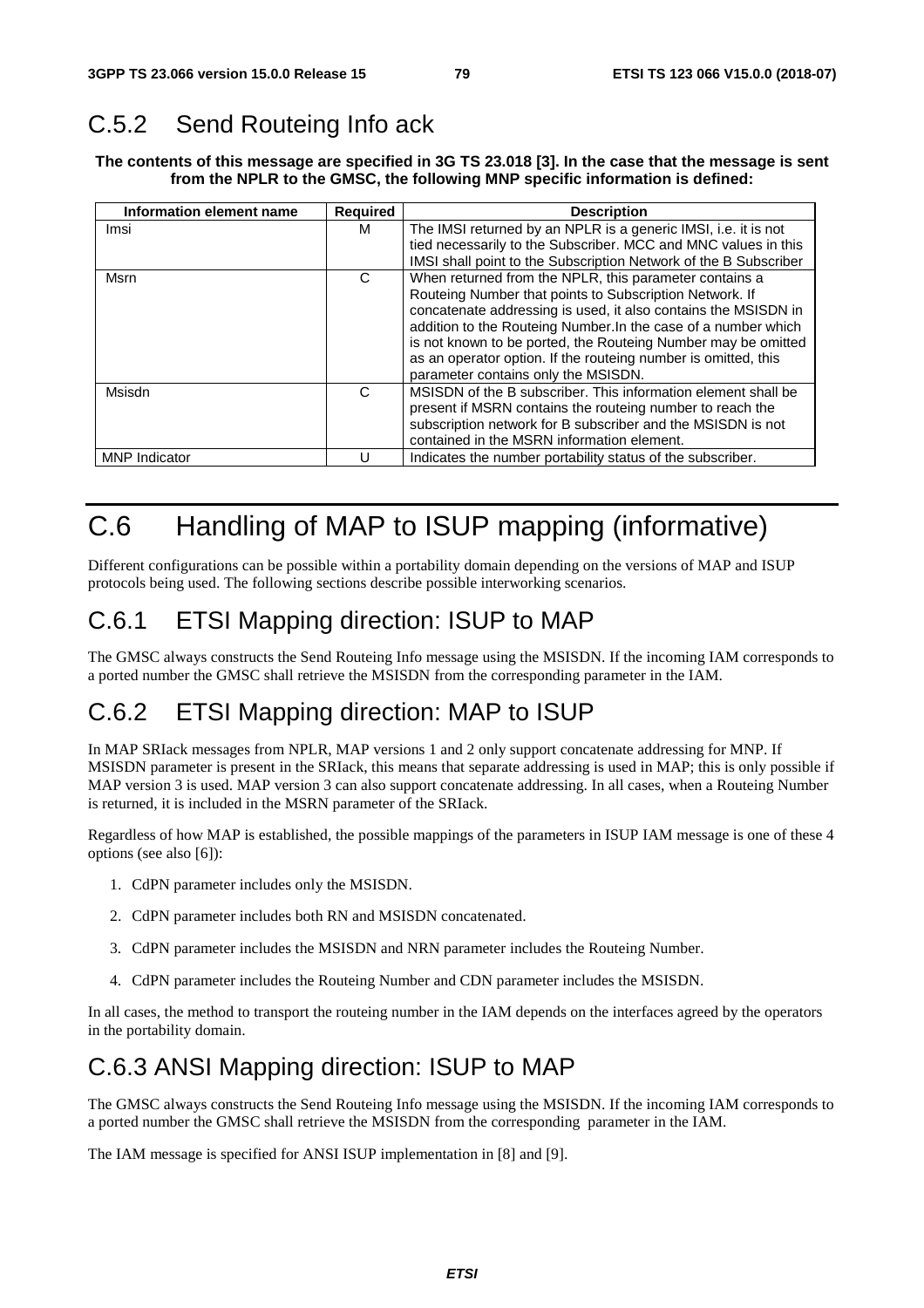## C.5.2 Send Routeing Info ack

**The contents of this message are specified in 3G TS 23.018 [3]. In the case that the message is sent from the NPLR to the GMSC, the following MNP specific information is defined:**

| Information element name | Required | Description |
|---|---|---|
| Imsi | M | The IMSI returned by an NPLR is a generic IMSI, i.e. it is not tied necessarily to the Subscriber. MCC and MNC values in this IMSI shall point to the Subscription Network of the B Subscriber |
| Msrn | C | When returned from the NPLR, this parameter contains a Routeing Number that points to Subscription Network. If concatenate addressing is used, it also contains the MSISDN in addition to the Routeing Number.In the case of a number which is not known to be ported, the Routeing Number may be omitted as an operator option. If the routeing number is omitted, this parameter contains only the MSISDN. |
| Msisdn | C | MSISDN of the B subscriber. This information element shall be present if MSRN contains the routeing number to reach the subscription network for B subscriber and the MSISDN is not contained in the MSRN information element. |
| MNP Indicator | U | Indicates the number portability status of the subscriber. |

# C.6 Handling of MAP to ISUP mapping (informative)

Different configurations can be possible within a portability domain depending on the versions of MAP and ISUP protocols being used. The following sections describe possible interworking scenarios.

## C.6.1 ETSI Mapping direction: ISUP to MAP

The GMSC always constructs the Send Routeing Info message using the MSISDN. If the incoming IAM corresponds to a ported number the GMSC shall retrieve the MSISDN from the corresponding parameter in the IAM.

## C.6.2 ETSI Mapping direction: MAP to ISUP

In MAP SRIack messages from NPLR, MAP versions 1 and 2 only support concatenate addressing for MNP. If MSISDN parameter is present in the SRIack, this means that separate addressing is used in MAP; this is only possible if MAP version 3 is used. MAP version 3 can also support concatenate addressing. In all cases, when a Routeing Number is returned, it is included in the MSRN parameter of the SRIack.

Regardless of how MAP is established, the possible mappings of the parameters in ISUP IAM message is one of these 4 options (see also [6]):

1. CdPN parameter includes only the MSISDN.
2. CdPN parameter includes both RN and MSISDN concatenated.
3. CdPN parameter includes the MSISDN and NRN parameter includes the Routeing Number.
4. CdPN parameter includes the Routeing Number and CDN parameter includes the MSISDN.

In all cases, the method to transport the routeing number in the IAM depends on the interfaces agreed by the operators in the portability domain.

## C.6.3 ANSI Mapping direction: ISUP to MAP

The GMSC always constructs the Send Routeing Info message using the MSISDN. If the incoming IAM corresponds to a ported number the GMSC shall retrieve the MSISDN from the corresponding parameter in the IAM.

The IAM message is specified for ANSI ISUP implementation in [8] and [9].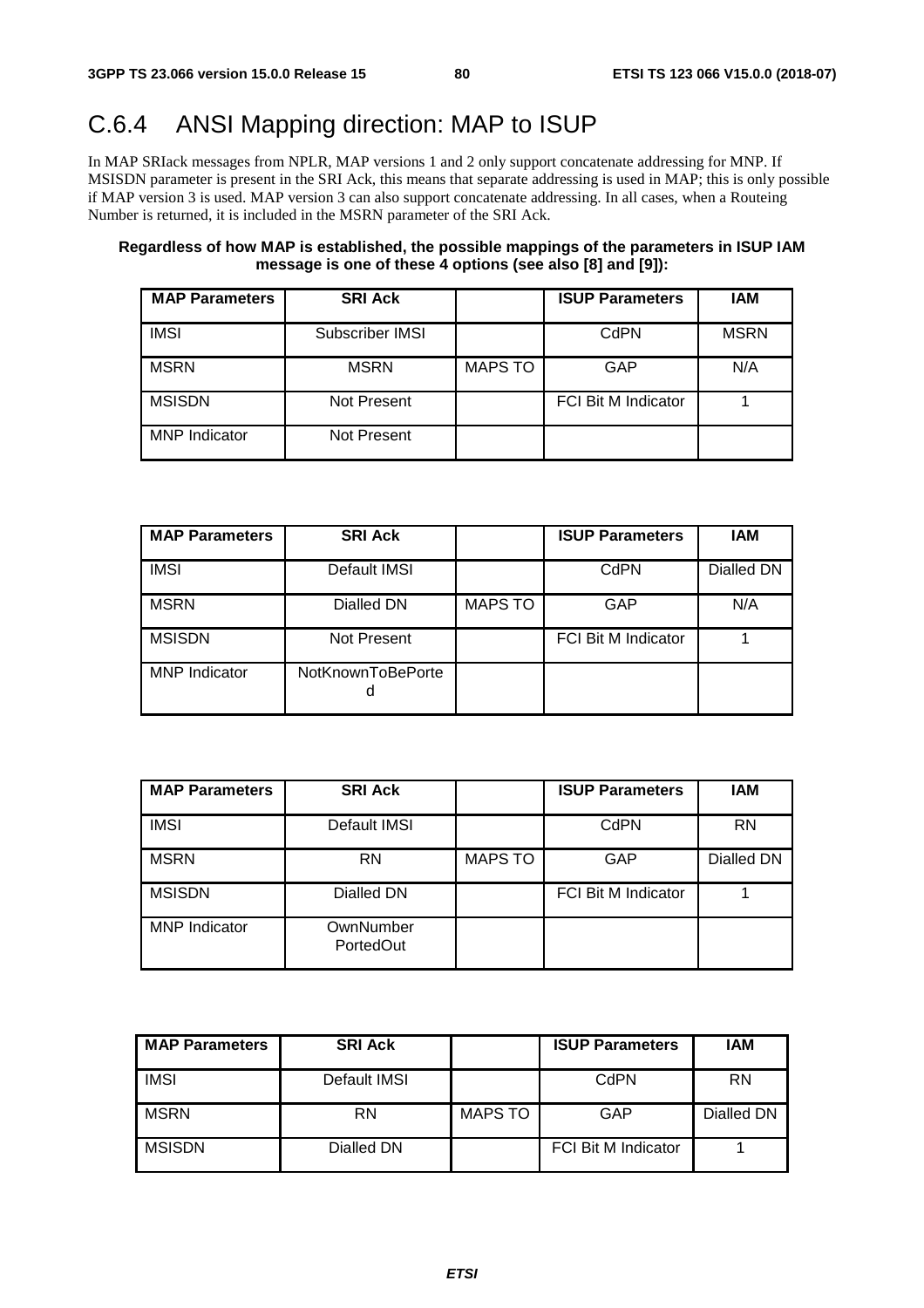# C.6.4 ANSI Mapping direction: MAP to ISUP

In MAP SRIack messages from NPLR, MAP versions 1 and 2 only support concatenate addressing for MNP. If MSISDN parameter is present in the SRI Ack, this means that separate addressing is used in MAP; this is only possible if MAP version 3 is used. MAP version 3 can also support concatenate addressing. In all cases, when a Routeing Number is returned, it is included in the MSRN parameter of the SRI Ack.

**Regardless of how MAP is established, the possible mappings of the parameters in ISUP IAM message is one of these 4 options (see also [8] and [9]):**

| MAP Parameters | SRI Ack | | ISUP Parameters | IAM |
|---|---|---|---|---|
| IMSI | Subscriber IMSI | | CdPN | MSRN |
| MSRN | MSRN | MAPS TO | GAP | N/A |
| MSISDN | Not Present | | FCI Bit M Indicator | 1 |
| MNP Indicator | Not Present | | | |

| MAP Parameters | SRI Ack | | ISUP Parameters | IAM |
|---|---|---|---|---|
| IMSI | Default IMSI | | CdPN | Dialled DN |
| MSRN | Dialled DN | MAPS TO | GAP | N/A |
| MSISDN | Not Present | | FCI Bit M Indicator | 1 |
| MNP Indicator | NotKnownToBePorted | | | |

| MAP Parameters | SRI Ack | | ISUP Parameters | IAM |
|---|---|---|---|---|
| IMSI | Default IMSI | | CdPN | RN |
| MSRN | RN | MAPS TO | GAP | Dialled DN |
| MSISDN | Dialled DN | | FCI Bit M Indicator | 1 |
| MNP Indicator | OwnNumber PortedOut | | | |

| MAP Parameters | SRI Ack | | ISUP Parameters | IAM |
|---|---|---|---|---|
| IMSI | Default IMSI | | CdPN | RN |
| MSRN | RN | MAPS TO | GAP | Dialled DN |
| MSISDN | Dialled DN | | FCI Bit M Indicator | 1 |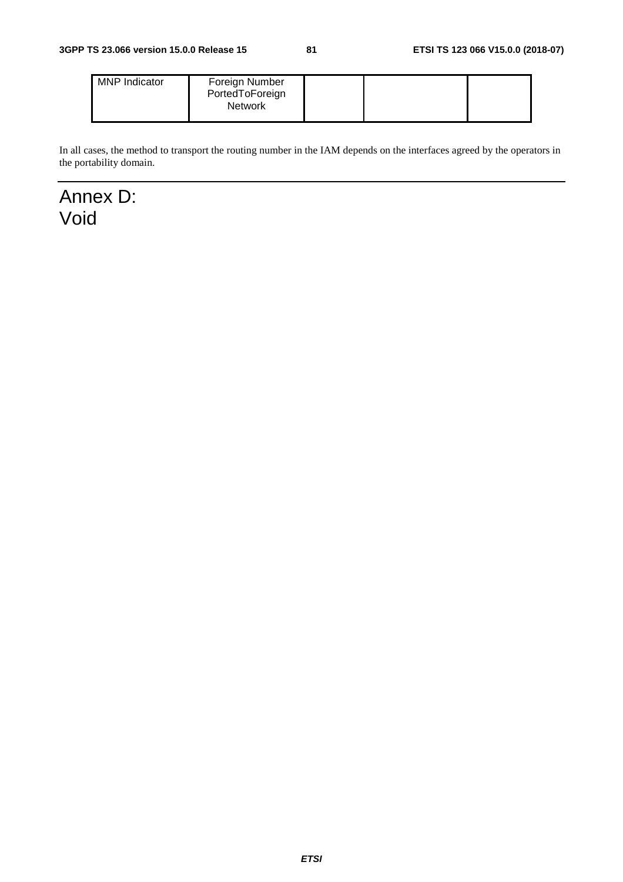| MNP Indicator | Foreign Number PortedToForeign Network | | | |
|---|---|---|---|---|

In all cases, the method to transport the routing number in the IAM depends on the interfaces agreed by the operators in the portability domain.

# Annex D: Void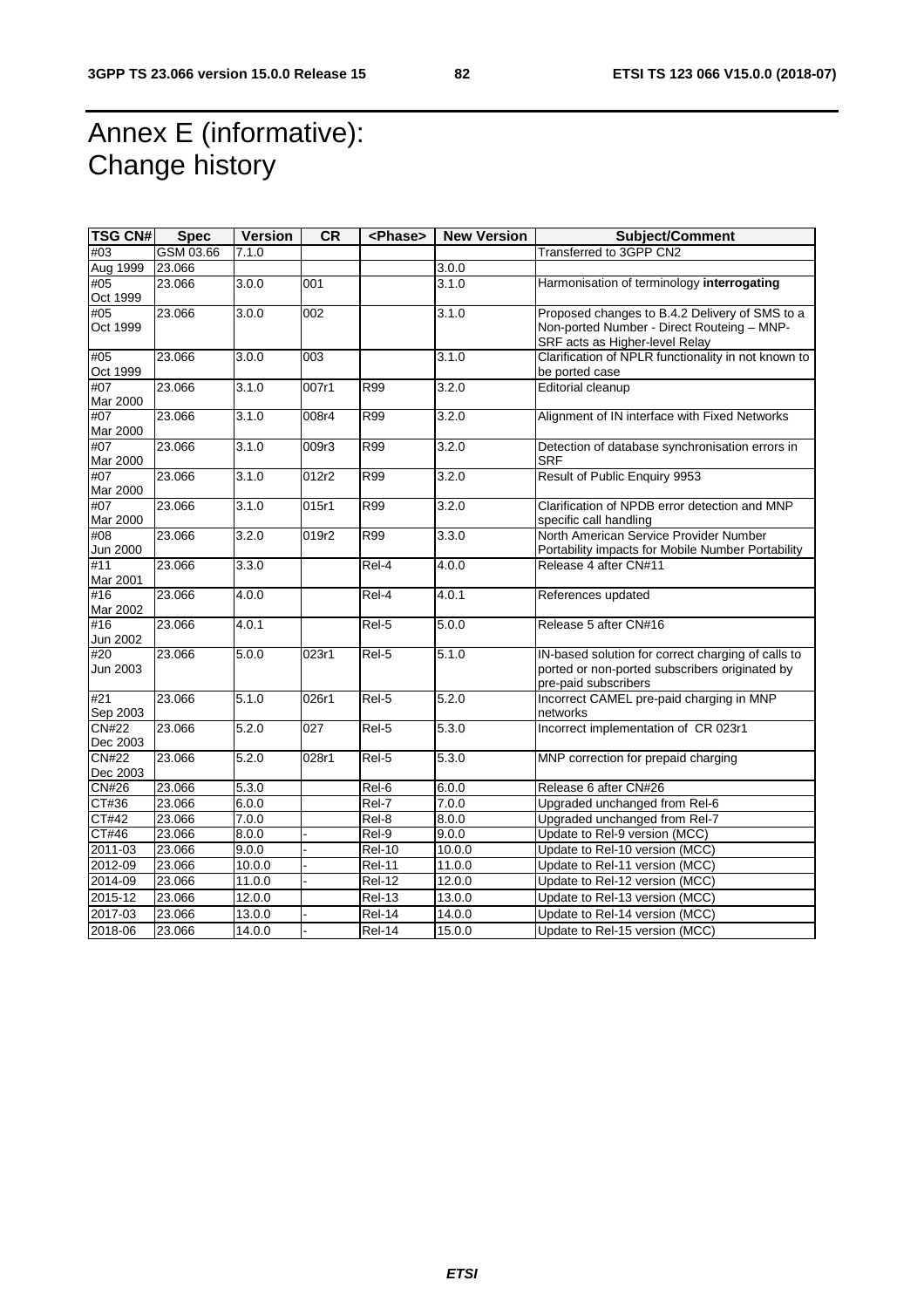# Annex E (informative): Change history

| TSG CN# | Spec | Version | CR | <Phase> | New Version | Subject/Comment |
|---|---|---|---|---|---|---|
| #03 | GSM 03.66 | 7.1.0 | | | | Transferred to 3GPP CN2 |
| Aug 1999 | 23.066 | | | | 3.0.0 | |
| #05 Oct 1999 | 23.066 | 3.0.0 | 001 | | 3.1.0 | Harmonisation of terminology **interrogating** |
| #05 Oct 1999 | 23.066 | 3.0.0 | 002 | | 3.1.0 | Proposed changes to B.4.2 Delivery of SMS to a Non-ported Number - Direct Routeing – MNP-SRF acts as Higher-level Relay |
| #05 Oct 1999 | 23.066 | 3.0.0 | 003 | | 3.1.0 | Clarification of NPLR functionality in not known to be ported case |
| #07 Mar 2000 | 23.066 | 3.1.0 | 007r1 | R99 | 3.2.0 | Editorial cleanup |
| #07 Mar 2000 | 23.066 | 3.1.0 | 008r4 | R99 | 3.2.0 | Alignment of IN interface with Fixed Networks |
| #07 Mar 2000 | 23.066 | 3.1.0 | 009r3 | R99 | 3.2.0 | Detection of database synchronisation errors in SRF |
| #07 Mar 2000 | 23.066 | 3.1.0 | 012r2 | R99 | 3.2.0 | Result of Public Enquiry 9953 |
| #07 Mar 2000 | 23.066 | 3.1.0 | 015r1 | R99 | 3.2.0 | Clarification of NPDB error detection and MNP specific call handling |
| #08 Jun 2000 | 23.066 | 3.2.0 | 019r2 | R99 | 3.3.0 | North American Service Provider Number Portability impacts for Mobile Number Portability |
| #11 Mar 2001 | 23.066 | 3.3.0 | | Rel-4 | 4.0.0 | Release 4 after CN#11 |
| #16 Mar 2002 | 23.066 | 4.0.0 | | Rel-4 | 4.0.1 | References updated |
| #16 Jun 2002 | 23.066 | 4.0.1 | | Rel-5 | 5.0.0 | Release 5 after CN#16 |
| #20 Jun 2003 | 23.066 | 5.0.0 | 023r1 | Rel-5 | 5.1.0 | IN-based solution for correct charging of calls to ported or non-ported subscribers originated by pre-paid subscribers |
| #21 Sep 2003 | 23.066 | 5.1.0 | 026r1 | Rel-5 | 5.2.0 | Incorrect CAMEL pre-paid charging in MNP networks |
| CN#22 Dec 2003 | 23.066 | 5.2.0 | 027 | Rel-5 | 5.3.0 | Incorrect implementation of CR 023r1 |
| CN#22 Dec 2003 | 23.066 | 5.2.0 | 028r1 | Rel-5 | 5.3.0 | MNP correction for prepaid charging |
| CN#26 | 23.066 | 5.3.0 | | Rel-6 | 6.0.0 | Release 6 after CN#26 |
| CT#36 | 23.066 | 6.0.0 | | Rel-7 | 7.0.0 | Upgraded unchanged from Rel-6 |
| CT#42 | 23.066 | 7.0.0 | | Rel-8 | 8.0.0 | Upgraded unchanged from Rel-7 |
| CT#46 | 23.066 | 8.0.0 | - | Rel-9 | 9.0.0 | Update to Rel-9 version (MCC) |
| 2011-03 | 23.066 | 9.0.0 | - | Rel-10 | 10.0.0 | Update to Rel-10 version (MCC) |
| 2012-09 | 23.066 | 10.0.0 | - | Rel-11 | 11.0.0 | Update to Rel-11 version (MCC) |
| 2014-09 | 23.066 | 11.0.0 | - | Rel-12 | 12.0.0 | Update to Rel-12 version (MCC) |
| 2015-12 | 23.066 | 12.0.0 | | Rel-13 | 13.0.0 | Update to Rel-13 version (MCC) |
| 2017-03 | 23.066 | 13.0.0 | - | Rel-14 | 14.0.0 | Update to Rel-14 version (MCC) |
| 2018-06 | 23.066 | 14.0.0 | - | Rel-14 | 15.0.0 | Update to Rel-15 version (MCC) |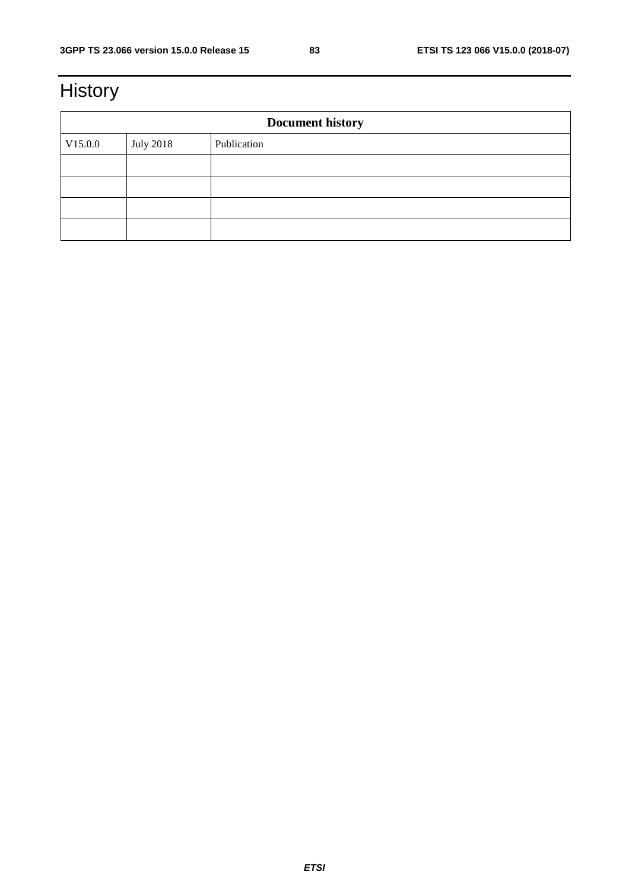# History

| Document history | | |
|---|---|---|
| V15.0.0 | July 2018 | Publication |
| | | |
| | | |
| | | |
| | | |